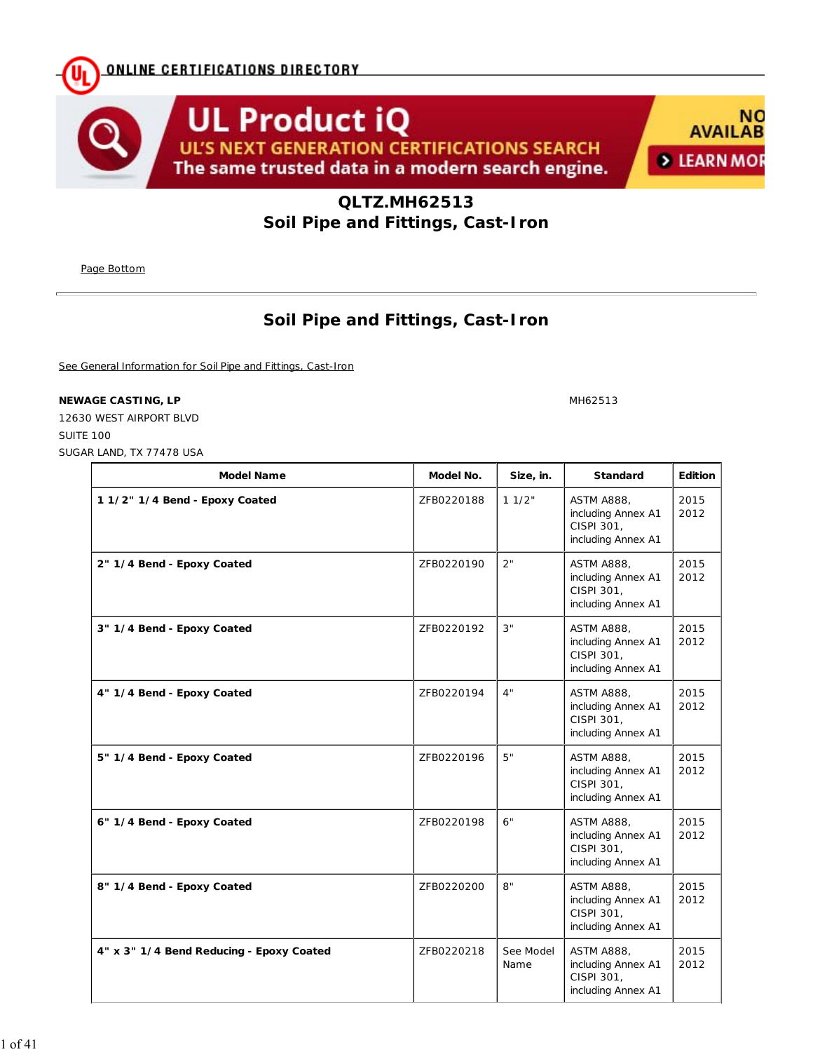ONLINE CERTIFICATIONS DIRECTORY

UL Product iQ

UL'S NEXT GENERATION CERTIFICATIONS SEARCH

The same trusted data in a modern search engine.

NO AVAILAB

LEARN MOR

# QLTZ.MH62513
# Soil Pipe and Fittings, Cast-Iron

Page Bottom

---

## Soil Pipe and Fittings, Cast-Iron

See General Information for Soil Pipe and Fittings, Cast-Iron

**NEWAGE CASTING, LP** MH62513
12630 WEST AIRPORT BLVD
SUITE 100
SUGAR LAND, TX 77478 USA

| Model Name | Model No. | Size, in. | Standard | Edition |
|---|---|---|---|---|
| **1 1/2" 1/4 Bend - Epoxy Coated** | ZFB0220188 | 1 1/2" | ASTM A888, including Annex A1 CISPI 301, including Annex A1 | 2015 2012 |
| **2" 1/4 Bend - Epoxy Coated** | ZFB0220190 | 2" | ASTM A888, including Annex A1 CISPI 301, including Annex A1 | 2015 2012 |
| **3" 1/4 Bend - Epoxy Coated** | ZFB0220192 | 3" | ASTM A888, including Annex A1 CISPI 301, including Annex A1 | 2015 2012 |
| **4" 1/4 Bend - Epoxy Coated** | ZFB0220194 | 4" | ASTM A888, including Annex A1 CISPI 301, including Annex A1 | 2015 2012 |
| **5" 1/4 Bend - Epoxy Coated** | ZFB0220196 | 5" | ASTM A888, including Annex A1 CISPI 301, including Annex A1 | 2015 2012 |
| **6" 1/4 Bend - Epoxy Coated** | ZFB0220198 | 6" | ASTM A888, including Annex A1 CISPI 301, including Annex A1 | 2015 2012 |
| **8" 1/4 Bend - Epoxy Coated** | ZFB0220200 | 8" | ASTM A888, including Annex A1 CISPI 301, including Annex A1 | 2015 2012 |
| **4" x 3" 1/4 Bend Reducing - Epoxy Coated** | ZFB0220218 | See Model Name | ASTM A888, including Annex A1 CISPI 301, including Annex A1 | 2015 2012 |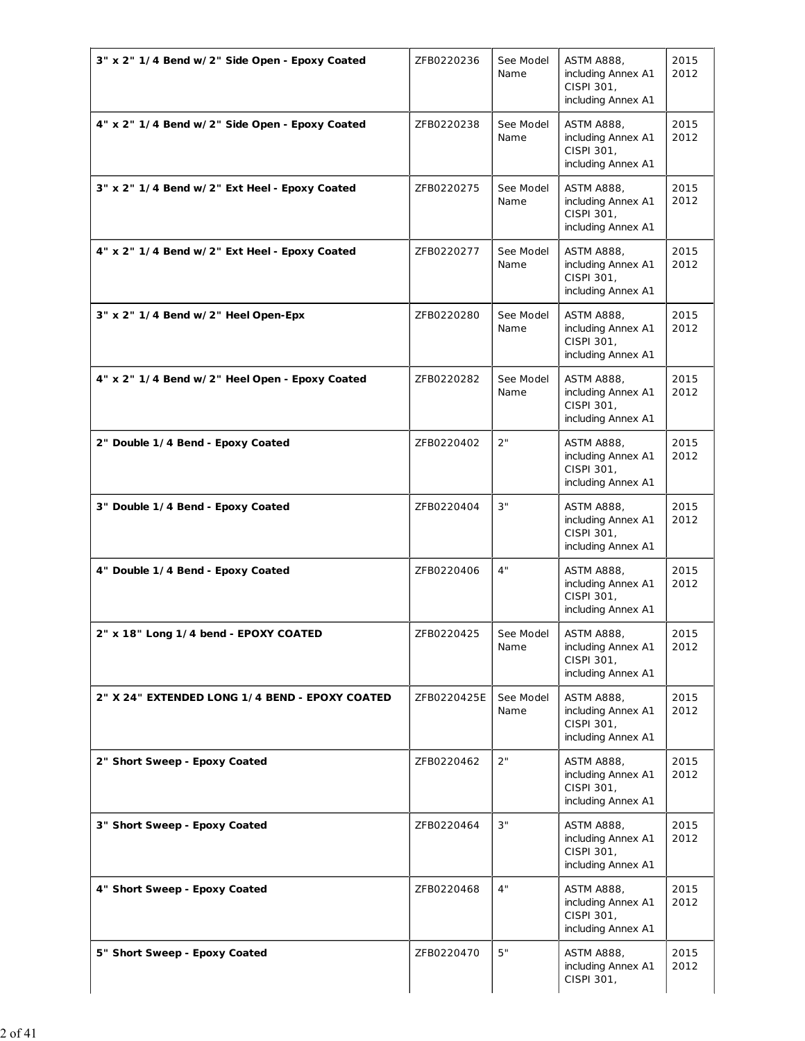| | | | | |
|---|---|---|---|---|
| **3" x 2" 1/4 Bend w/2" Side Open - Epoxy Coated** | ZFB0220236 | See Model Name | ASTM A888, including Annex A1 CISPI 301, including Annex A1 | 2015 2012 |
| **4" x 2" 1/4 Bend w/2" Side Open - Epoxy Coated** | ZFB0220238 | See Model Name | ASTM A888, including Annex A1 CISPI 301, including Annex A1 | 2015 2012 |
| **3" x 2" 1/4 Bend w/2" Ext Heel - Epoxy Coated** | ZFB0220275 | See Model Name | ASTM A888, including Annex A1 CISPI 301, including Annex A1 | 2015 2012 |
| **4" x 2" 1/4 Bend w/2" Ext Heel - Epoxy Coated** | ZFB0220277 | See Model Name | ASTM A888, including Annex A1 CISPI 301, including Annex A1 | 2015 2012 |
| **3" x 2" 1/4 Bend w/2" Heel Open-Epx** | ZFB0220280 | See Model Name | ASTM A888, including Annex A1 CISPI 301, including Annex A1 | 2015 2012 |
| **4" x 2" 1/4 Bend w/2" Heel Open - Epoxy Coated** | ZFB0220282 | See Model Name | ASTM A888, including Annex A1 CISPI 301, including Annex A1 | 2015 2012 |
| **2" Double 1/4 Bend - Epoxy Coated** | ZFB0220402 | 2" | ASTM A888, including Annex A1 CISPI 301, including Annex A1 | 2015 2012 |
| **3" Double 1/4 Bend - Epoxy Coated** | ZFB0220404 | 3" | ASTM A888, including Annex A1 CISPI 301, including Annex A1 | 2015 2012 |
| **4" Double 1/4 Bend - Epoxy Coated** | ZFB0220406 | 4" | ASTM A888, including Annex A1 CISPI 301, including Annex A1 | 2015 2012 |
| **2" x 18" Long 1/4 bend - EPOXY COATED** | ZFB0220425 | See Model Name | ASTM A888, including Annex A1 CISPI 301, including Annex A1 | 2015 2012 |
| **2" X 24" EXTENDED LONG 1/4 BEND - EPOXY COATED** | ZFB0220425E | See Model Name | ASTM A888, including Annex A1 CISPI 301, including Annex A1 | 2015 2012 |
| **2" Short Sweep - Epoxy Coated** | ZFB0220462 | 2" | ASTM A888, including Annex A1 CISPI 301, including Annex A1 | 2015 2012 |
| **3" Short Sweep - Epoxy Coated** | ZFB0220464 | 3" | ASTM A888, including Annex A1 CISPI 301, including Annex A1 | 2015 2012 |
| **4" Short Sweep - Epoxy Coated** | ZFB0220468 | 4" | ASTM A888, including Annex A1 CISPI 301, including Annex A1 | 2015 2012 |
| **5" Short Sweep - Epoxy Coated** | ZFB0220470 | 5" | ASTM A888, including Annex A1 CISPI 301, | 2015 2012 |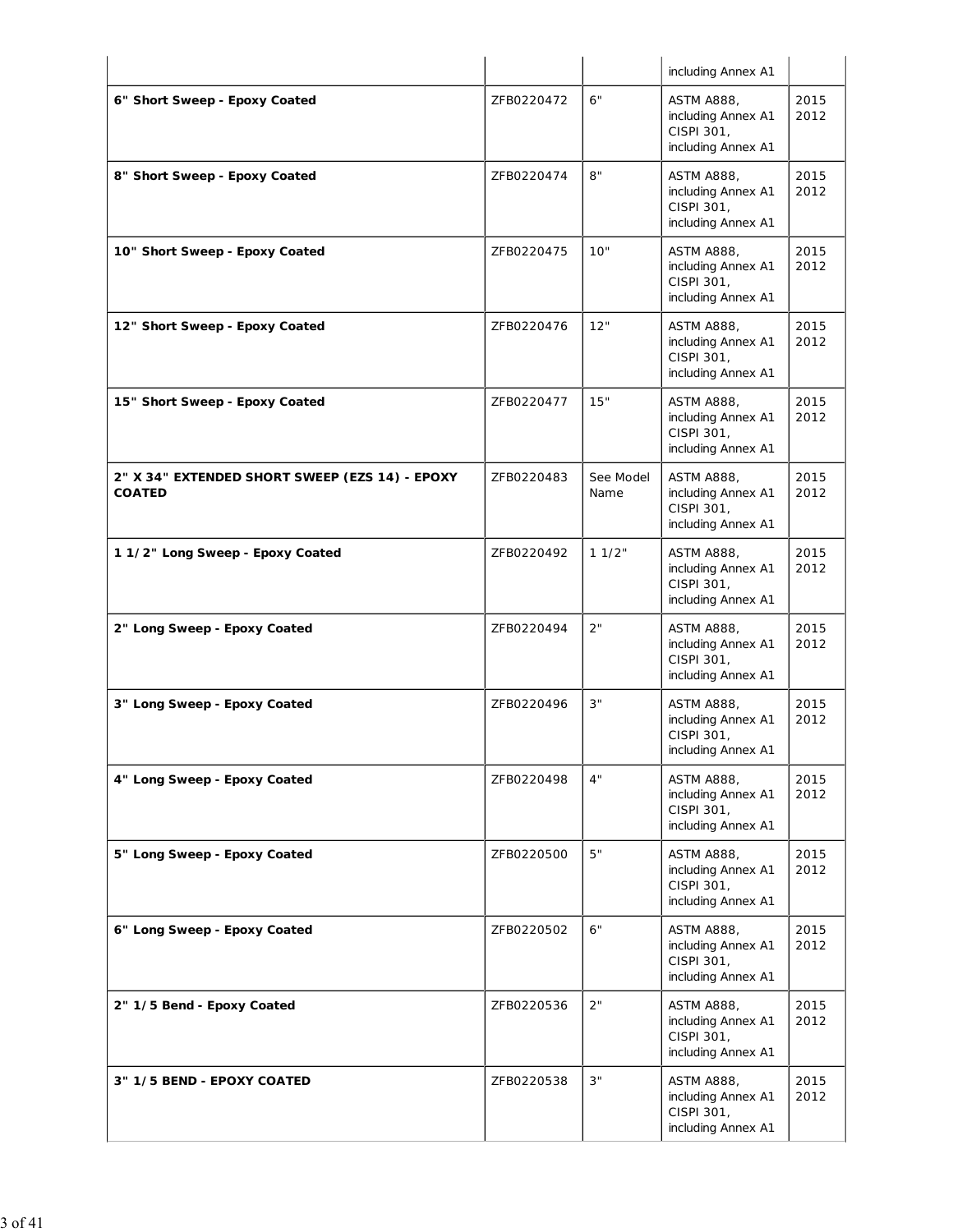| | | | including Annex A1 | |
|---|---|---|---|---|
| **6" Short Sweep - Epoxy Coated** | ZFB0220472 | 6" | ASTM A888, including Annex A1 CISPI 301, including Annex A1 | 2015 2012 |
| **8" Short Sweep - Epoxy Coated** | ZFB0220474 | 8" | ASTM A888, including Annex A1 CISPI 301, including Annex A1 | 2015 2012 |
| **10" Short Sweep - Epoxy Coated** | ZFB0220475 | 10" | ASTM A888, including Annex A1 CISPI 301, including Annex A1 | 2015 2012 |
| **12" Short Sweep - Epoxy Coated** | ZFB0220476 | 12" | ASTM A888, including Annex A1 CISPI 301, including Annex A1 | 2015 2012 |
| **15" Short Sweep - Epoxy Coated** | ZFB0220477 | 15" | ASTM A888, including Annex A1 CISPI 301, including Annex A1 | 2015 2012 |
| **2" X 34" EXTENDED SHORT SWEEP (EZS 14) - EPOXY COATED** | ZFB0220483 | See Model Name | ASTM A888, including Annex A1 CISPI 301, including Annex A1 | 2015 2012 |
| **1 1/2" Long Sweep - Epoxy Coated** | ZFB0220492 | 1 1/2" | ASTM A888, including Annex A1 CISPI 301, including Annex A1 | 2015 2012 |
| **2" Long Sweep - Epoxy Coated** | ZFB0220494 | 2" | ASTM A888, including Annex A1 CISPI 301, including Annex A1 | 2015 2012 |
| **3" Long Sweep - Epoxy Coated** | ZFB0220496 | 3" | ASTM A888, including Annex A1 CISPI 301, including Annex A1 | 2015 2012 |
| **4" Long Sweep - Epoxy Coated** | ZFB0220498 | 4" | ASTM A888, including Annex A1 CISPI 301, including Annex A1 | 2015 2012 |
| **5" Long Sweep - Epoxy Coated** | ZFB0220500 | 5" | ASTM A888, including Annex A1 CISPI 301, including Annex A1 | 2015 2012 |
| **6" Long Sweep - Epoxy Coated** | ZFB0220502 | 6" | ASTM A888, including Annex A1 CISPI 301, including Annex A1 | 2015 2012 |
| **2" 1/5 Bend - Epoxy Coated** | ZFB0220536 | 2" | ASTM A888, including Annex A1 CISPI 301, including Annex A1 | 2015 2012 |
| **3" 1/5 BEND - EPOXY COATED** | ZFB0220538 | 3" | ASTM A888, including Annex A1 CISPI 301, including Annex A1 | 2015 2012 |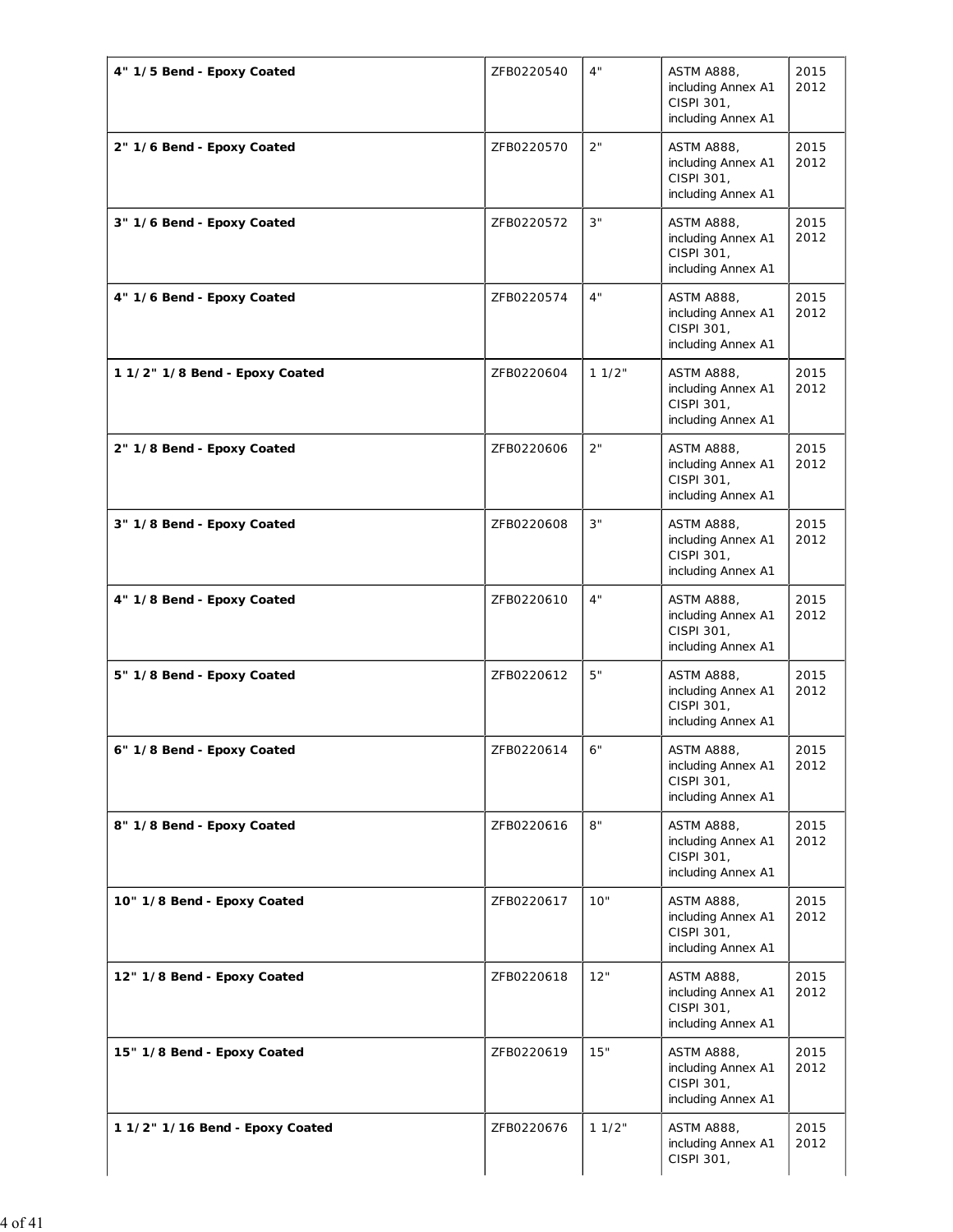| | | | | |
|---|---|---|---|---|
| **4" 1/5 Bend - Epoxy Coated** | ZFB0220540 | 4" | ASTM A888, including Annex A1 CISPI 301, including Annex A1 | 2015 2012 |
| **2" 1/6 Bend - Epoxy Coated** | ZFB0220570 | 2" | ASTM A888, including Annex A1 CISPI 301, including Annex A1 | 2015 2012 |
| **3" 1/6 Bend - Epoxy Coated** | ZFB0220572 | 3" | ASTM A888, including Annex A1 CISPI 301, including Annex A1 | 2015 2012 |
| **4" 1/6 Bend - Epoxy Coated** | ZFB0220574 | 4" | ASTM A888, including Annex A1 CISPI 301, including Annex A1 | 2015 2012 |
| **1 1/2" 1/8 Bend - Epoxy Coated** | ZFB0220604 | 1 1/2" | ASTM A888, including Annex A1 CISPI 301, including Annex A1 | 2015 2012 |
| **2" 1/8 Bend - Epoxy Coated** | ZFB0220606 | 2" | ASTM A888, including Annex A1 CISPI 301, including Annex A1 | 2015 2012 |
| **3" 1/8 Bend - Epoxy Coated** | ZFB0220608 | 3" | ASTM A888, including Annex A1 CISPI 301, including Annex A1 | 2015 2012 |
| **4" 1/8 Bend - Epoxy Coated** | ZFB0220610 | 4" | ASTM A888, including Annex A1 CISPI 301, including Annex A1 | 2015 2012 |
| **5" 1/8 Bend - Epoxy Coated** | ZFB0220612 | 5" | ASTM A888, including Annex A1 CISPI 301, including Annex A1 | 2015 2012 |
| **6" 1/8 Bend - Epoxy Coated** | ZFB0220614 | 6" | ASTM A888, including Annex A1 CISPI 301, including Annex A1 | 2015 2012 |
| **8" 1/8 Bend - Epoxy Coated** | ZFB0220616 | 8" | ASTM A888, including Annex A1 CISPI 301, including Annex A1 | 2015 2012 |
| **10" 1/8 Bend - Epoxy Coated** | ZFB0220617 | 10" | ASTM A888, including Annex A1 CISPI 301, including Annex A1 | 2015 2012 |
| **12" 1/8 Bend - Epoxy Coated** | ZFB0220618 | 12" | ASTM A888, including Annex A1 CISPI 301, including Annex A1 | 2015 2012 |
| **15" 1/8 Bend - Epoxy Coated** | ZFB0220619 | 15" | ASTM A888, including Annex A1 CISPI 301, including Annex A1 | 2015 2012 |
| **1 1/2" 1/16 Bend - Epoxy Coated** | ZFB0220676 | 1 1/2" | ASTM A888, including Annex A1 CISPI 301, | 2015 2012 |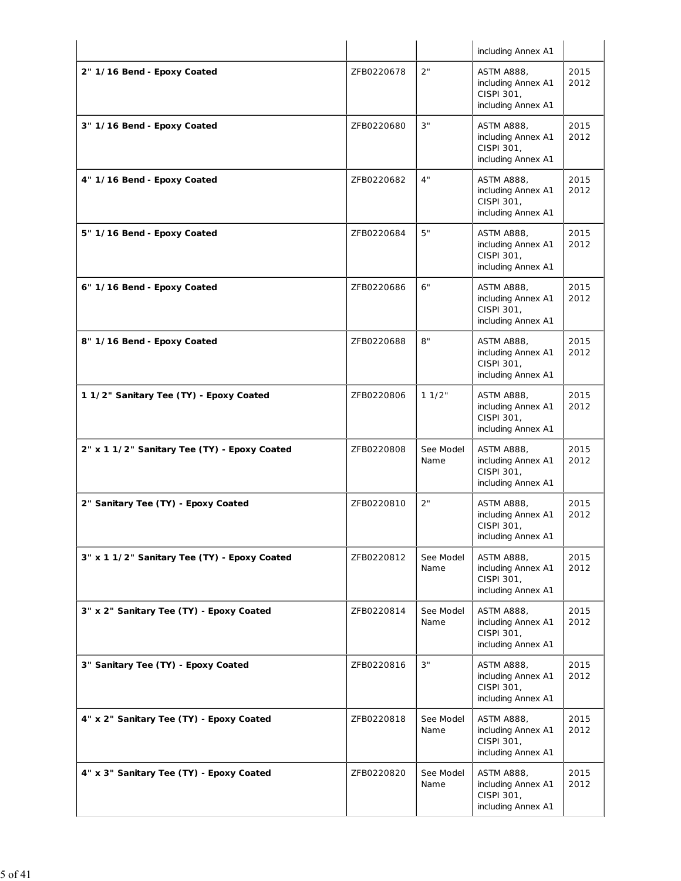| | | | including Annex A1 | |
|---|---|---|---|---|
| **2" 1/16 Bend - Epoxy Coated** | ZFB0220678 | 2" | ASTM A888, including Annex A1 CISPI 301, including Annex A1 | 2015 2012 |
| **3" 1/16 Bend - Epoxy Coated** | ZFB0220680 | 3" | ASTM A888, including Annex A1 CISPI 301, including Annex A1 | 2015 2012 |
| **4" 1/16 Bend - Epoxy Coated** | ZFB0220682 | 4" | ASTM A888, including Annex A1 CISPI 301, including Annex A1 | 2015 2012 |
| **5" 1/16 Bend - Epoxy Coated** | ZFB0220684 | 5" | ASTM A888, including Annex A1 CISPI 301, including Annex A1 | 2015 2012 |
| **6" 1/16 Bend - Epoxy Coated** | ZFB0220686 | 6" | ASTM A888, including Annex A1 CISPI 301, including Annex A1 | 2015 2012 |
| **8" 1/16 Bend - Epoxy Coated** | ZFB0220688 | 8" | ASTM A888, including Annex A1 CISPI 301, including Annex A1 | 2015 2012 |
| **1 1/2" Sanitary Tee (TY) - Epoxy Coated** | ZFB0220806 | 1 1/2" | ASTM A888, including Annex A1 CISPI 301, including Annex A1 | 2015 2012 |
| **2" x 1 1/2" Sanitary Tee (TY) - Epoxy Coated** | ZFB0220808 | See Model Name | ASTM A888, including Annex A1 CISPI 301, including Annex A1 | 2015 2012 |
| **2" Sanitary Tee (TY) - Epoxy Coated** | ZFB0220810 | 2" | ASTM A888, including Annex A1 CISPI 301, including Annex A1 | 2015 2012 |
| **3" x 1 1/2" Sanitary Tee (TY) - Epoxy Coated** | ZFB0220812 | See Model Name | ASTM A888, including Annex A1 CISPI 301, including Annex A1 | 2015 2012 |
| **3" x 2" Sanitary Tee (TY) - Epoxy Coated** | ZFB0220814 | See Model Name | ASTM A888, including Annex A1 CISPI 301, including Annex A1 | 2015 2012 |
| **3" Sanitary Tee (TY) - Epoxy Coated** | ZFB0220816 | 3" | ASTM A888, including Annex A1 CISPI 301, including Annex A1 | 2015 2012 |
| **4" x 2" Sanitary Tee (TY) - Epoxy Coated** | ZFB0220818 | See Model Name | ASTM A888, including Annex A1 CISPI 301, including Annex A1 | 2015 2012 |
| **4" x 3" Sanitary Tee (TY) - Epoxy Coated** | ZFB0220820 | See Model Name | ASTM A888, including Annex A1 CISPI 301, including Annex A1 | 2015 2012 |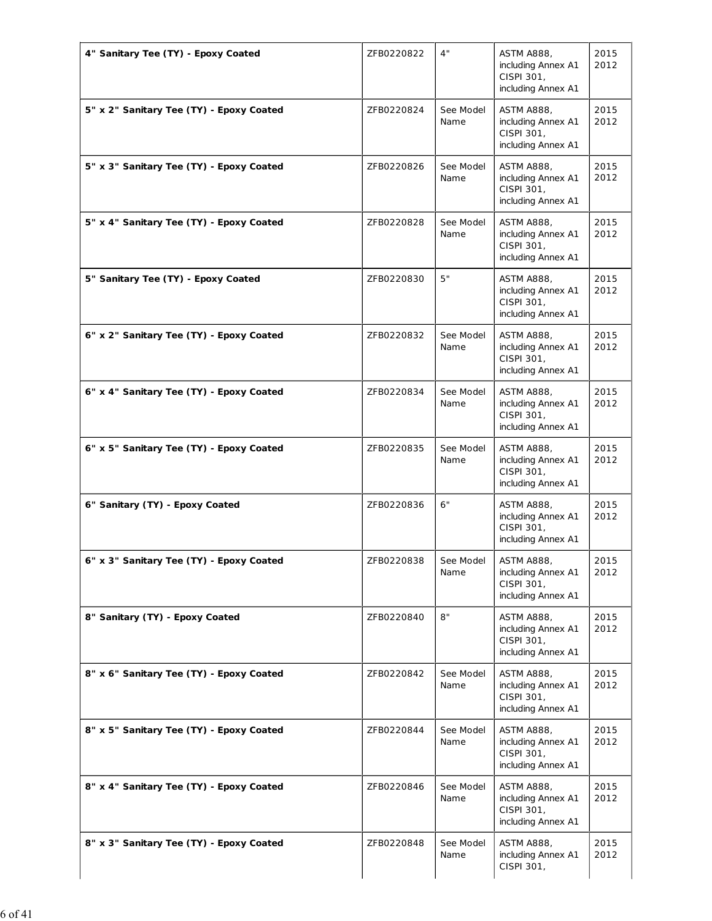| | | | | |
|---|---|---|---|---|
| **4" Sanitary Tee (TY) - Epoxy Coated** | ZFB0220822 | 4" | ASTM A888, including Annex A1 CISPI 301, including Annex A1 | 2015 2012 |
| **5" x 2" Sanitary Tee (TY) - Epoxy Coated** | ZFB0220824 | See Model Name | ASTM A888, including Annex A1 CISPI 301, including Annex A1 | 2015 2012 |
| **5" x 3" Sanitary Tee (TY) - Epoxy Coated** | ZFB0220826 | See Model Name | ASTM A888, including Annex A1 CISPI 301, including Annex A1 | 2015 2012 |
| **5" x 4" Sanitary Tee (TY) - Epoxy Coated** | ZFB0220828 | See Model Name | ASTM A888, including Annex A1 CISPI 301, including Annex A1 | 2015 2012 |
| **5" Sanitary Tee (TY) - Epoxy Coated** | ZFB0220830 | 5" | ASTM A888, including Annex A1 CISPI 301, including Annex A1 | 2015 2012 |
| **6" x 2" Sanitary Tee (TY) - Epoxy Coated** | ZFB0220832 | See Model Name | ASTM A888, including Annex A1 CISPI 301, including Annex A1 | 2015 2012 |
| **6" x 4" Sanitary Tee (TY) - Epoxy Coated** | ZFB0220834 | See Model Name | ASTM A888, including Annex A1 CISPI 301, including Annex A1 | 2015 2012 |
| **6" x 5" Sanitary Tee (TY) - Epoxy Coated** | ZFB0220835 | See Model Name | ASTM A888, including Annex A1 CISPI 301, including Annex A1 | 2015 2012 |
| **6" Sanitary (TY) - Epoxy Coated** | ZFB0220836 | 6" | ASTM A888, including Annex A1 CISPI 301, including Annex A1 | 2015 2012 |
| **6" x 3" Sanitary Tee (TY) - Epoxy Coated** | ZFB0220838 | See Model Name | ASTM A888, including Annex A1 CISPI 301, including Annex A1 | 2015 2012 |
| **8" Sanitary (TY) - Epoxy Coated** | ZFB0220840 | 8" | ASTM A888, including Annex A1 CISPI 301, including Annex A1 | 2015 2012 |
| **8" x 6" Sanitary Tee (TY) - Epoxy Coated** | ZFB0220842 | See Model Name | ASTM A888, including Annex A1 CISPI 301, including Annex A1 | 2015 2012 |
| **8" x 5" Sanitary Tee (TY) - Epoxy Coated** | ZFB0220844 | See Model Name | ASTM A888, including Annex A1 CISPI 301, including Annex A1 | 2015 2012 |
| **8" x 4" Sanitary Tee (TY) - Epoxy Coated** | ZFB0220846 | See Model Name | ASTM A888, including Annex A1 CISPI 301, including Annex A1 | 2015 2012 |
| **8" x 3" Sanitary Tee (TY) - Epoxy Coated** | ZFB0220848 | See Model Name | ASTM A888, including Annex A1 CISPI 301, | 2015 2012 |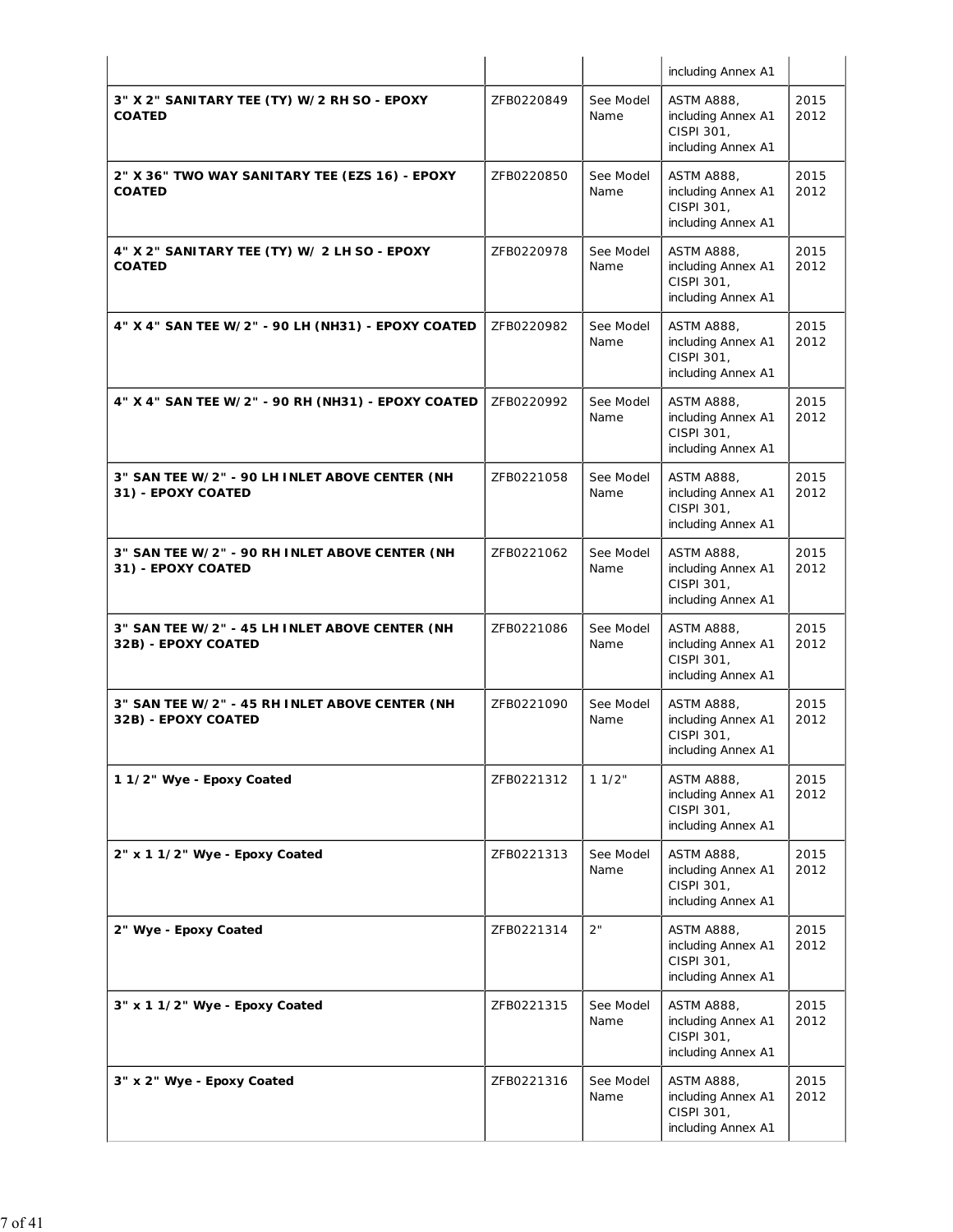| | | | including Annex A1 | |
|---|---|---|---|---|
| **3" X 2" SANITARY TEE (TY) W/2 RH SO - EPOXY COATED** | ZFB0220849 | See Model Name | ASTM A888, including Annex A1 CISPI 301, including Annex A1 | 2015 2012 |
| **2" X 36" TWO WAY SANITARY TEE (EZS 16) - EPOXY COATED** | ZFB0220850 | See Model Name | ASTM A888, including Annex A1 CISPI 301, including Annex A1 | 2015 2012 |
| **4" X 2" SANITARY TEE (TY) W/ 2 LH SO - EPOXY COATED** | ZFB0220978 | See Model Name | ASTM A888, including Annex A1 CISPI 301, including Annex A1 | 2015 2012 |
| **4" X 4" SAN TEE W/2" - 90 LH (NH31) - EPOXY COATED** | ZFB0220982 | See Model Name | ASTM A888, including Annex A1 CISPI 301, including Annex A1 | 2015 2012 |
| **4" X 4" SAN TEE W/2" - 90 RH (NH31) - EPOXY COATED** | ZFB0220992 | See Model Name | ASTM A888, including Annex A1 CISPI 301, including Annex A1 | 2015 2012 |
| **3" SAN TEE W/2" - 90 LH INLET ABOVE CENTER (NH 31) - EPOXY COATED** | ZFB0221058 | See Model Name | ASTM A888, including Annex A1 CISPI 301, including Annex A1 | 2015 2012 |
| **3" SAN TEE W/2" - 90 RH INLET ABOVE CENTER (NH 31) - EPOXY COATED** | ZFB0221062 | See Model Name | ASTM A888, including Annex A1 CISPI 301, including Annex A1 | 2015 2012 |
| **3" SAN TEE W/2" - 45 LH INLET ABOVE CENTER (NH 32B) - EPOXY COATED** | ZFB0221086 | See Model Name | ASTM A888, including Annex A1 CISPI 301, including Annex A1 | 2015 2012 |
| **3" SAN TEE W/2" - 45 RH INLET ABOVE CENTER (NH 32B) - EPOXY COATED** | ZFB0221090 | See Model Name | ASTM A888, including Annex A1 CISPI 301, including Annex A1 | 2015 2012 |
| **1 1/2" Wye - Epoxy Coated** | ZFB0221312 | 1 1/2" | ASTM A888, including Annex A1 CISPI 301, including Annex A1 | 2015 2012 |
| **2" x 1 1/2" Wye - Epoxy Coated** | ZFB0221313 | See Model Name | ASTM A888, including Annex A1 CISPI 301, including Annex A1 | 2015 2012 |
| **2" Wye - Epoxy Coated** | ZFB0221314 | 2" | ASTM A888, including Annex A1 CISPI 301, including Annex A1 | 2015 2012 |
| **3" x 1 1/2" Wye - Epoxy Coated** | ZFB0221315 | See Model Name | ASTM A888, including Annex A1 CISPI 301, including Annex A1 | 2015 2012 |
| **3" x 2" Wye - Epoxy Coated** | ZFB0221316 | See Model Name | ASTM A888, including Annex A1 CISPI 301, including Annex A1 | 2015 2012 |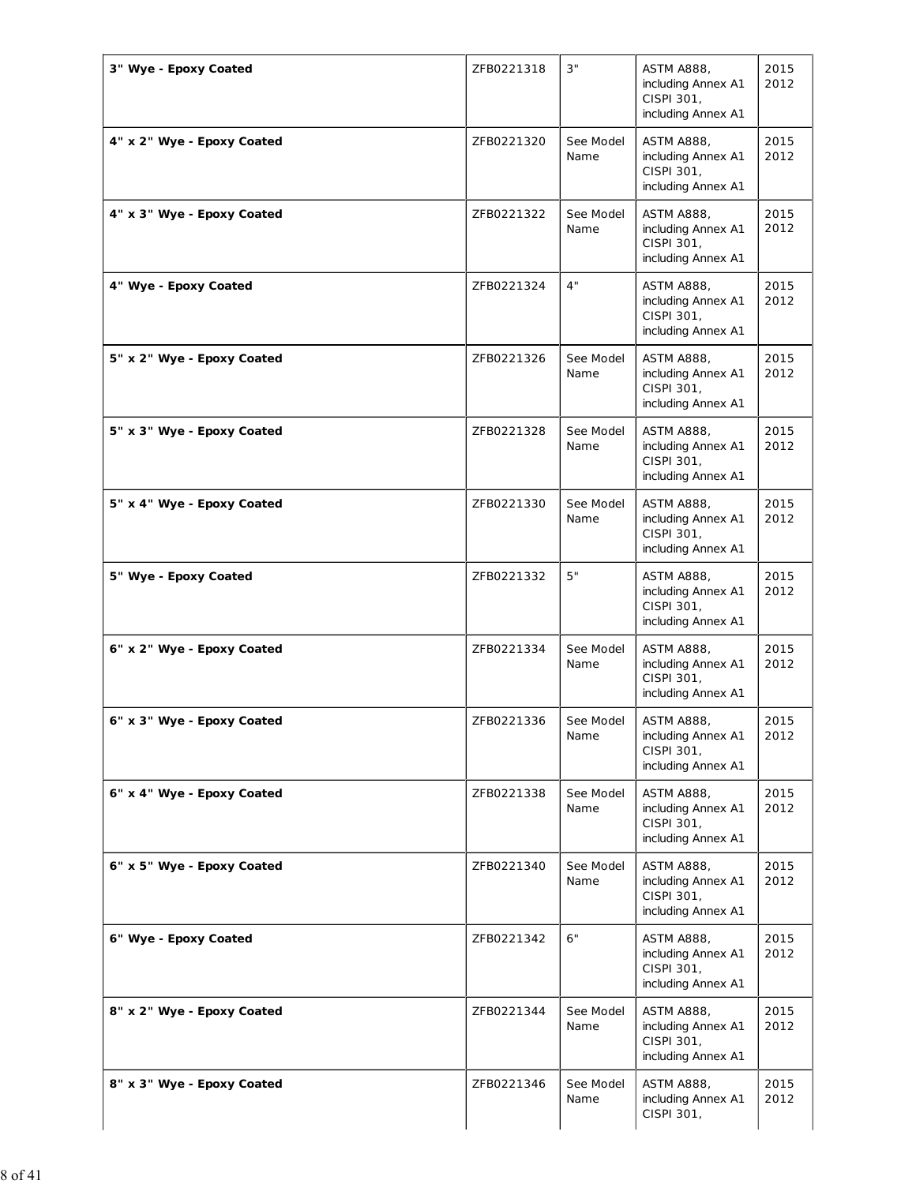| | | | | |
|---|---|---|---|---|
| **3" Wye - Epoxy Coated** | ZFB0221318 | 3" | ASTM A888, including Annex A1 CISPI 301, including Annex A1 | 2015 2012 |
| **4" x 2" Wye - Epoxy Coated** | ZFB0221320 | See Model Name | ASTM A888, including Annex A1 CISPI 301, including Annex A1 | 2015 2012 |
| **4" x 3" Wye - Epoxy Coated** | ZFB0221322 | See Model Name | ASTM A888, including Annex A1 CISPI 301, including Annex A1 | 2015 2012 |
| **4" Wye - Epoxy Coated** | ZFB0221324 | 4" | ASTM A888, including Annex A1 CISPI 301, including Annex A1 | 2015 2012 |
| **5" x 2" Wye - Epoxy Coated** | ZFB0221326 | See Model Name | ASTM A888, including Annex A1 CISPI 301, including Annex A1 | 2015 2012 |
| **5" x 3" Wye - Epoxy Coated** | ZFB0221328 | See Model Name | ASTM A888, including Annex A1 CISPI 301, including Annex A1 | 2015 2012 |
| **5" x 4" Wye - Epoxy Coated** | ZFB0221330 | See Model Name | ASTM A888, including Annex A1 CISPI 301, including Annex A1 | 2015 2012 |
| **5" Wye - Epoxy Coated** | ZFB0221332 | 5" | ASTM A888, including Annex A1 CISPI 301, including Annex A1 | 2015 2012 |
| **6" x 2" Wye - Epoxy Coated** | ZFB0221334 | See Model Name | ASTM A888, including Annex A1 CISPI 301, including Annex A1 | 2015 2012 |
| **6" x 3" Wye - Epoxy Coated** | ZFB0221336 | See Model Name | ASTM A888, including Annex A1 CISPI 301, including Annex A1 | 2015 2012 |
| **6" x 4" Wye - Epoxy Coated** | ZFB0221338 | See Model Name | ASTM A888, including Annex A1 CISPI 301, including Annex A1 | 2015 2012 |
| **6" x 5" Wye - Epoxy Coated** | ZFB0221340 | See Model Name | ASTM A888, including Annex A1 CISPI 301, including Annex A1 | 2015 2012 |
| **6" Wye - Epoxy Coated** | ZFB0221342 | 6" | ASTM A888, including Annex A1 CISPI 301, including Annex A1 | 2015 2012 |
| **8" x 2" Wye - Epoxy Coated** | ZFB0221344 | See Model Name | ASTM A888, including Annex A1 CISPI 301, including Annex A1 | 2015 2012 |
| **8" x 3" Wye - Epoxy Coated** | ZFB0221346 | See Model Name | ASTM A888, including Annex A1 CISPI 301, | 2015 2012 |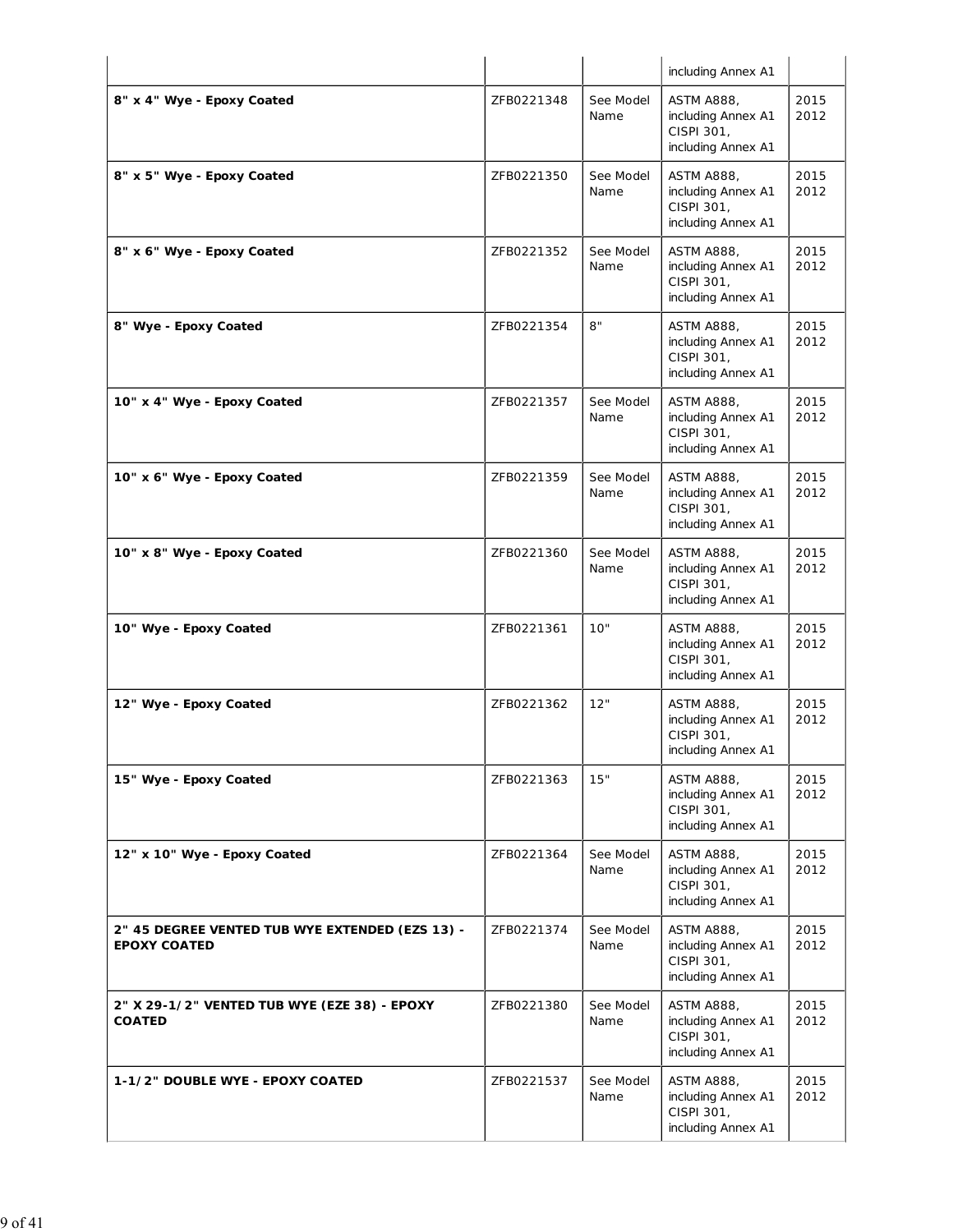| | | | including Annex A1 | |
|---|---|---|---|---|
| **8" x 4" Wye - Epoxy Coated** | ZFB0221348 | See Model Name | ASTM A888, including Annex A1 CISPI 301, including Annex A1 | 2015 2012 |
| **8" x 5" Wye - Epoxy Coated** | ZFB0221350 | See Model Name | ASTM A888, including Annex A1 CISPI 301, including Annex A1 | 2015 2012 |
| **8" x 6" Wye - Epoxy Coated** | ZFB0221352 | See Model Name | ASTM A888, including Annex A1 CISPI 301, including Annex A1 | 2015 2012 |
| **8" Wye - Epoxy Coated** | ZFB0221354 | 8" | ASTM A888, including Annex A1 CISPI 301, including Annex A1 | 2015 2012 |
| **10" x 4" Wye - Epoxy Coated** | ZFB0221357 | See Model Name | ASTM A888, including Annex A1 CISPI 301, including Annex A1 | 2015 2012 |
| **10" x 6" Wye - Epoxy Coated** | ZFB0221359 | See Model Name | ASTM A888, including Annex A1 CISPI 301, including Annex A1 | 2015 2012 |
| **10" x 8" Wye - Epoxy Coated** | ZFB0221360 | See Model Name | ASTM A888, including Annex A1 CISPI 301, including Annex A1 | 2015 2012 |
| **10" Wye - Epoxy Coated** | ZFB0221361 | 10" | ASTM A888, including Annex A1 CISPI 301, including Annex A1 | 2015 2012 |
| **12" Wye - Epoxy Coated** | ZFB0221362 | 12" | ASTM A888, including Annex A1 CISPI 301, including Annex A1 | 2015 2012 |
| **15" Wye - Epoxy Coated** | ZFB0221363 | 15" | ASTM A888, including Annex A1 CISPI 301, including Annex A1 | 2015 2012 |
| **12" x 10" Wye - Epoxy Coated** | ZFB0221364 | See Model Name | ASTM A888, including Annex A1 CISPI 301, including Annex A1 | 2015 2012 |
| **2" 45 DEGREE VENTED TUB WYE EXTENDED (EZS 13) - EPOXY COATED** | ZFB0221374 | See Model Name | ASTM A888, including Annex A1 CISPI 301, including Annex A1 | 2015 2012 |
| **2" X 29-1/2" VENTED TUB WYE (EZE 38) - EPOXY COATED** | ZFB0221380 | See Model Name | ASTM A888, including Annex A1 CISPI 301, including Annex A1 | 2015 2012 |
| **1-1/2" DOUBLE WYE - EPOXY COATED** | ZFB0221537 | See Model Name | ASTM A888, including Annex A1 CISPI 301, including Annex A1 | 2015 2012 |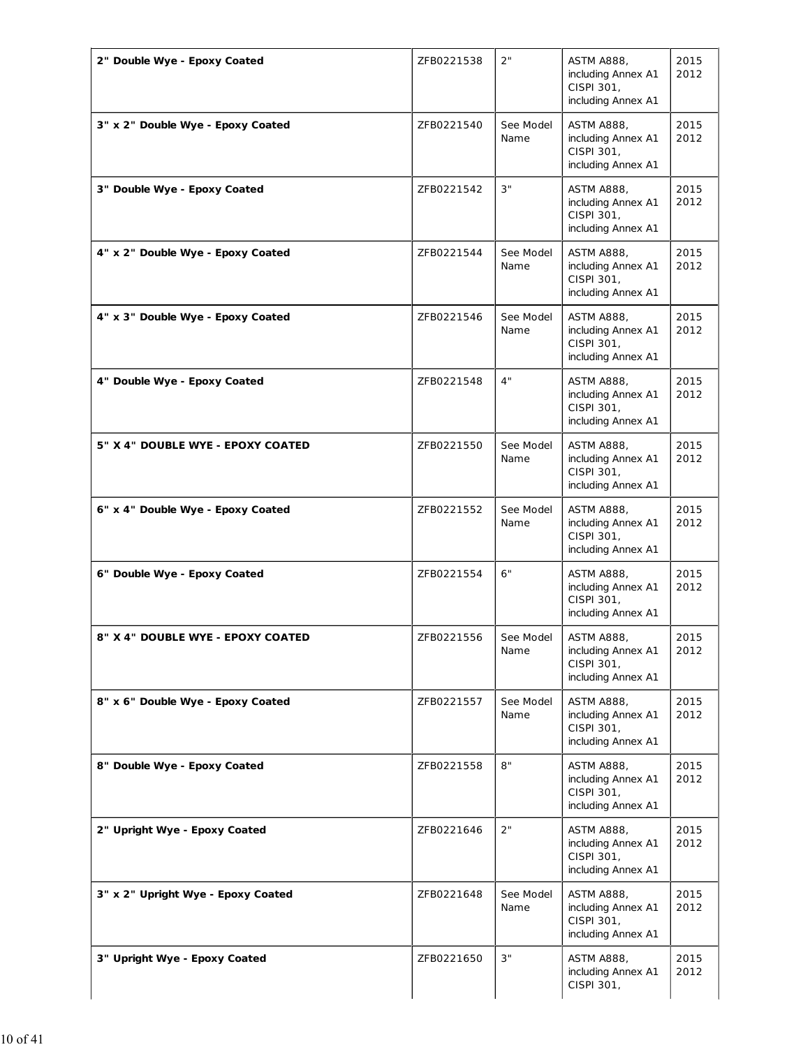| | | | | |
|---|---|---|---|---|
| **2" Double Wye - Epoxy Coated** | ZFB0221538 | 2" | ASTM A888, including Annex A1 CISPI 301, including Annex A1 | 2015 2012 |
| **3" x 2" Double Wye - Epoxy Coated** | ZFB0221540 | See Model Name | ASTM A888, including Annex A1 CISPI 301, including Annex A1 | 2015 2012 |
| **3" Double Wye - Epoxy Coated** | ZFB0221542 | 3" | ASTM A888, including Annex A1 CISPI 301, including Annex A1 | 2015 2012 |
| **4" x 2" Double Wye - Epoxy Coated** | ZFB0221544 | See Model Name | ASTM A888, including Annex A1 CISPI 301, including Annex A1 | 2015 2012 |
| **4" x 3" Double Wye - Epoxy Coated** | ZFB0221546 | See Model Name | ASTM A888, including Annex A1 CISPI 301, including Annex A1 | 2015 2012 |
| **4" Double Wye - Epoxy Coated** | ZFB0221548 | 4" | ASTM A888, including Annex A1 CISPI 301, including Annex A1 | 2015 2012 |
| **5" X 4" DOUBLE WYE - EPOXY COATED** | ZFB0221550 | See Model Name | ASTM A888, including Annex A1 CISPI 301, including Annex A1 | 2015 2012 |
| **6" x 4" Double Wye - Epoxy Coated** | ZFB0221552 | See Model Name | ASTM A888, including Annex A1 CISPI 301, including Annex A1 | 2015 2012 |
| **6" Double Wye - Epoxy Coated** | ZFB0221554 | 6" | ASTM A888, including Annex A1 CISPI 301, including Annex A1 | 2015 2012 |
| **8" X 4" DOUBLE WYE - EPOXY COATED** | ZFB0221556 | See Model Name | ASTM A888, including Annex A1 CISPI 301, including Annex A1 | 2015 2012 |
| **8" x 6" Double Wye - Epoxy Coated** | ZFB0221557 | See Model Name | ASTM A888, including Annex A1 CISPI 301, including Annex A1 | 2015 2012 |
| **8" Double Wye - Epoxy Coated** | ZFB0221558 | 8" | ASTM A888, including Annex A1 CISPI 301, including Annex A1 | 2015 2012 |
| **2" Upright Wye - Epoxy Coated** | ZFB0221646 | 2" | ASTM A888, including Annex A1 CISPI 301, including Annex A1 | 2015 2012 |
| **3" x 2" Upright Wye - Epoxy Coated** | ZFB0221648 | See Model Name | ASTM A888, including Annex A1 CISPI 301, including Annex A1 | 2015 2012 |
| **3" Upright Wye - Epoxy Coated** | ZFB0221650 | 3" | ASTM A888, including Annex A1 CISPI 301, | 2015 2012 |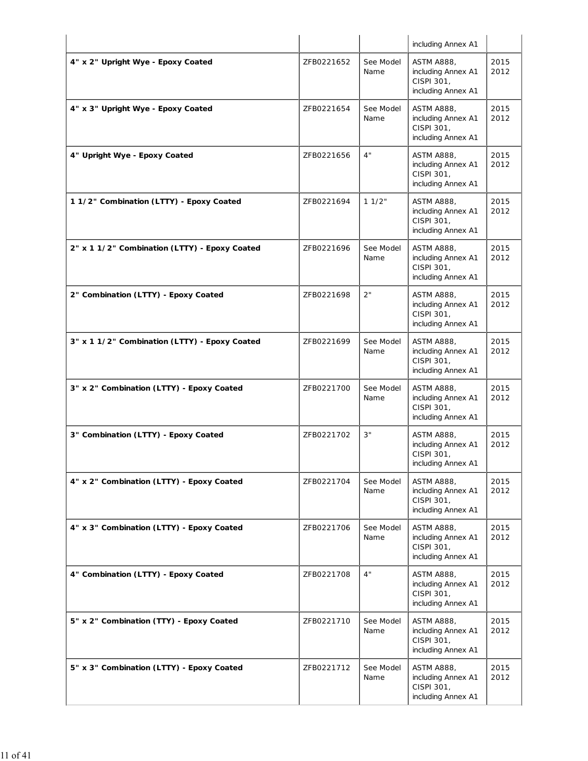| | | | including Annex A1 | |
|---|---|---|---|---|
| **4" x 2" Upright Wye - Epoxy Coated** | ZFB0221652 | See Model Name | ASTM A888, including Annex A1 CISPI 301, including Annex A1 | 2015 2012 |
| **4" x 3" Upright Wye - Epoxy Coated** | ZFB0221654 | See Model Name | ASTM A888, including Annex A1 CISPI 301, including Annex A1 | 2015 2012 |
| **4" Upright Wye - Epoxy Coated** | ZFB0221656 | 4" | ASTM A888, including Annex A1 CISPI 301, including Annex A1 | 2015 2012 |
| **1 1/2" Combination (LTTY) - Epoxy Coated** | ZFB0221694 | 1 1/2" | ASTM A888, including Annex A1 CISPI 301, including Annex A1 | 2015 2012 |
| **2" x 1 1/2" Combination (LTTY) - Epoxy Coated** | ZFB0221696 | See Model Name | ASTM A888, including Annex A1 CISPI 301, including Annex A1 | 2015 2012 |
| **2" Combination (LTTY) - Epoxy Coated** | ZFB0221698 | 2" | ASTM A888, including Annex A1 CISPI 301, including Annex A1 | 2015 2012 |
| **3" x 1 1/2" Combination (LTTY) - Epoxy Coated** | ZFB0221699 | See Model Name | ASTM A888, including Annex A1 CISPI 301, including Annex A1 | 2015 2012 |
| **3" x 2" Combination (LTTY) - Epoxy Coated** | ZFB0221700 | See Model Name | ASTM A888, including Annex A1 CISPI 301, including Annex A1 | 2015 2012 |
| **3" Combination (LTTY) - Epoxy Coated** | ZFB0221702 | 3" | ASTM A888, including Annex A1 CISPI 301, including Annex A1 | 2015 2012 |
| **4" x 2" Combination (LTTY) - Epoxy Coated** | ZFB0221704 | See Model Name | ASTM A888, including Annex A1 CISPI 301, including Annex A1 | 2015 2012 |
| **4" x 3" Combination (LTTY) - Epoxy Coated** | ZFB0221706 | See Model Name | ASTM A888, including Annex A1 CISPI 301, including Annex A1 | 2015 2012 |
| **4" Combination (LTTY) - Epoxy Coated** | ZFB0221708 | 4" | ASTM A888, including Annex A1 CISPI 301, including Annex A1 | 2015 2012 |
| **5" x 2" Combination (TTY) - Epoxy Coated** | ZFB0221710 | See Model Name | ASTM A888, including Annex A1 CISPI 301, including Annex A1 | 2015 2012 |
| **5" x 3" Combination (LTTY) - Epoxy Coated** | ZFB0221712 | See Model Name | ASTM A888, including Annex A1 CISPI 301, including Annex A1 | 2015 2012 |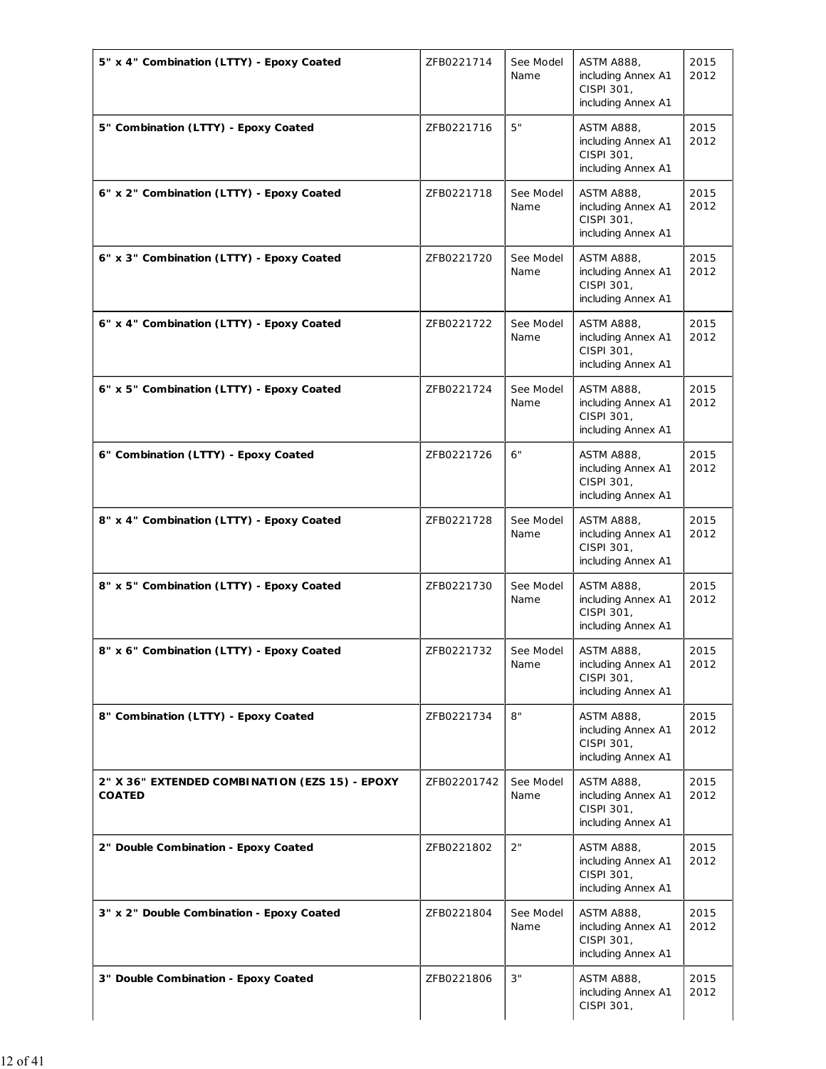| | | | | |
|---|---|---|---|---|
| **5" x 4" Combination (LTTY) - Epoxy Coated** | ZFB0221714 | See Model Name | ASTM A888, including Annex A1 CISPI 301, including Annex A1 | 2015 2012 |
| **5" Combination (LTTY) - Epoxy Coated** | ZFB0221716 | 5" | ASTM A888, including Annex A1 CISPI 301, including Annex A1 | 2015 2012 |
| **6" x 2" Combination (LTTY) - Epoxy Coated** | ZFB0221718 | See Model Name | ASTM A888, including Annex A1 CISPI 301, including Annex A1 | 2015 2012 |
| **6" x 3" Combination (LTTY) - Epoxy Coated** | ZFB0221720 | See Model Name | ASTM A888, including Annex A1 CISPI 301, including Annex A1 | 2015 2012 |
| **6" x 4" Combination (LTTY) - Epoxy Coated** | ZFB0221722 | See Model Name | ASTM A888, including Annex A1 CISPI 301, including Annex A1 | 2015 2012 |
| **6" x 5" Combination (LTTY) - Epoxy Coated** | ZFB0221724 | See Model Name | ASTM A888, including Annex A1 CISPI 301, including Annex A1 | 2015 2012 |
| **6" Combination (LTTY) - Epoxy Coated** | ZFB0221726 | 6" | ASTM A888, including Annex A1 CISPI 301, including Annex A1 | 2015 2012 |
| **8" x 4" Combination (LTTY) - Epoxy Coated** | ZFB0221728 | See Model Name | ASTM A888, including Annex A1 CISPI 301, including Annex A1 | 2015 2012 |
| **8" x 5" Combination (LTTY) - Epoxy Coated** | ZFB0221730 | See Model Name | ASTM A888, including Annex A1 CISPI 301, including Annex A1 | 2015 2012 |
| **8" x 6" Combination (LTTY) - Epoxy Coated** | ZFB0221732 | See Model Name | ASTM A888, including Annex A1 CISPI 301, including Annex A1 | 2015 2012 |
| **8" Combination (LTTY) - Epoxy Coated** | ZFB0221734 | 8" | ASTM A888, including Annex A1 CISPI 301, including Annex A1 | 2015 2012 |
| **2" X 36" EXTENDED COMBINATION (EZS 15) - EPOXY COATED** | ZFB02201742 | See Model Name | ASTM A888, including Annex A1 CISPI 301, including Annex A1 | 2015 2012 |
| **2" Double Combination - Epoxy Coated** | ZFB0221802 | 2" | ASTM A888, including Annex A1 CISPI 301, including Annex A1 | 2015 2012 |
| **3" x 2" Double Combination - Epoxy Coated** | ZFB0221804 | See Model Name | ASTM A888, including Annex A1 CISPI 301, including Annex A1 | 2015 2012 |
| **3" Double Combination - Epoxy Coated** | ZFB0221806 | 3" | ASTM A888, including Annex A1 CISPI 301, | 2015 2012 |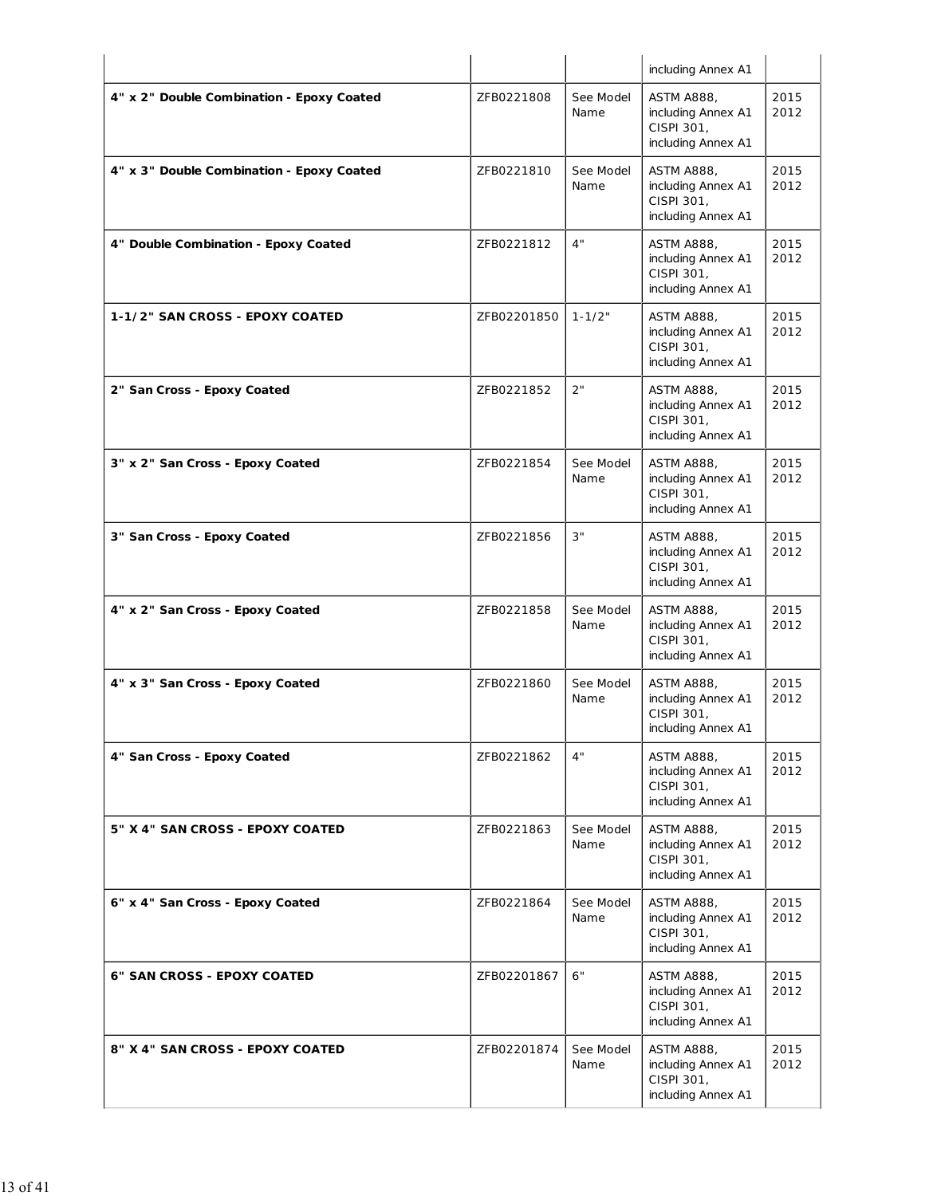| | | | including Annex A1 | |
|---|---|---|---|---|
| **4" x 2" Double Combination - Epoxy Coated** | ZFB0221808 | See Model Name | ASTM A888, including Annex A1 CISPI 301, including Annex A1 | 2015 2012 |
| **4" x 3" Double Combination - Epoxy Coated** | ZFB0221810 | See Model Name | ASTM A888, including Annex A1 CISPI 301, including Annex A1 | 2015 2012 |
| **4" Double Combination - Epoxy Coated** | ZFB0221812 | 4" | ASTM A888, including Annex A1 CISPI 301, including Annex A1 | 2015 2012 |
| **1-1/2" SAN CROSS - EPOXY COATED** | ZFB02201850 | 1-1/2" | ASTM A888, including Annex A1 CISPI 301, including Annex A1 | 2015 2012 |
| **2" San Cross - Epoxy Coated** | ZFB0221852 | 2" | ASTM A888, including Annex A1 CISPI 301, including Annex A1 | 2015 2012 |
| **3" x 2" San Cross - Epoxy Coated** | ZFB0221854 | See Model Name | ASTM A888, including Annex A1 CISPI 301, including Annex A1 | 2015 2012 |
| **3" San Cross - Epoxy Coated** | ZFB0221856 | 3" | ASTM A888, including Annex A1 CISPI 301, including Annex A1 | 2015 2012 |
| **4" x 2" San Cross - Epoxy Coated** | ZFB0221858 | See Model Name | ASTM A888, including Annex A1 CISPI 301, including Annex A1 | 2015 2012 |
| **4" x 3" San Cross - Epoxy Coated** | ZFB0221860 | See Model Name | ASTM A888, including Annex A1 CISPI 301, including Annex A1 | 2015 2012 |
| **4" San Cross - Epoxy Coated** | ZFB0221862 | 4" | ASTM A888, including Annex A1 CISPI 301, including Annex A1 | 2015 2012 |
| **5" X 4" SAN CROSS - EPOXY COATED** | ZFB0221863 | See Model Name | ASTM A888, including Annex A1 CISPI 301, including Annex A1 | 2015 2012 |
| **6" x 4" San Cross - Epoxy Coated** | ZFB0221864 | See Model Name | ASTM A888, including Annex A1 CISPI 301, including Annex A1 | 2015 2012 |
| **6" SAN CROSS - EPOXY COATED** | ZFB02201867 | 6" | ASTM A888, including Annex A1 CISPI 301, including Annex A1 | 2015 2012 |
| **8" X 4" SAN CROSS - EPOXY COATED** | ZFB02201874 | See Model Name | ASTM A888, including Annex A1 CISPI 301, including Annex A1 | 2015 2012 |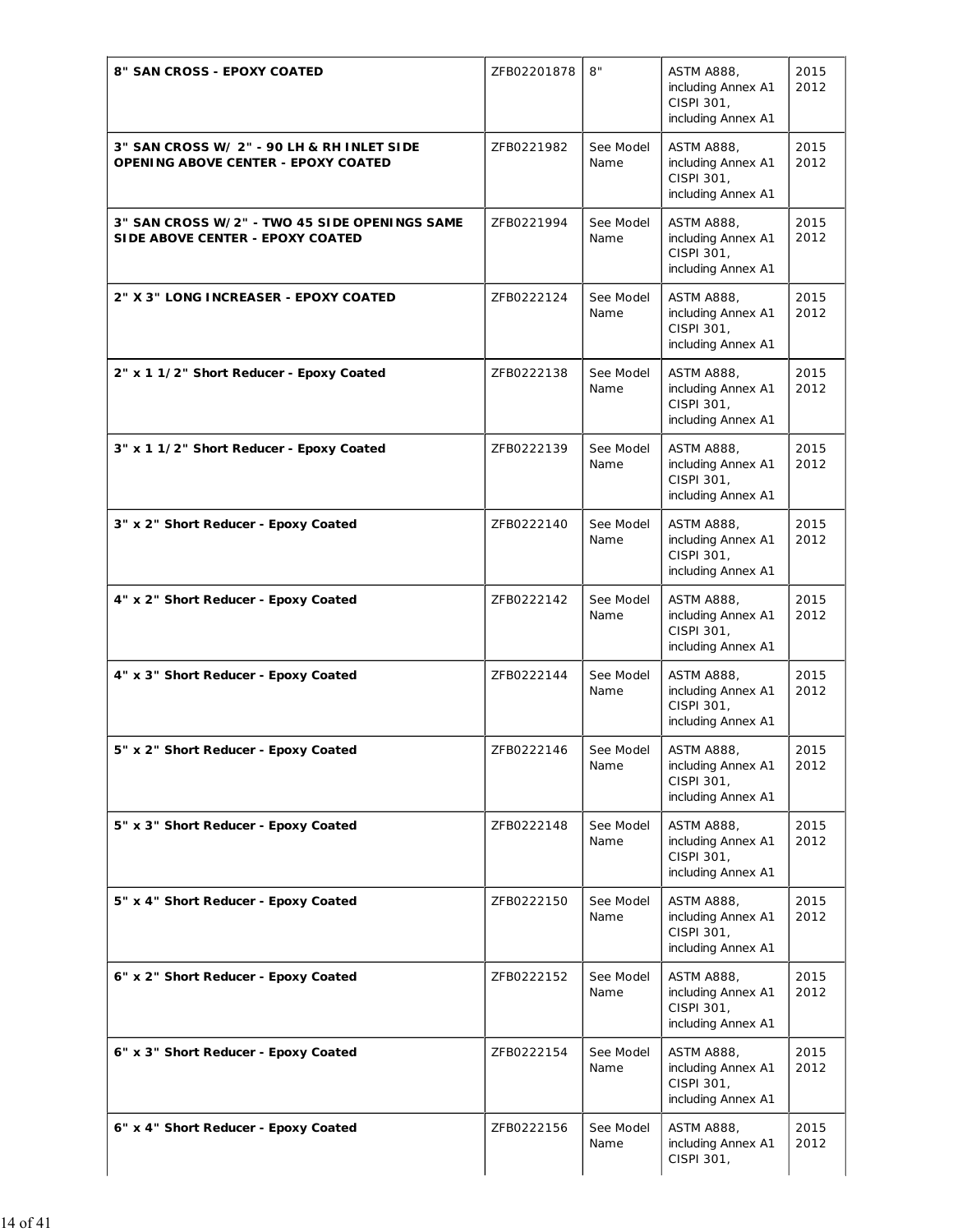| | | | | |
|---|---|---|---|---|
| **8" SAN CROSS - EPOXY COATED** | ZFB02201878 | 8" | ASTM A888, including Annex A1 CISPI 301, including Annex A1 | 2015 2012 |
| **3" SAN CROSS W/ 2" - 90 LH & RH INLET SIDE OPENING ABOVE CENTER - EPOXY COATED** | ZFB0221982 | See Model Name | ASTM A888, including Annex A1 CISPI 301, including Annex A1 | 2015 2012 |
| **3" SAN CROSS W/2" - TWO 45 SIDE OPENINGS SAME SIDE ABOVE CENTER - EPOXY COATED** | ZFB0221994 | See Model Name | ASTM A888, including Annex A1 CISPI 301, including Annex A1 | 2015 2012 |
| **2" X 3" LONG INCREASER - EPOXY COATED** | ZFB0222124 | See Model Name | ASTM A888, including Annex A1 CISPI 301, including Annex A1 | 2015 2012 |
| **2" x 1 1/2" Short Reducer - Epoxy Coated** | ZFB0222138 | See Model Name | ASTM A888, including Annex A1 CISPI 301, including Annex A1 | 2015 2012 |
| **3" x 1 1/2" Short Reducer - Epoxy Coated** | ZFB0222139 | See Model Name | ASTM A888, including Annex A1 CISPI 301, including Annex A1 | 2015 2012 |
| **3" x 2" Short Reducer - Epoxy Coated** | ZFB0222140 | See Model Name | ASTM A888, including Annex A1 CISPI 301, including Annex A1 | 2015 2012 |
| **4" x 2" Short Reducer - Epoxy Coated** | ZFB0222142 | See Model Name | ASTM A888, including Annex A1 CISPI 301, including Annex A1 | 2015 2012 |
| **4" x 3" Short Reducer - Epoxy Coated** | ZFB0222144 | See Model Name | ASTM A888, including Annex A1 CISPI 301, including Annex A1 | 2015 2012 |
| **5" x 2" Short Reducer - Epoxy Coated** | ZFB0222146 | See Model Name | ASTM A888, including Annex A1 CISPI 301, including Annex A1 | 2015 2012 |
| **5" x 3" Short Reducer - Epoxy Coated** | ZFB0222148 | See Model Name | ASTM A888, including Annex A1 CISPI 301, including Annex A1 | 2015 2012 |
| **5" x 4" Short Reducer - Epoxy Coated** | ZFB0222150 | See Model Name | ASTM A888, including Annex A1 CISPI 301, including Annex A1 | 2015 2012 |
| **6" x 2" Short Reducer - Epoxy Coated** | ZFB0222152 | See Model Name | ASTM A888, including Annex A1 CISPI 301, including Annex A1 | 2015 2012 |
| **6" x 3" Short Reducer - Epoxy Coated** | ZFB0222154 | See Model Name | ASTM A888, including Annex A1 CISPI 301, including Annex A1 | 2015 2012 |
| **6" x 4" Short Reducer - Epoxy Coated** | ZFB0222156 | See Model Name | ASTM A888, including Annex A1 CISPI 301, | 2015 2012 |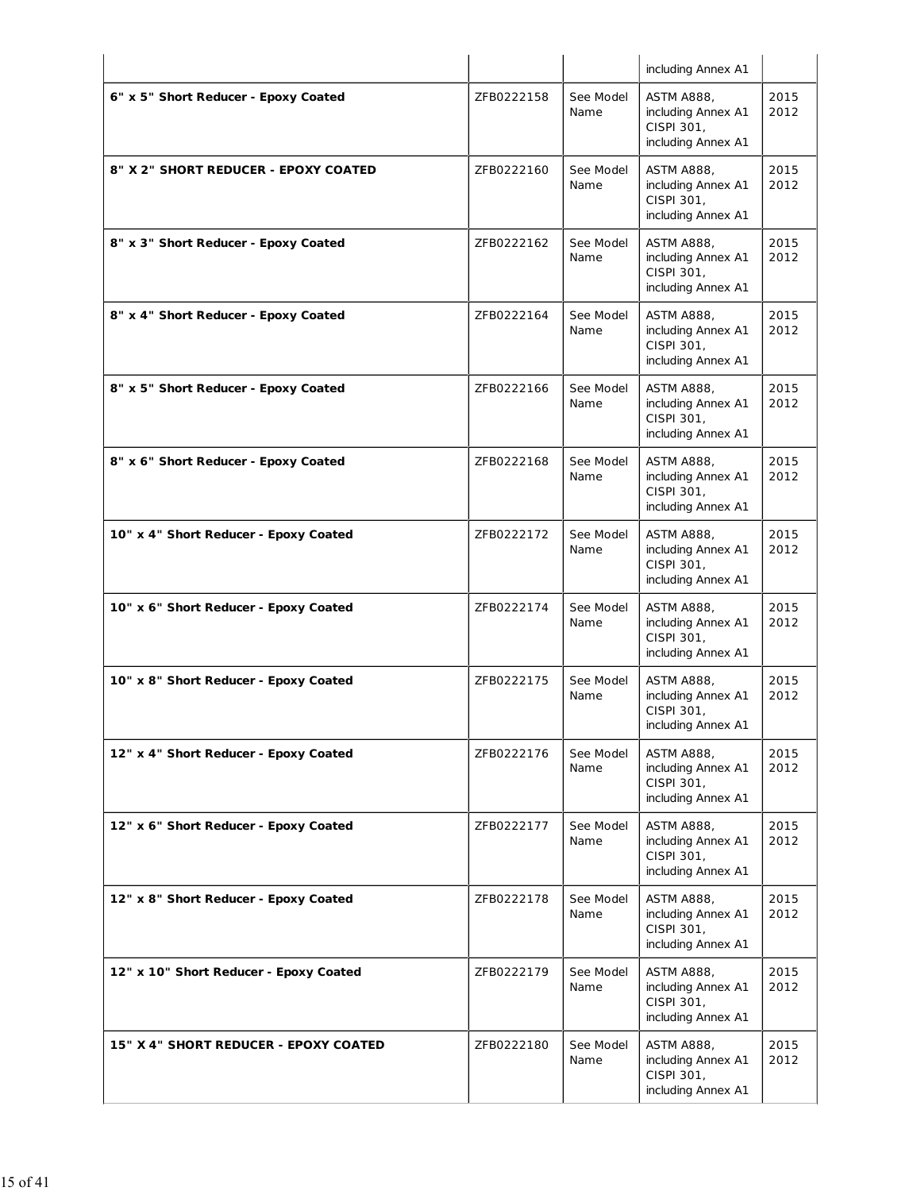| | | | including Annex A1 | |
|---|---|---|---|---|
| **6" x 5" Short Reducer - Epoxy Coated** | ZFB0222158 | See Model Name | ASTM A888, including Annex A1 CISPI 301, including Annex A1 | 2015 2012 |
| **8" X 2" SHORT REDUCER - EPOXY COATED** | ZFB0222160 | See Model Name | ASTM A888, including Annex A1 CISPI 301, including Annex A1 | 2015 2012 |
| **8" x 3" Short Reducer - Epoxy Coated** | ZFB0222162 | See Model Name | ASTM A888, including Annex A1 CISPI 301, including Annex A1 | 2015 2012 |
| **8" x 4" Short Reducer - Epoxy Coated** | ZFB0222164 | See Model Name | ASTM A888, including Annex A1 CISPI 301, including Annex A1 | 2015 2012 |
| **8" x 5" Short Reducer - Epoxy Coated** | ZFB0222166 | See Model Name | ASTM A888, including Annex A1 CISPI 301, including Annex A1 | 2015 2012 |
| **8" x 6" Short Reducer - Epoxy Coated** | ZFB0222168 | See Model Name | ASTM A888, including Annex A1 CISPI 301, including Annex A1 | 2015 2012 |
| **10" x 4" Short Reducer - Epoxy Coated** | ZFB0222172 | See Model Name | ASTM A888, including Annex A1 CISPI 301, including Annex A1 | 2015 2012 |
| **10" x 6" Short Reducer - Epoxy Coated** | ZFB0222174 | See Model Name | ASTM A888, including Annex A1 CISPI 301, including Annex A1 | 2015 2012 |
| **10" x 8" Short Reducer - Epoxy Coated** | ZFB0222175 | See Model Name | ASTM A888, including Annex A1 CISPI 301, including Annex A1 | 2015 2012 |
| **12" x 4" Short Reducer - Epoxy Coated** | ZFB0222176 | See Model Name | ASTM A888, including Annex A1 CISPI 301, including Annex A1 | 2015 2012 |
| **12" x 6" Short Reducer - Epoxy Coated** | ZFB0222177 | See Model Name | ASTM A888, including Annex A1 CISPI 301, including Annex A1 | 2015 2012 |
| **12" x 8" Short Reducer - Epoxy Coated** | ZFB0222178 | See Model Name | ASTM A888, including Annex A1 CISPI 301, including Annex A1 | 2015 2012 |
| **12" x 10" Short Reducer - Epoxy Coated** | ZFB0222179 | See Model Name | ASTM A888, including Annex A1 CISPI 301, including Annex A1 | 2015 2012 |
| **15" X 4" SHORT REDUCER - EPOXY COATED** | ZFB0222180 | See Model Name | ASTM A888, including Annex A1 CISPI 301, including Annex A1 | 2015 2012 |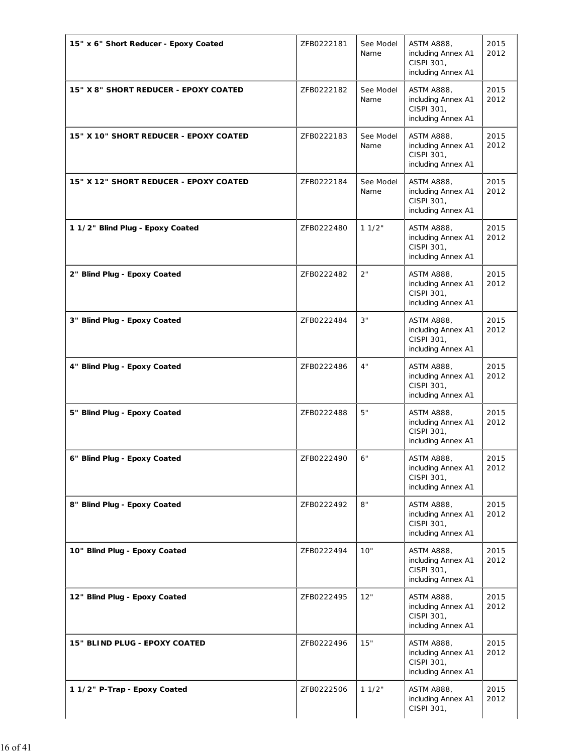| | | | | |
|---|---|---|---|---|
| **15" x 6" Short Reducer - Epoxy Coated** | ZFB0222181 | See Model Name | ASTM A888, including Annex A1<br>CISPI 301, including Annex A1 | 2015<br>2012 |
| **15" X 8" SHORT REDUCER - EPOXY COATED** | ZFB0222182 | See Model Name | ASTM A888, including Annex A1<br>CISPI 301, including Annex A1 | 2015<br>2012 |
| **15" X 10" SHORT REDUCER - EPOXY COATED** | ZFB0222183 | See Model Name | ASTM A888, including Annex A1<br>CISPI 301, including Annex A1 | 2015<br>2012 |
| **15" X 12" SHORT REDUCER - EPOXY COATED** | ZFB0222184 | See Model Name | ASTM A888, including Annex A1<br>CISPI 301, including Annex A1 | 2015<br>2012 |
| **1 1/2" Blind Plug - Epoxy Coated** | ZFB0222480 | 1 1/2" | ASTM A888, including Annex A1<br>CISPI 301, including Annex A1 | 2015<br>2012 |
| **2" Blind Plug - Epoxy Coated** | ZFB0222482 | 2" | ASTM A888, including Annex A1<br>CISPI 301, including Annex A1 | 2015<br>2012 |
| **3" Blind Plug - Epoxy Coated** | ZFB0222484 | 3" | ASTM A888, including Annex A1<br>CISPI 301, including Annex A1 | 2015<br>2012 |
| **4" Blind Plug - Epoxy Coated** | ZFB0222486 | 4" | ASTM A888, including Annex A1<br>CISPI 301, including Annex A1 | 2015<br>2012 |
| **5" Blind Plug - Epoxy Coated** | ZFB0222488 | 5" | ASTM A888, including Annex A1<br>CISPI 301, including Annex A1 | 2015<br>2012 |
| **6" Blind Plug - Epoxy Coated** | ZFB0222490 | 6" | ASTM A888, including Annex A1<br>CISPI 301, including Annex A1 | 2015<br>2012 |
| **8" Blind Plug - Epoxy Coated** | ZFB0222492 | 8" | ASTM A888, including Annex A1<br>CISPI 301, including Annex A1 | 2015<br>2012 |
| **10" Blind Plug - Epoxy Coated** | ZFB0222494 | 10" | ASTM A888, including Annex A1<br>CISPI 301, including Annex A1 | 2015<br>2012 |
| **12" Blind Plug - Epoxy Coated** | ZFB0222495 | 12" | ASTM A888, including Annex A1<br>CISPI 301, including Annex A1 | 2015<br>2012 |
| **15" BLIND PLUG - EPOXY COATED** | ZFB0222496 | 15" | ASTM A888, including Annex A1<br>CISPI 301, including Annex A1 | 2015<br>2012 |
| **1 1/2" P-Trap - Epoxy Coated** | ZFB0222506 | 1 1/2" | ASTM A888, including Annex A1<br>CISPI 301, | 2015<br>2012 |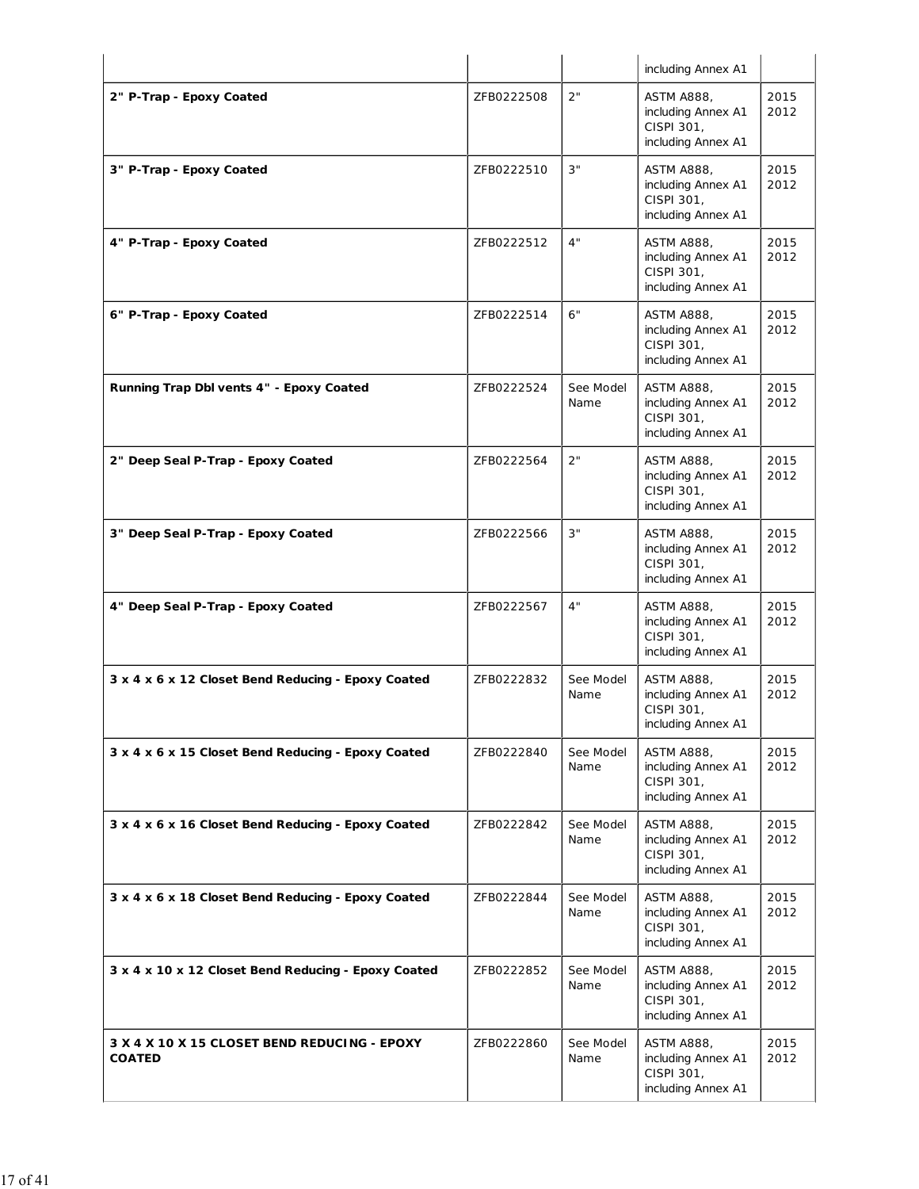| | | | including Annex A1 | |
|---|---|---|---|---|
| **2" P-Trap - Epoxy Coated** | ZFB0222508 | 2" | ASTM A888, including Annex A1 CISPI 301, including Annex A1 | 2015 2012 |
| **3" P-Trap - Epoxy Coated** | ZFB0222510 | 3" | ASTM A888, including Annex A1 CISPI 301, including Annex A1 | 2015 2012 |
| **4" P-Trap - Epoxy Coated** | ZFB0222512 | 4" | ASTM A888, including Annex A1 CISPI 301, including Annex A1 | 2015 2012 |
| **6" P-Trap - Epoxy Coated** | ZFB0222514 | 6" | ASTM A888, including Annex A1 CISPI 301, including Annex A1 | 2015 2012 |
| **Running Trap Dbl vents 4" - Epoxy Coated** | ZFB0222524 | See Model Name | ASTM A888, including Annex A1 CISPI 301, including Annex A1 | 2015 2012 |
| **2" Deep Seal P-Trap - Epoxy Coated** | ZFB0222564 | 2" | ASTM A888, including Annex A1 CISPI 301, including Annex A1 | 2015 2012 |
| **3" Deep Seal P-Trap - Epoxy Coated** | ZFB0222566 | 3" | ASTM A888, including Annex A1 CISPI 301, including Annex A1 | 2015 2012 |
| **4" Deep Seal P-Trap - Epoxy Coated** | ZFB0222567 | 4" | ASTM A888, including Annex A1 CISPI 301, including Annex A1 | 2015 2012 |
| **3 x 4 x 6 x 12 Closet Bend Reducing - Epoxy Coated** | ZFB0222832 | See Model Name | ASTM A888, including Annex A1 CISPI 301, including Annex A1 | 2015 2012 |
| **3 x 4 x 6 x 15 Closet Bend Reducing - Epoxy Coated** | ZFB0222840 | See Model Name | ASTM A888, including Annex A1 CISPI 301, including Annex A1 | 2015 2012 |
| **3 x 4 x 6 x 16 Closet Bend Reducing - Epoxy Coated** | ZFB0222842 | See Model Name | ASTM A888, including Annex A1 CISPI 301, including Annex A1 | 2015 2012 |
| **3 x 4 x 6 x 18 Closet Bend Reducing - Epoxy Coated** | ZFB0222844 | See Model Name | ASTM A888, including Annex A1 CISPI 301, including Annex A1 | 2015 2012 |
| **3 x 4 x 10 x 12 Closet Bend Reducing - Epoxy Coated** | ZFB0222852 | See Model Name | ASTM A888, including Annex A1 CISPI 301, including Annex A1 | 2015 2012 |
| **3 X 4 X 10 X 15 CLOSET BEND REDUCING - EPOXY COATED** | ZFB0222860 | See Model Name | ASTM A888, including Annex A1 CISPI 301, including Annex A1 | 2015 2012 |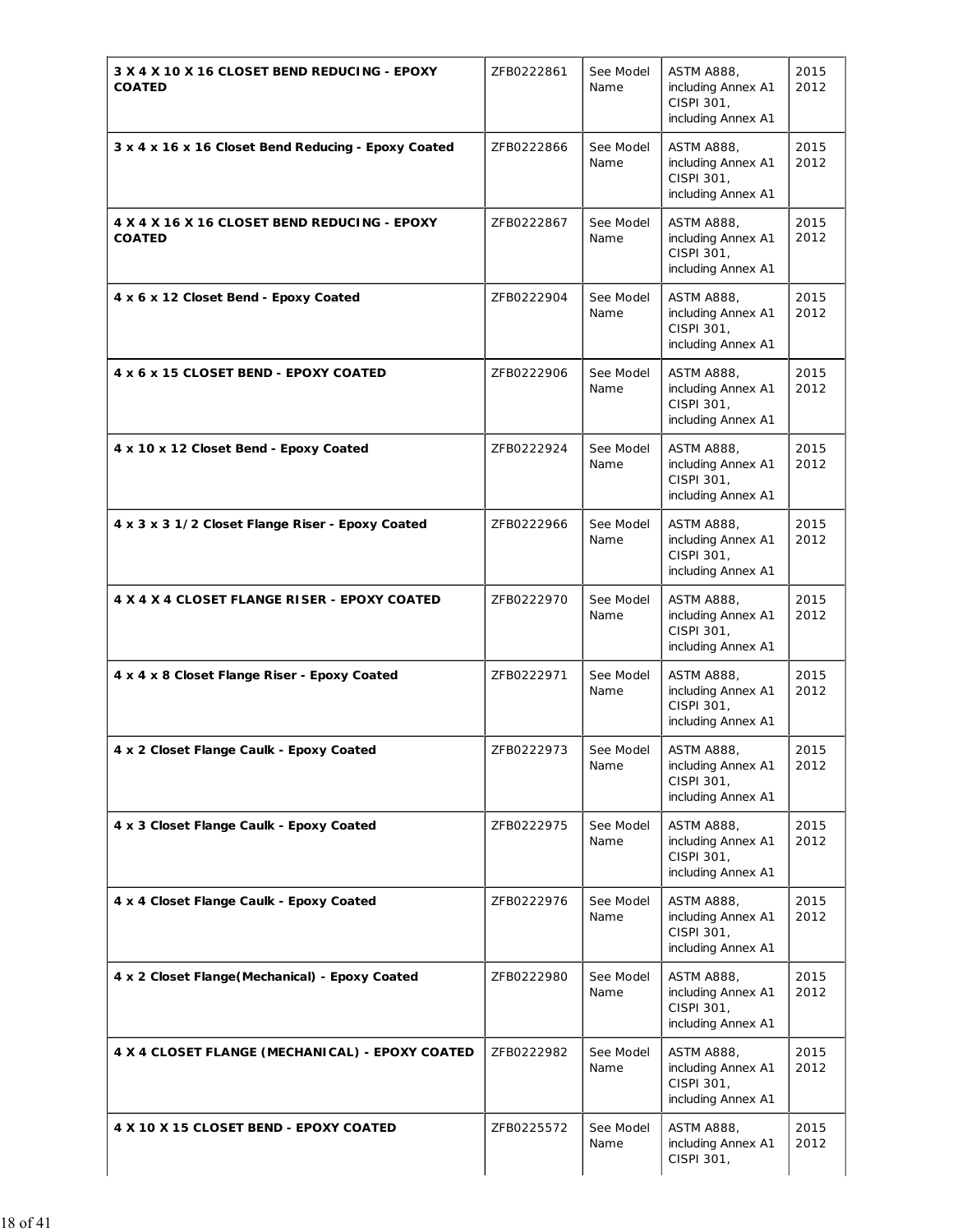| | | | | |
|---|---|---|---|---|
| **3 X 4 X 10 X 16 CLOSET BEND REDUCING - EPOXY COATED** | ZFB0222861 | See Model Name | ASTM A888, including Annex A1 CISPI 301, including Annex A1 | 2015 2012 |
| **3 x 4 x 16 x 16 Closet Bend Reducing - Epoxy Coated** | ZFB0222866 | See Model Name | ASTM A888, including Annex A1 CISPI 301, including Annex A1 | 2015 2012 |
| **4 X 4 X 16 X 16 CLOSET BEND REDUCING - EPOXY COATED** | ZFB0222867 | See Model Name | ASTM A888, including Annex A1 CISPI 301, including Annex A1 | 2015 2012 |
| **4 x 6 x 12 Closet Bend - Epoxy Coated** | ZFB0222904 | See Model Name | ASTM A888, including Annex A1 CISPI 301, including Annex A1 | 2015 2012 |
| **4 x 6 x 15 CLOSET BEND - EPOXY COATED** | ZFB0222906 | See Model Name | ASTM A888, including Annex A1 CISPI 301, including Annex A1 | 2015 2012 |
| **4 x 10 x 12 Closet Bend - Epoxy Coated** | ZFB0222924 | See Model Name | ASTM A888, including Annex A1 CISPI 301, including Annex A1 | 2015 2012 |
| **4 x 3 x 3 1/2 Closet Flange Riser - Epoxy Coated** | ZFB0222966 | See Model Name | ASTM A888, including Annex A1 CISPI 301, including Annex A1 | 2015 2012 |
| **4 X 4 X 4 CLOSET FLANGE RISER - EPOXY COATED** | ZFB0222970 | See Model Name | ASTM A888, including Annex A1 CISPI 301, including Annex A1 | 2015 2012 |
| **4 x 4 x 8 Closet Flange Riser - Epoxy Coated** | ZFB0222971 | See Model Name | ASTM A888, including Annex A1 CISPI 301, including Annex A1 | 2015 2012 |
| **4 x 2 Closet Flange Caulk - Epoxy Coated** | ZFB0222973 | See Model Name | ASTM A888, including Annex A1 CISPI 301, including Annex A1 | 2015 2012 |
| **4 x 3 Closet Flange Caulk - Epoxy Coated** | ZFB0222975 | See Model Name | ASTM A888, including Annex A1 CISPI 301, including Annex A1 | 2015 2012 |
| **4 x 4 Closet Flange Caulk - Epoxy Coated** | ZFB0222976 | See Model Name | ASTM A888, including Annex A1 CISPI 301, including Annex A1 | 2015 2012 |
| **4 x 2 Closet Flange(Mechanical) - Epoxy Coated** | ZFB0222980 | See Model Name | ASTM A888, including Annex A1 CISPI 301, including Annex A1 | 2015 2012 |
| **4 X 4 CLOSET FLANGE (MECHANICAL) - EPOXY COATED** | ZFB0222982 | See Model Name | ASTM A888, including Annex A1 CISPI 301, including Annex A1 | 2015 2012 |
| **4 X 10 X 15 CLOSET BEND - EPOXY COATED** | ZFB0225572 | See Model Name | ASTM A888, including Annex A1 CISPI 301, | 2015 2012 |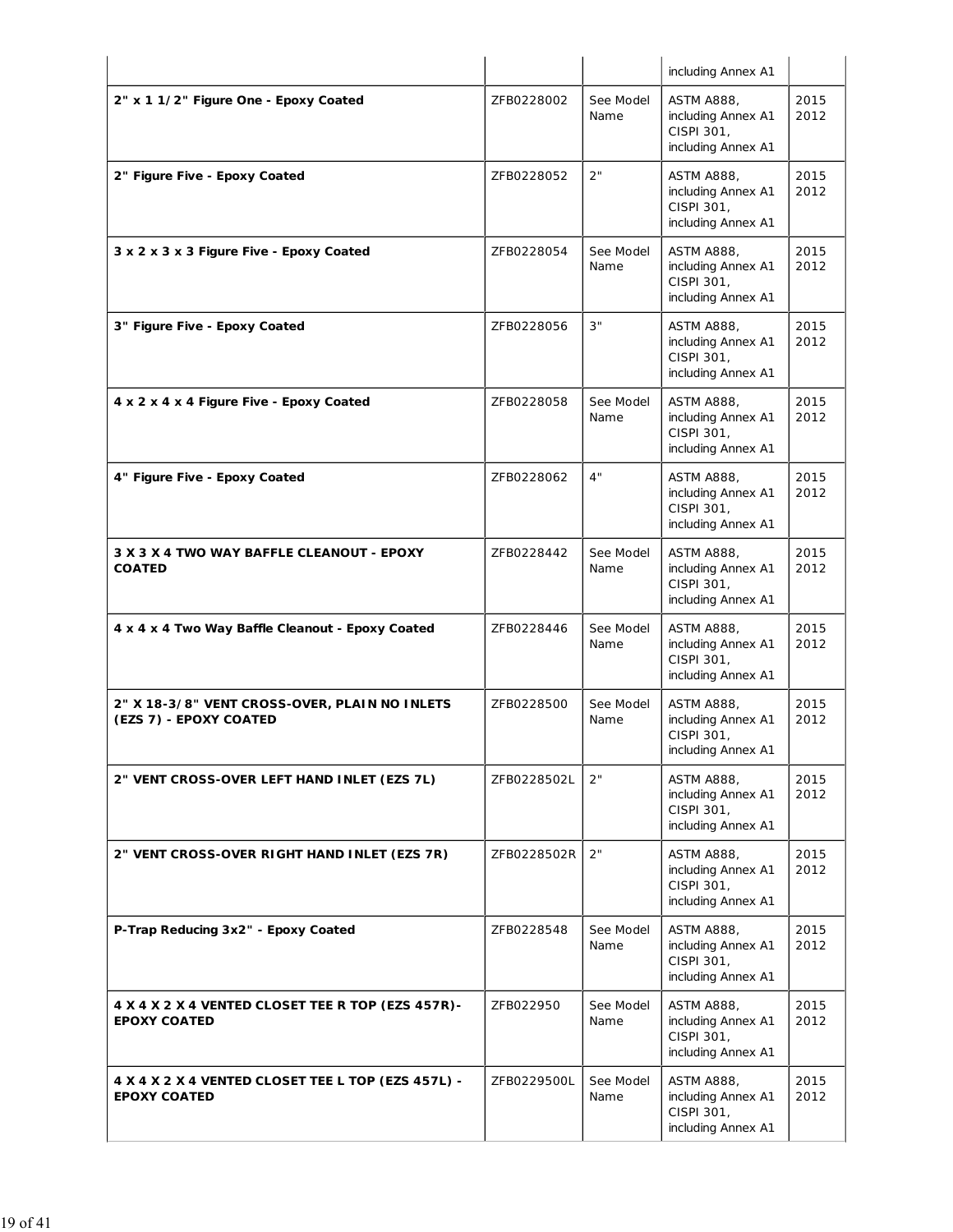| | | | including Annex A1 | |
|---|---|---|---|---|
| **2" x 1 1/2" Figure One - Epoxy Coated** | ZFB0228002 | See Model Name | ASTM A888, including Annex A1 CISPI 301, including Annex A1 | 2015 2012 |
| **2" Figure Five - Epoxy Coated** | ZFB0228052 | 2" | ASTM A888, including Annex A1 CISPI 301, including Annex A1 | 2015 2012 |
| **3 x 2 x 3 x 3 Figure Five - Epoxy Coated** | ZFB0228054 | See Model Name | ASTM A888, including Annex A1 CISPI 301, including Annex A1 | 2015 2012 |
| **3" Figure Five - Epoxy Coated** | ZFB0228056 | 3" | ASTM A888, including Annex A1 CISPI 301, including Annex A1 | 2015 2012 |
| **4 x 2 x 4 x 4 Figure Five - Epoxy Coated** | ZFB0228058 | See Model Name | ASTM A888, including Annex A1 CISPI 301, including Annex A1 | 2015 2012 |
| **4" Figure Five - Epoxy Coated** | ZFB0228062 | 4" | ASTM A888, including Annex A1 CISPI 301, including Annex A1 | 2015 2012 |
| **3 X 3 X 4 TWO WAY BAFFLE CLEANOUT - EPOXY COATED** | ZFB0228442 | See Model Name | ASTM A888, including Annex A1 CISPI 301, including Annex A1 | 2015 2012 |
| **4 x 4 x 4 Two Way Baffle Cleanout - Epoxy Coated** | ZFB0228446 | See Model Name | ASTM A888, including Annex A1 CISPI 301, including Annex A1 | 2015 2012 |
| **2" X 18-3/8" VENT CROSS-OVER, PLAIN NO INLETS (EZS 7) - EPOXY COATED** | ZFB0228500 | See Model Name | ASTM A888, including Annex A1 CISPI 301, including Annex A1 | 2015 2012 |
| **2" VENT CROSS-OVER LEFT HAND INLET (EZS 7L)** | ZFB0228502L | 2" | ASTM A888, including Annex A1 CISPI 301, including Annex A1 | 2015 2012 |
| **2" VENT CROSS-OVER RIGHT HAND INLET (EZS 7R)** | ZFB0228502R | 2" | ASTM A888, including Annex A1 CISPI 301, including Annex A1 | 2015 2012 |
| **P-Trap Reducing 3x2" - Epoxy Coated** | ZFB0228548 | See Model Name | ASTM A888, including Annex A1 CISPI 301, including Annex A1 | 2015 2012 |
| **4 X 4 X 2 X 4 VENTED CLOSET TEE R TOP (EZS 457R)-EPOXY COATED** | ZFB022950 | See Model Name | ASTM A888, including Annex A1 CISPI 301, including Annex A1 | 2015 2012 |
| **4 X 4 X 2 X 4 VENTED CLOSET TEE L TOP (EZS 457L) - EPOXY COATED** | ZFB0229500L | See Model Name | ASTM A888, including Annex A1 CISPI 301, including Annex A1 | 2015 2012 |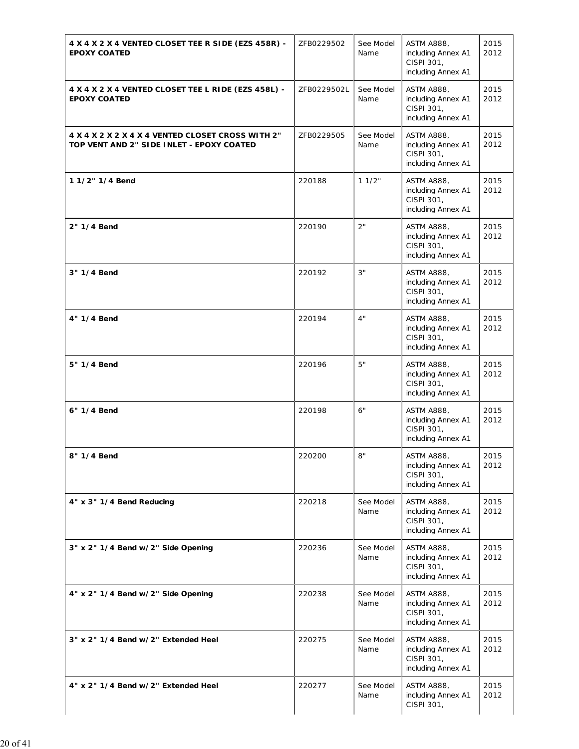| | | | | |
|---|---|---|---|---|
| **4 X 4 X 2 X 4 VENTED CLOSET TEE R SIDE (EZS 458R) - EPOXY COATED** | ZFB0229502 | See Model Name | ASTM A888, including Annex A1 CISPI 301, including Annex A1 | 2015 2012 |
| **4 X 4 X 2 X 4 VENTED CLOSET TEE L RIDE (EZS 458L) - EPOXY COATED** | ZFB0229502L | See Model Name | ASTM A888, including Annex A1 CISPI 301, including Annex A1 | 2015 2012 |
| **4 X 4 X 2 X 2 X 4 X 4 VENTED CLOSET CROSS WITH 2" TOP VENT AND 2" SIDE INLET - EPOXY COATED** | ZFB0229505 | See Model Name | ASTM A888, including Annex A1 CISPI 301, including Annex A1 | 2015 2012 |
| **1 1/2" 1/4 Bend** | 220188 | 1 1/2" | ASTM A888, including Annex A1 CISPI 301, including Annex A1 | 2015 2012 |
| **2" 1/4 Bend** | 220190 | 2" | ASTM A888, including Annex A1 CISPI 301, including Annex A1 | 2015 2012 |
| **3" 1/4 Bend** | 220192 | 3" | ASTM A888, including Annex A1 CISPI 301, including Annex A1 | 2015 2012 |
| **4" 1/4 Bend** | 220194 | 4" | ASTM A888, including Annex A1 CISPI 301, including Annex A1 | 2015 2012 |
| **5" 1/4 Bend** | 220196 | 5" | ASTM A888, including Annex A1 CISPI 301, including Annex A1 | 2015 2012 |
| **6" 1/4 Bend** | 220198 | 6" | ASTM A888, including Annex A1 CISPI 301, including Annex A1 | 2015 2012 |
| **8" 1/4 Bend** | 220200 | 8" | ASTM A888, including Annex A1 CISPI 301, including Annex A1 | 2015 2012 |
| **4" x 3" 1/4 Bend Reducing** | 220218 | See Model Name | ASTM A888, including Annex A1 CISPI 301, including Annex A1 | 2015 2012 |
| **3" x 2" 1/4 Bend w/2" Side Opening** | 220236 | See Model Name | ASTM A888, including Annex A1 CISPI 301, including Annex A1 | 2015 2012 |
| **4" x 2" 1/4 Bend w/2" Side Opening** | 220238 | See Model Name | ASTM A888, including Annex A1 CISPI 301, including Annex A1 | 2015 2012 |
| **3" x 2" 1/4 Bend w/2" Extended Heel** | 220275 | See Model Name | ASTM A888, including Annex A1 CISPI 301, including Annex A1 | 2015 2012 |
| **4" x 2" 1/4 Bend w/2" Extended Heel** | 220277 | See Model Name | ASTM A888, including Annex A1 CISPI 301, | 2015 2012 |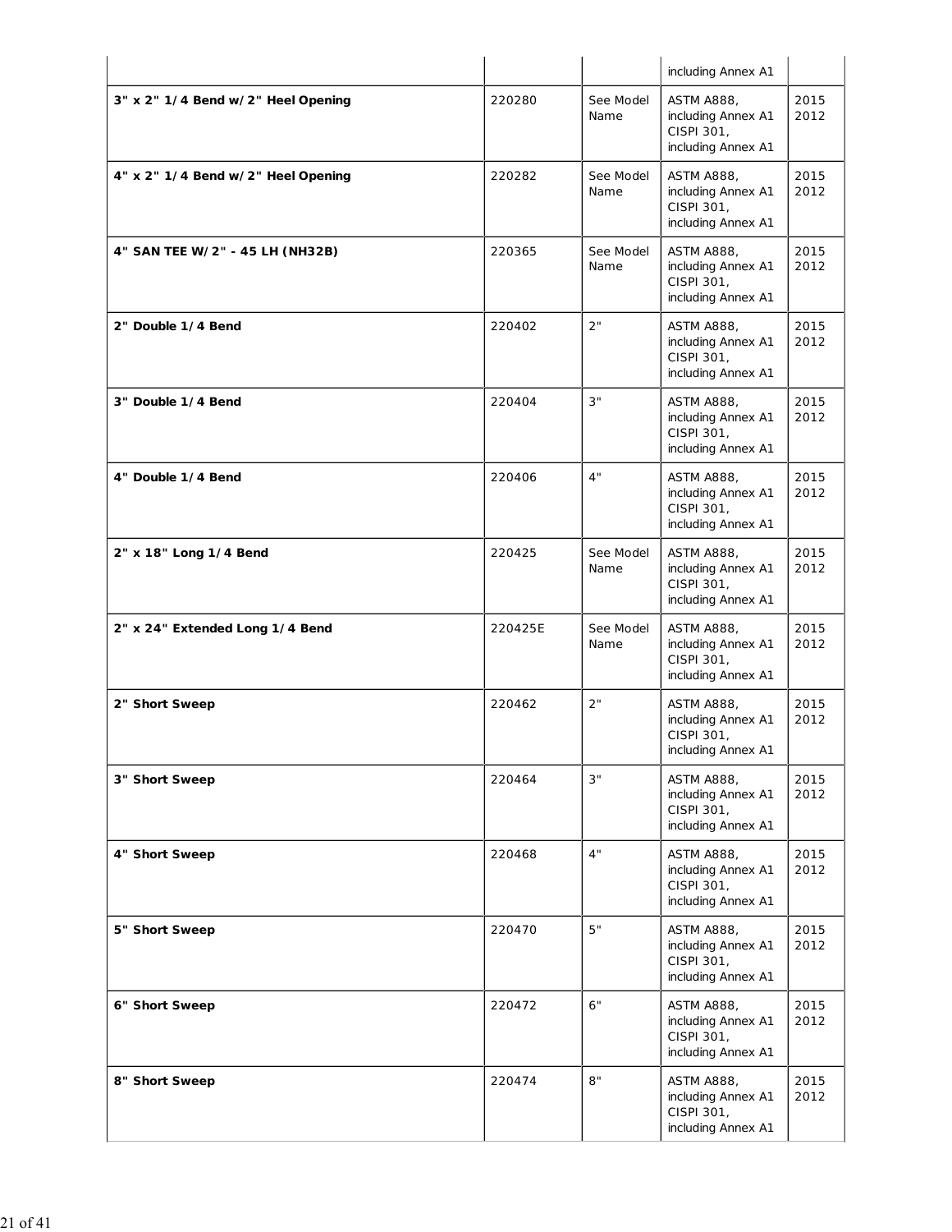| | | | including Annex A1 | |
|---|---|---|---|---|
| **3" x 2" 1/4 Bend w/2" Heel Opening** | 220280 | See Model Name | ASTM A888, including Annex A1 CISPI 301, including Annex A1 | 2015 2012 |
| **4" x 2" 1/4 Bend w/2" Heel Opening** | 220282 | See Model Name | ASTM A888, including Annex A1 CISPI 301, including Annex A1 | 2015 2012 |
| **4" SAN TEE W/2" - 45 LH (NH32B)** | 220365 | See Model Name | ASTM A888, including Annex A1 CISPI 301, including Annex A1 | 2015 2012 |
| **2" Double 1/4 Bend** | 220402 | 2" | ASTM A888, including Annex A1 CISPI 301, including Annex A1 | 2015 2012 |
| **3" Double 1/4 Bend** | 220404 | 3" | ASTM A888, including Annex A1 CISPI 301, including Annex A1 | 2015 2012 |
| **4" Double 1/4 Bend** | 220406 | 4" | ASTM A888, including Annex A1 CISPI 301, including Annex A1 | 2015 2012 |
| **2" x 18" Long 1/4 Bend** | 220425 | See Model Name | ASTM A888, including Annex A1 CISPI 301, including Annex A1 | 2015 2012 |
| **2" x 24" Extended Long 1/4 Bend** | 220425E | See Model Name | ASTM A888, including Annex A1 CISPI 301, including Annex A1 | 2015 2012 |
| **2" Short Sweep** | 220462 | 2" | ASTM A888, including Annex A1 CISPI 301, including Annex A1 | 2015 2012 |
| **3" Short Sweep** | 220464 | 3" | ASTM A888, including Annex A1 CISPI 301, including Annex A1 | 2015 2012 |
| **4" Short Sweep** | 220468 | 4" | ASTM A888, including Annex A1 CISPI 301, including Annex A1 | 2015 2012 |
| **5" Short Sweep** | 220470 | 5" | ASTM A888, including Annex A1 CISPI 301, including Annex A1 | 2015 2012 |
| **6" Short Sweep** | 220472 | 6" | ASTM A888, including Annex A1 CISPI 301, including Annex A1 | 2015 2012 |
| **8" Short Sweep** | 220474 | 8" | ASTM A888, including Annex A1 CISPI 301, including Annex A1 | 2015 2012 |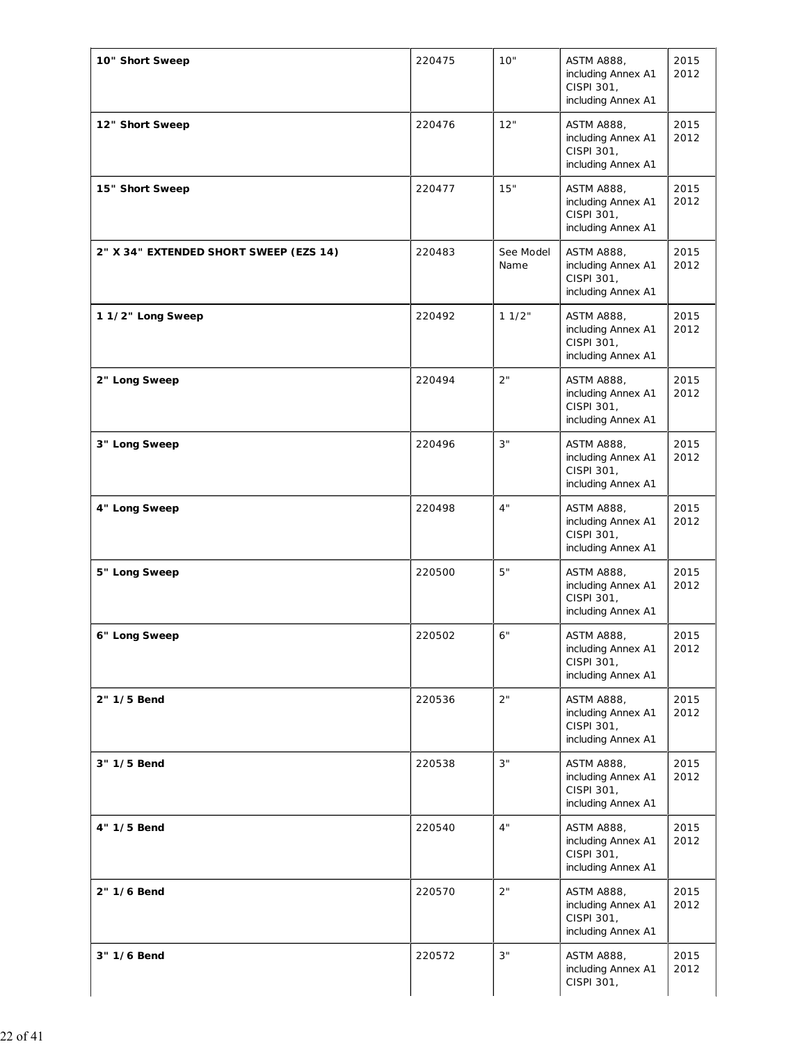| | | | | |
|---|---|---|---|---|
| **10" Short Sweep** | 220475 | 10" | ASTM A888, including Annex A1 CISPI 301, including Annex A1 | 2015 2012 |
| **12" Short Sweep** | 220476 | 12" | ASTM A888, including Annex A1 CISPI 301, including Annex A1 | 2015 2012 |
| **15" Short Sweep** | 220477 | 15" | ASTM A888, including Annex A1 CISPI 301, including Annex A1 | 2015 2012 |
| **2" X 34" EXTENDED SHORT SWEEP (EZS 14)** | 220483 | See Model Name | ASTM A888, including Annex A1 CISPI 301, including Annex A1 | 2015 2012 |
| **1 1/2" Long Sweep** | 220492 | 1 1/2" | ASTM A888, including Annex A1 CISPI 301, including Annex A1 | 2015 2012 |
| **2" Long Sweep** | 220494 | 2" | ASTM A888, including Annex A1 CISPI 301, including Annex A1 | 2015 2012 |
| **3" Long Sweep** | 220496 | 3" | ASTM A888, including Annex A1 CISPI 301, including Annex A1 | 2015 2012 |
| **4" Long Sweep** | 220498 | 4" | ASTM A888, including Annex A1 CISPI 301, including Annex A1 | 2015 2012 |
| **5" Long Sweep** | 220500 | 5" | ASTM A888, including Annex A1 CISPI 301, including Annex A1 | 2015 2012 |
| **6" Long Sweep** | 220502 | 6" | ASTM A888, including Annex A1 CISPI 301, including Annex A1 | 2015 2012 |
| **2" 1/5 Bend** | 220536 | 2" | ASTM A888, including Annex A1 CISPI 301, including Annex A1 | 2015 2012 |
| **3" 1/5 Bend** | 220538 | 3" | ASTM A888, including Annex A1 CISPI 301, including Annex A1 | 2015 2012 |
| **4" 1/5 Bend** | 220540 | 4" | ASTM A888, including Annex A1 CISPI 301, including Annex A1 | 2015 2012 |
| **2" 1/6 Bend** | 220570 | 2" | ASTM A888, including Annex A1 CISPI 301, including Annex A1 | 2015 2012 |
| **3" 1/6 Bend** | 220572 | 3" | ASTM A888, including Annex A1 CISPI 301, | 2015 2012 |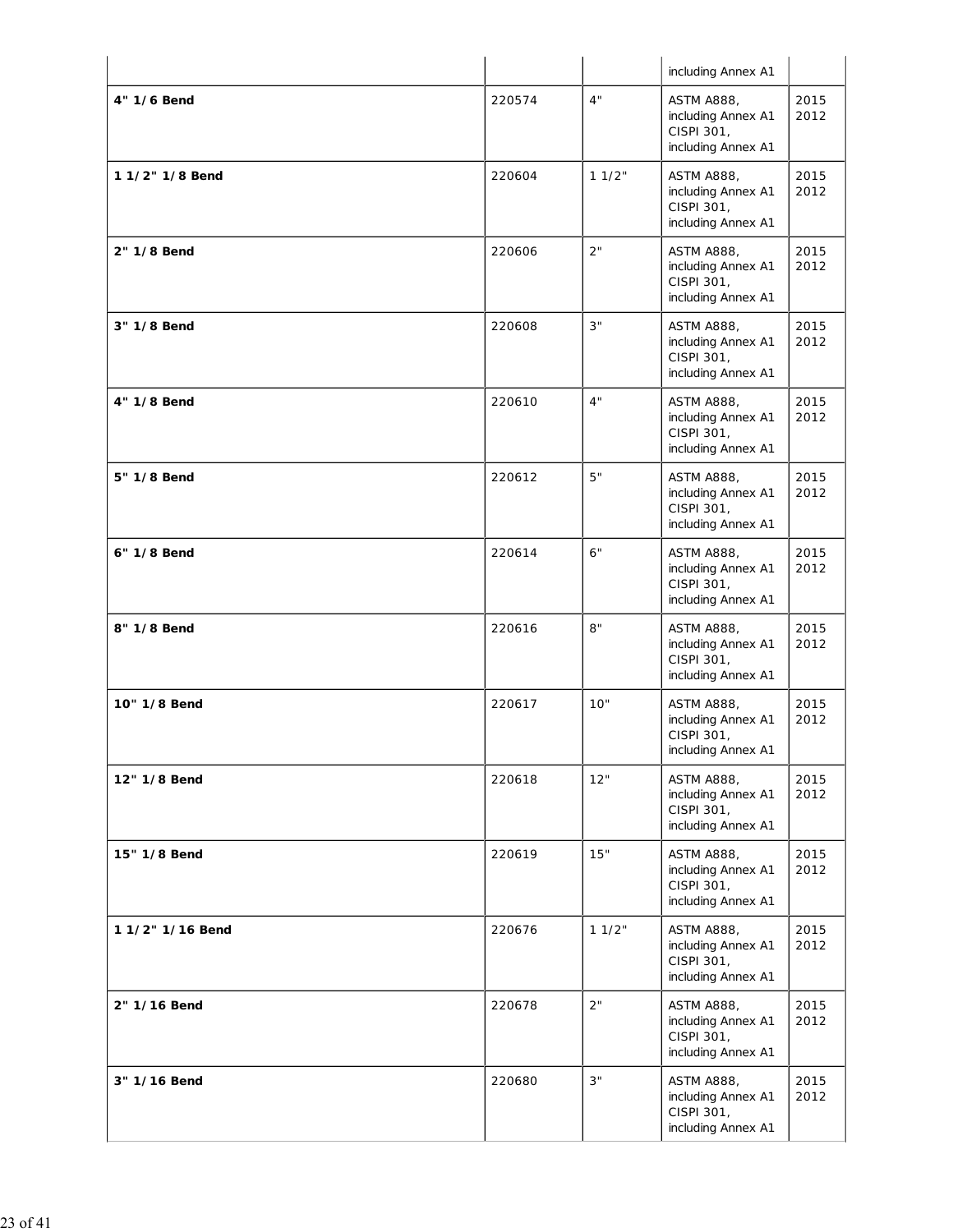| | | | including Annex A1 | |
|---|---|---|---|---|
| **4" 1/6 Bend** | 220574 | 4" | ASTM A888, including Annex A1 CISPI 301, including Annex A1 | 2015 2012 |
| **1 1/2" 1/8 Bend** | 220604 | 1 1/2" | ASTM A888, including Annex A1 CISPI 301, including Annex A1 | 2015 2012 |
| **2" 1/8 Bend** | 220606 | 2" | ASTM A888, including Annex A1 CISPI 301, including Annex A1 | 2015 2012 |
| **3" 1/8 Bend** | 220608 | 3" | ASTM A888, including Annex A1 CISPI 301, including Annex A1 | 2015 2012 |
| **4" 1/8 Bend** | 220610 | 4" | ASTM A888, including Annex A1 CISPI 301, including Annex A1 | 2015 2012 |
| **5" 1/8 Bend** | 220612 | 5" | ASTM A888, including Annex A1 CISPI 301, including Annex A1 | 2015 2012 |
| **6" 1/8 Bend** | 220614 | 6" | ASTM A888, including Annex A1 CISPI 301, including Annex A1 | 2015 2012 |
| **8" 1/8 Bend** | 220616 | 8" | ASTM A888, including Annex A1 CISPI 301, including Annex A1 | 2015 2012 |
| **10" 1/8 Bend** | 220617 | 10" | ASTM A888, including Annex A1 CISPI 301, including Annex A1 | 2015 2012 |
| **12" 1/8 Bend** | 220618 | 12" | ASTM A888, including Annex A1 CISPI 301, including Annex A1 | 2015 2012 |
| **15" 1/8 Bend** | 220619 | 15" | ASTM A888, including Annex A1 CISPI 301, including Annex A1 | 2015 2012 |
| **1 1/2" 1/16 Bend** | 220676 | 1 1/2" | ASTM A888, including Annex A1 CISPI 301, including Annex A1 | 2015 2012 |
| **2" 1/16 Bend** | 220678 | 2" | ASTM A888, including Annex A1 CISPI 301, including Annex A1 | 2015 2012 |
| **3" 1/16 Bend** | 220680 | 3" | ASTM A888, including Annex A1 CISPI 301, including Annex A1 | 2015 2012 |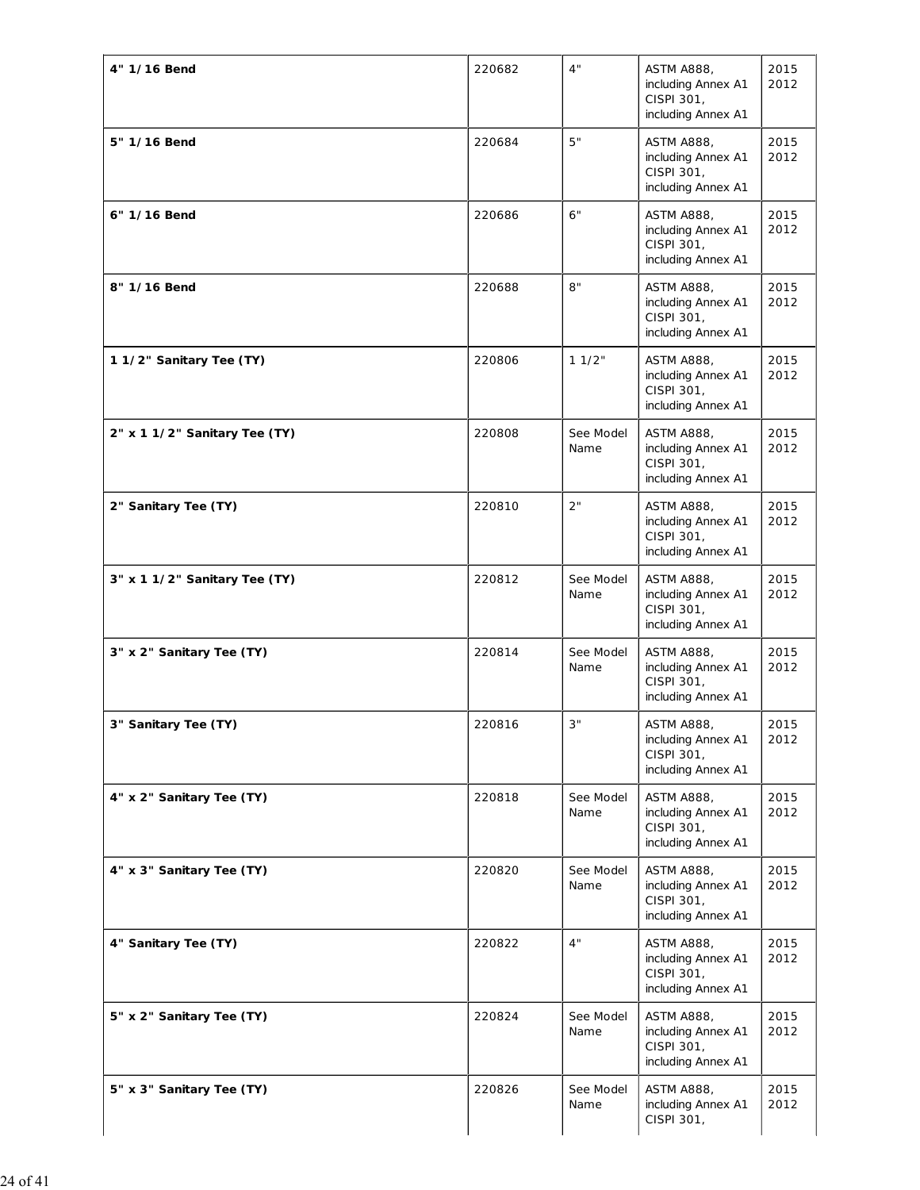| | | | | |
|---|---|---|---|---|
| **4" 1/16 Bend** | 220682 | 4" | ASTM A888, including Annex A1 CISPI 301, including Annex A1 | 2015 2012 |
| **5" 1/16 Bend** | 220684 | 5" | ASTM A888, including Annex A1 CISPI 301, including Annex A1 | 2015 2012 |
| **6" 1/16 Bend** | 220686 | 6" | ASTM A888, including Annex A1 CISPI 301, including Annex A1 | 2015 2012 |
| **8" 1/16 Bend** | 220688 | 8" | ASTM A888, including Annex A1 CISPI 301, including Annex A1 | 2015 2012 |
| **1 1/2" Sanitary Tee (TY)** | 220806 | 1 1/2" | ASTM A888, including Annex A1 CISPI 301, including Annex A1 | 2015 2012 |
| **2" x 1 1/2" Sanitary Tee (TY)** | 220808 | See Model Name | ASTM A888, including Annex A1 CISPI 301, including Annex A1 | 2015 2012 |
| **2" Sanitary Tee (TY)** | 220810 | 2" | ASTM A888, including Annex A1 CISPI 301, including Annex A1 | 2015 2012 |
| **3" x 1 1/2" Sanitary Tee (TY)** | 220812 | See Model Name | ASTM A888, including Annex A1 CISPI 301, including Annex A1 | 2015 2012 |
| **3" x 2" Sanitary Tee (TY)** | 220814 | See Model Name | ASTM A888, including Annex A1 CISPI 301, including Annex A1 | 2015 2012 |
| **3" Sanitary Tee (TY)** | 220816 | 3" | ASTM A888, including Annex A1 CISPI 301, including Annex A1 | 2015 2012 |
| **4" x 2" Sanitary Tee (TY)** | 220818 | See Model Name | ASTM A888, including Annex A1 CISPI 301, including Annex A1 | 2015 2012 |
| **4" x 3" Sanitary Tee (TY)** | 220820 | See Model Name | ASTM A888, including Annex A1 CISPI 301, including Annex A1 | 2015 2012 |
| **4" Sanitary Tee (TY)** | 220822 | 4" | ASTM A888, including Annex A1 CISPI 301, including Annex A1 | 2015 2012 |
| **5" x 2" Sanitary Tee (TY)** | 220824 | See Model Name | ASTM A888, including Annex A1 CISPI 301, including Annex A1 | 2015 2012 |
| **5" x 3" Sanitary Tee (TY)** | 220826 | See Model Name | ASTM A888, including Annex A1 CISPI 301, | 2015 2012 |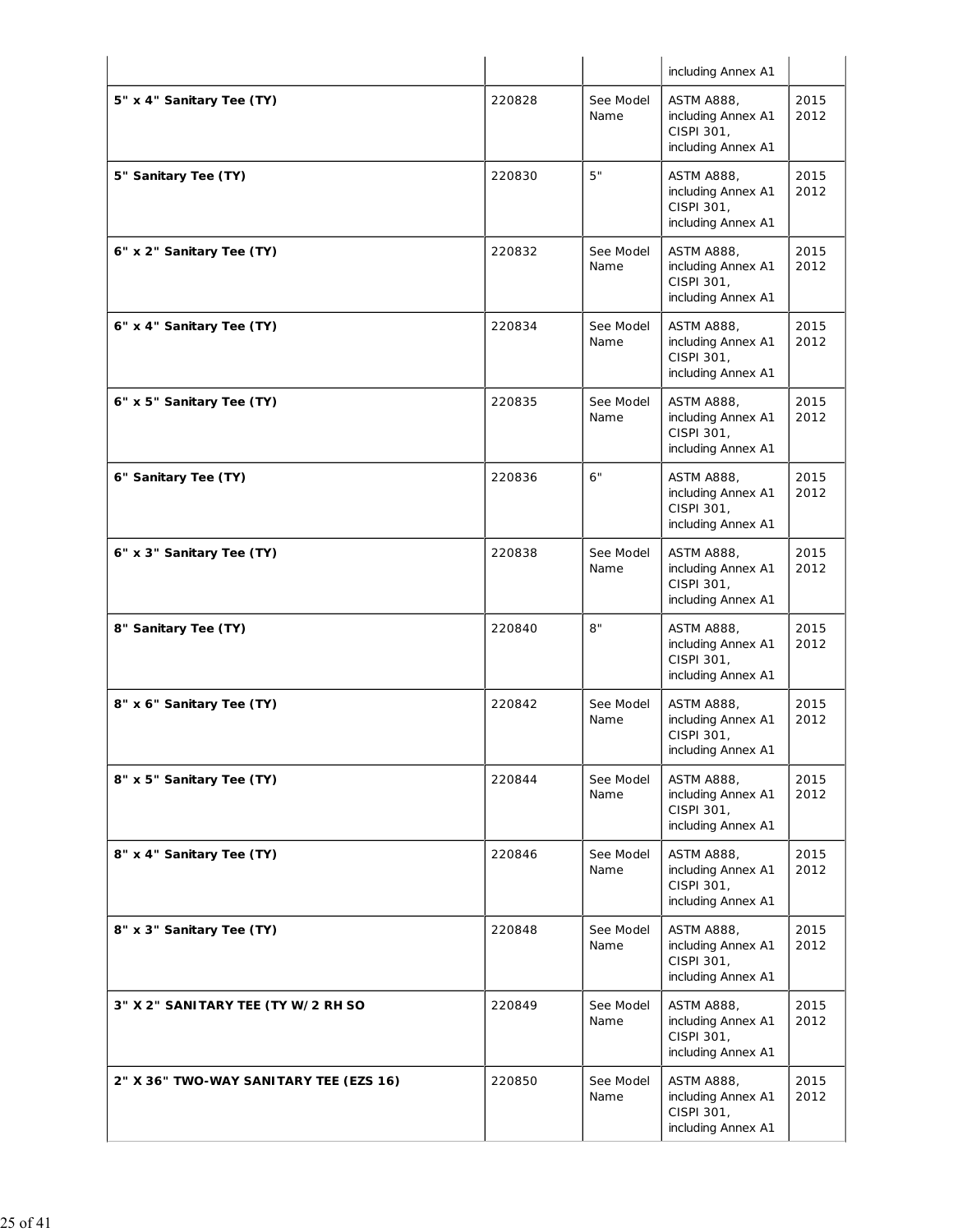| | | | including Annex A1 | |
|---|---|---|---|---|
| **5" x 4" Sanitary Tee (TY)** | 220828 | See Model Name | ASTM A888, including Annex A1 CISPI 301, including Annex A1 | 2015 2012 |
| **5" Sanitary Tee (TY)** | 220830 | 5" | ASTM A888, including Annex A1 CISPI 301, including Annex A1 | 2015 2012 |
| **6" x 2" Sanitary Tee (TY)** | 220832 | See Model Name | ASTM A888, including Annex A1 CISPI 301, including Annex A1 | 2015 2012 |
| **6" x 4" Sanitary Tee (TY)** | 220834 | See Model Name | ASTM A888, including Annex A1 CISPI 301, including Annex A1 | 2015 2012 |
| **6" x 5" Sanitary Tee (TY)** | 220835 | See Model Name | ASTM A888, including Annex A1 CISPI 301, including Annex A1 | 2015 2012 |
| **6" Sanitary Tee (TY)** | 220836 | 6" | ASTM A888, including Annex A1 CISPI 301, including Annex A1 | 2015 2012 |
| **6" x 3" Sanitary Tee (TY)** | 220838 | See Model Name | ASTM A888, including Annex A1 CISPI 301, including Annex A1 | 2015 2012 |
| **8" Sanitary Tee (TY)** | 220840 | 8" | ASTM A888, including Annex A1 CISPI 301, including Annex A1 | 2015 2012 |
| **8" x 6" Sanitary Tee (TY)** | 220842 | See Model Name | ASTM A888, including Annex A1 CISPI 301, including Annex A1 | 2015 2012 |
| **8" x 5" Sanitary Tee (TY)** | 220844 | See Model Name | ASTM A888, including Annex A1 CISPI 301, including Annex A1 | 2015 2012 |
| **8" x 4" Sanitary Tee (TY)** | 220846 | See Model Name | ASTM A888, including Annex A1 CISPI 301, including Annex A1 | 2015 2012 |
| **8" x 3" Sanitary Tee (TY)** | 220848 | See Model Name | ASTM A888, including Annex A1 CISPI 301, including Annex A1 | 2015 2012 |
| **3" X 2" SANITARY TEE (TY W/2 RH SO** | 220849 | See Model Name | ASTM A888, including Annex A1 CISPI 301, including Annex A1 | 2015 2012 |
| **2" X 36" TWO-WAY SANITARY TEE (EZS 16)** | 220850 | See Model Name | ASTM A888, including Annex A1 CISPI 301, including Annex A1 | 2015 2012 |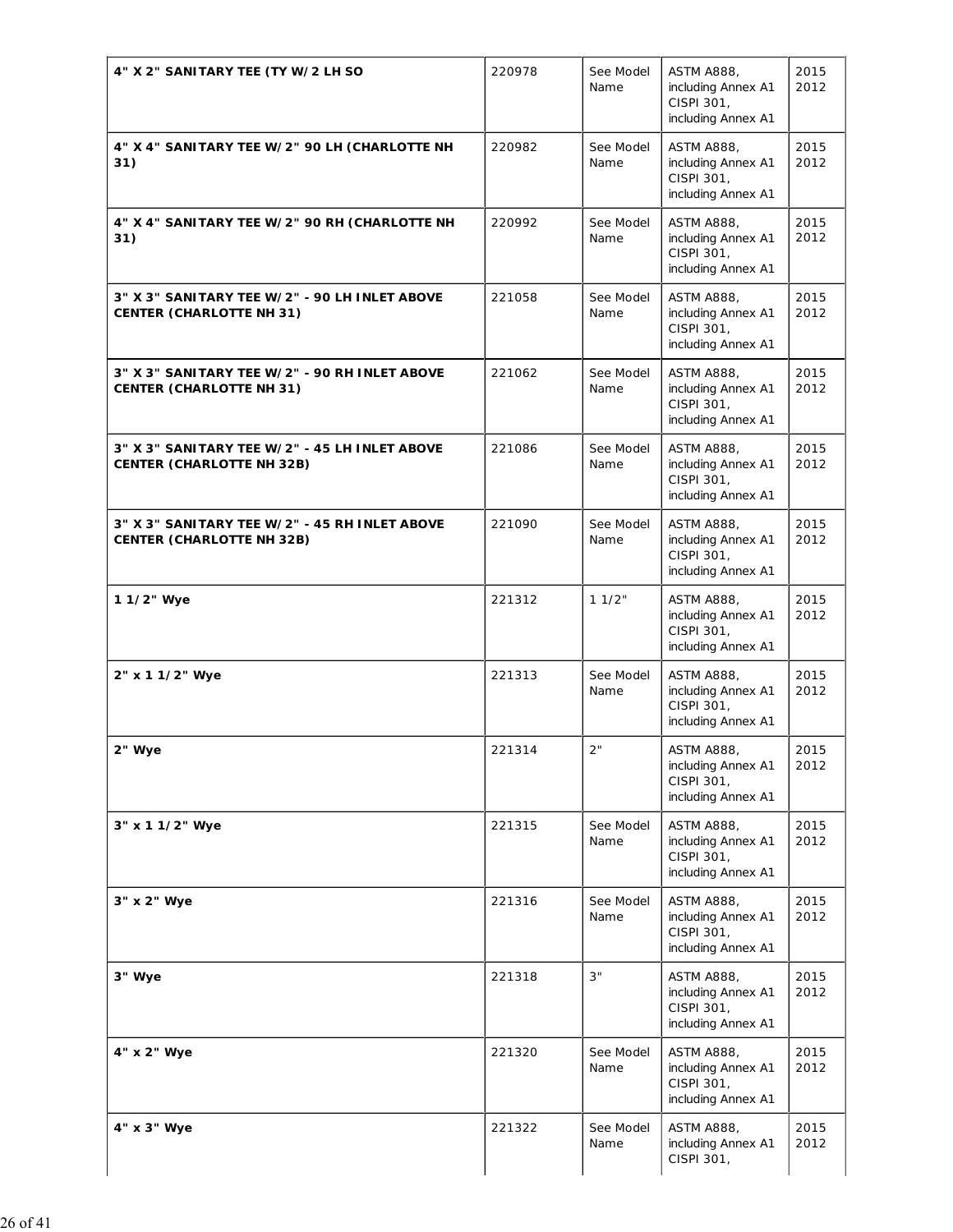| | | | | |
|---|---|---|---|---|
| **4" X 2" SANITARY TEE (TY W/2 LH SO** | 220978 | See Model Name | ASTM A888, including Annex A1 CISPI 301, including Annex A1 | 2015 2012 |
| **4" X 4" SANITARY TEE W/2" 90 LH (CHARLOTTE NH 31)** | 220982 | See Model Name | ASTM A888, including Annex A1 CISPI 301, including Annex A1 | 2015 2012 |
| **4" X 4" SANITARY TEE W/2" 90 RH (CHARLOTTE NH 31)** | 220992 | See Model Name | ASTM A888, including Annex A1 CISPI 301, including Annex A1 | 2015 2012 |
| **3" X 3" SANITARY TEE W/2" - 90 LH INLET ABOVE CENTER (CHARLOTTE NH 31)** | 221058 | See Model Name | ASTM A888, including Annex A1 CISPI 301, including Annex A1 | 2015 2012 |
| **3" X 3" SANITARY TEE W/2" - 90 RH INLET ABOVE CENTER (CHARLOTTE NH 31)** | 221062 | See Model Name | ASTM A888, including Annex A1 CISPI 301, including Annex A1 | 2015 2012 |
| **3" X 3" SANITARY TEE W/2" - 45 LH INLET ABOVE CENTER (CHARLOTTE NH 32B)** | 221086 | See Model Name | ASTM A888, including Annex A1 CISPI 301, including Annex A1 | 2015 2012 |
| **3" X 3" SANITARY TEE W/2" - 45 RH INLET ABOVE CENTER (CHARLOTTE NH 32B)** | 221090 | See Model Name | ASTM A888, including Annex A1 CISPI 301, including Annex A1 | 2015 2012 |
| **1 1/2" Wye** | 221312 | 1 1/2" | ASTM A888, including Annex A1 CISPI 301, including Annex A1 | 2015 2012 |
| **2" x 1 1/2" Wye** | 221313 | See Model Name | ASTM A888, including Annex A1 CISPI 301, including Annex A1 | 2015 2012 |
| **2" Wye** | 221314 | 2" | ASTM A888, including Annex A1 CISPI 301, including Annex A1 | 2015 2012 |
| **3" x 1 1/2" Wye** | 221315 | See Model Name | ASTM A888, including Annex A1 CISPI 301, including Annex A1 | 2015 2012 |
| **3" x 2" Wye** | 221316 | See Model Name | ASTM A888, including Annex A1 CISPI 301, including Annex A1 | 2015 2012 |
| **3" Wye** | 221318 | 3" | ASTM A888, including Annex A1 CISPI 301, including Annex A1 | 2015 2012 |
| **4" x 2" Wye** | 221320 | See Model Name | ASTM A888, including Annex A1 CISPI 301, including Annex A1 | 2015 2012 |
| **4" x 3" Wye** | 221322 | See Model Name | ASTM A888, including Annex A1 CISPI 301, | 2015 2012 |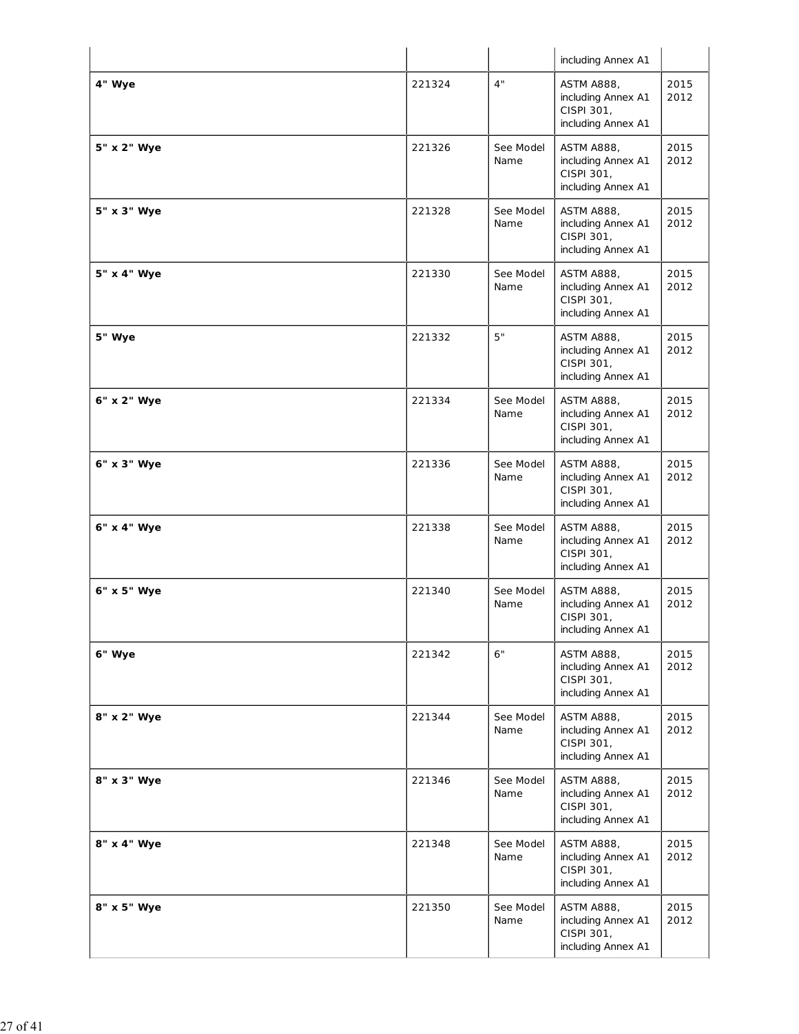| | | | including Annex A1 | |
|---|---|---|---|---|
| **4" Wye** | 221324 | 4" | ASTM A888, including Annex A1 CISPI 301, including Annex A1 | 2015 2012 |
| **5" x 2" Wye** | 221326 | See Model Name | ASTM A888, including Annex A1 CISPI 301, including Annex A1 | 2015 2012 |
| **5" x 3" Wye** | 221328 | See Model Name | ASTM A888, including Annex A1 CISPI 301, including Annex A1 | 2015 2012 |
| **5" x 4" Wye** | 221330 | See Model Name | ASTM A888, including Annex A1 CISPI 301, including Annex A1 | 2015 2012 |
| **5" Wye** | 221332 | 5" | ASTM A888, including Annex A1 CISPI 301, including Annex A1 | 2015 2012 |
| **6" x 2" Wye** | 221334 | See Model Name | ASTM A888, including Annex A1 CISPI 301, including Annex A1 | 2015 2012 |
| **6" x 3" Wye** | 221336 | See Model Name | ASTM A888, including Annex A1 CISPI 301, including Annex A1 | 2015 2012 |
| **6" x 4" Wye** | 221338 | See Model Name | ASTM A888, including Annex A1 CISPI 301, including Annex A1 | 2015 2012 |
| **6" x 5" Wye** | 221340 | See Model Name | ASTM A888, including Annex A1 CISPI 301, including Annex A1 | 2015 2012 |
| **6" Wye** | 221342 | 6" | ASTM A888, including Annex A1 CISPI 301, including Annex A1 | 2015 2012 |
| **8" x 2" Wye** | 221344 | See Model Name | ASTM A888, including Annex A1 CISPI 301, including Annex A1 | 2015 2012 |
| **8" x 3" Wye** | 221346 | See Model Name | ASTM A888, including Annex A1 CISPI 301, including Annex A1 | 2015 2012 |
| **8" x 4" Wye** | 221348 | See Model Name | ASTM A888, including Annex A1 CISPI 301, including Annex A1 | 2015 2012 |
| **8" x 5" Wye** | 221350 | See Model Name | ASTM A888, including Annex A1 CISPI 301, including Annex A1 | 2015 2012 |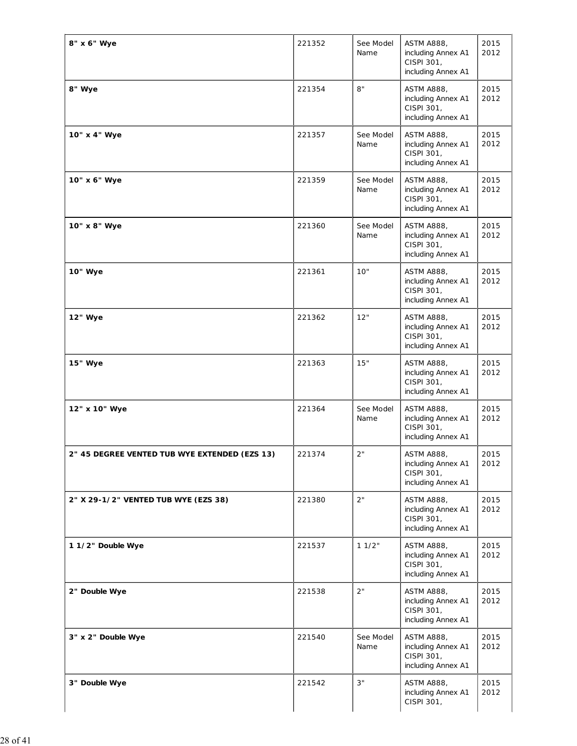| | | | | |
|---|---|---|---|---|
| **8" x 6" Wye** | 221352 | See Model Name | ASTM A888, including Annex A1 CISPI 301, including Annex A1 | 2015 2012 |
| **8" Wye** | 221354 | 8" | ASTM A888, including Annex A1 CISPI 301, including Annex A1 | 2015 2012 |
| **10" x 4" Wye** | 221357 | See Model Name | ASTM A888, including Annex A1 CISPI 301, including Annex A1 | 2015 2012 |
| **10" x 6" Wye** | 221359 | See Model Name | ASTM A888, including Annex A1 CISPI 301, including Annex A1 | 2015 2012 |
| **10" x 8" Wye** | 221360 | See Model Name | ASTM A888, including Annex A1 CISPI 301, including Annex A1 | 2015 2012 |
| **10" Wye** | 221361 | 10" | ASTM A888, including Annex A1 CISPI 301, including Annex A1 | 2015 2012 |
| **12" Wye** | 221362 | 12" | ASTM A888, including Annex A1 CISPI 301, including Annex A1 | 2015 2012 |
| **15" Wye** | 221363 | 15" | ASTM A888, including Annex A1 CISPI 301, including Annex A1 | 2015 2012 |
| **12" x 10" Wye** | 221364 | See Model Name | ASTM A888, including Annex A1 CISPI 301, including Annex A1 | 2015 2012 |
| **2" 45 DEGREE VENTED TUB WYE EXTENDED (EZS 13)** | 221374 | 2" | ASTM A888, including Annex A1 CISPI 301, including Annex A1 | 2015 2012 |
| **2" X 29-1/2" VENTED TUB WYE (EZS 38)** | 221380 | 2" | ASTM A888, including Annex A1 CISPI 301, including Annex A1 | 2015 2012 |
| **1 1/2" Double Wye** | 221537 | 1 1/2" | ASTM A888, including Annex A1 CISPI 301, including Annex A1 | 2015 2012 |
| **2" Double Wye** | 221538 | 2" | ASTM A888, including Annex A1 CISPI 301, including Annex A1 | 2015 2012 |
| **3" x 2" Double Wye** | 221540 | See Model Name | ASTM A888, including Annex A1 CISPI 301, including Annex A1 | 2015 2012 |
| **3" Double Wye** | 221542 | 3" | ASTM A888, including Annex A1 CISPI 301, | 2015 2012 |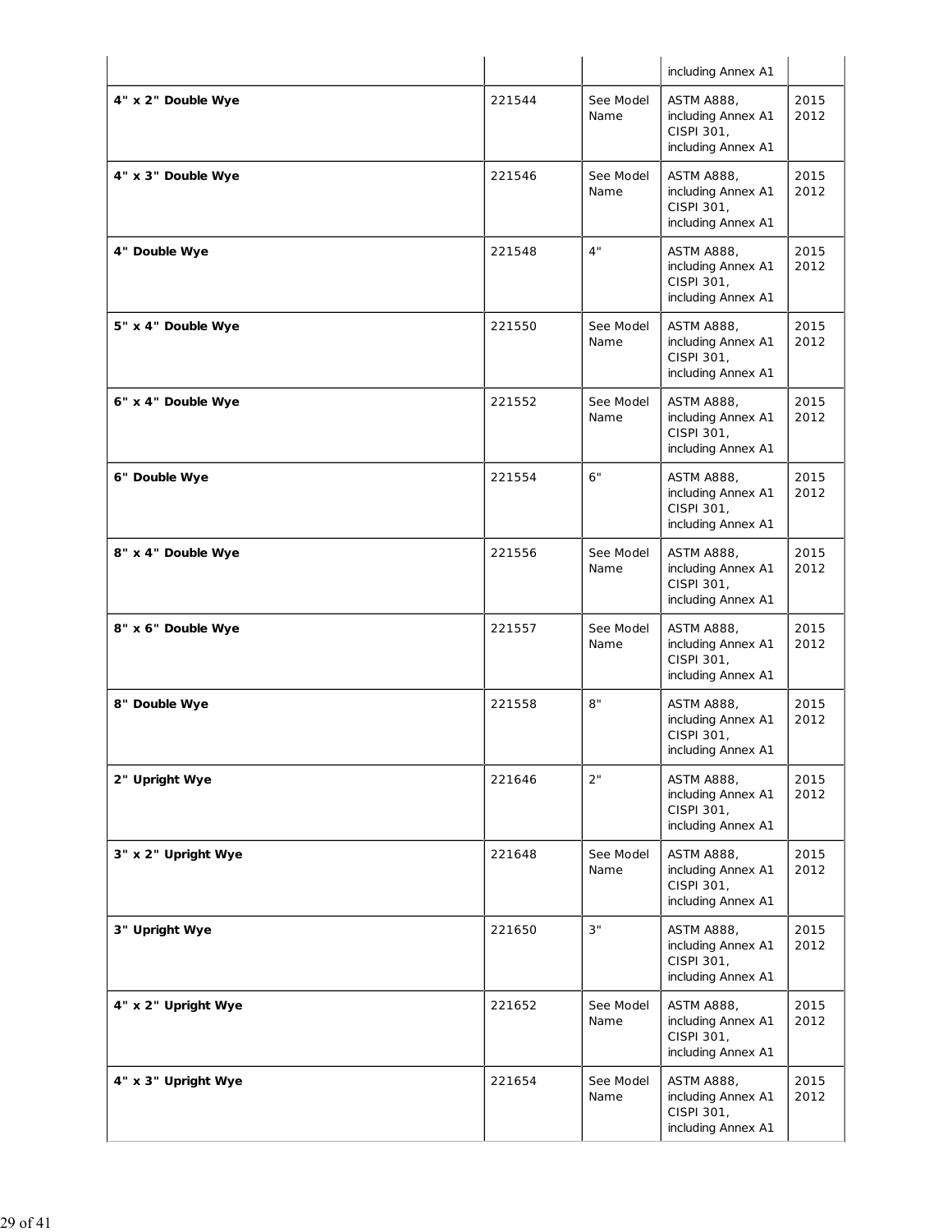| | | | including Annex A1 | |
|---|---|---|---|---|
| **4" x 2" Double Wye** | 221544 | See Model Name | ASTM A888, including Annex A1 CISPI 301, including Annex A1 | 2015 2012 |
| **4" x 3" Double Wye** | 221546 | See Model Name | ASTM A888, including Annex A1 CISPI 301, including Annex A1 | 2015 2012 |
| **4" Double Wye** | 221548 | 4" | ASTM A888, including Annex A1 CISPI 301, including Annex A1 | 2015 2012 |
| **5" x 4" Double Wye** | 221550 | See Model Name | ASTM A888, including Annex A1 CISPI 301, including Annex A1 | 2015 2012 |
| **6" x 4" Double Wye** | 221552 | See Model Name | ASTM A888, including Annex A1 CISPI 301, including Annex A1 | 2015 2012 |
| **6" Double Wye** | 221554 | 6" | ASTM A888, including Annex A1 CISPI 301, including Annex A1 | 2015 2012 |
| **8" x 4" Double Wye** | 221556 | See Model Name | ASTM A888, including Annex A1 CISPI 301, including Annex A1 | 2015 2012 |
| **8" x 6" Double Wye** | 221557 | See Model Name | ASTM A888, including Annex A1 CISPI 301, including Annex A1 | 2015 2012 |
| **8" Double Wye** | 221558 | 8" | ASTM A888, including Annex A1 CISPI 301, including Annex A1 | 2015 2012 |
| **2" Upright Wye** | 221646 | 2" | ASTM A888, including Annex A1 CISPI 301, including Annex A1 | 2015 2012 |
| **3" x 2" Upright Wye** | 221648 | See Model Name | ASTM A888, including Annex A1 CISPI 301, including Annex A1 | 2015 2012 |
| **3" Upright Wye** | 221650 | 3" | ASTM A888, including Annex A1 CISPI 301, including Annex A1 | 2015 2012 |
| **4" x 2" Upright Wye** | 221652 | See Model Name | ASTM A888, including Annex A1 CISPI 301, including Annex A1 | 2015 2012 |
| **4" x 3" Upright Wye** | 221654 | See Model Name | ASTM A888, including Annex A1 CISPI 301, including Annex A1 | 2015 2012 |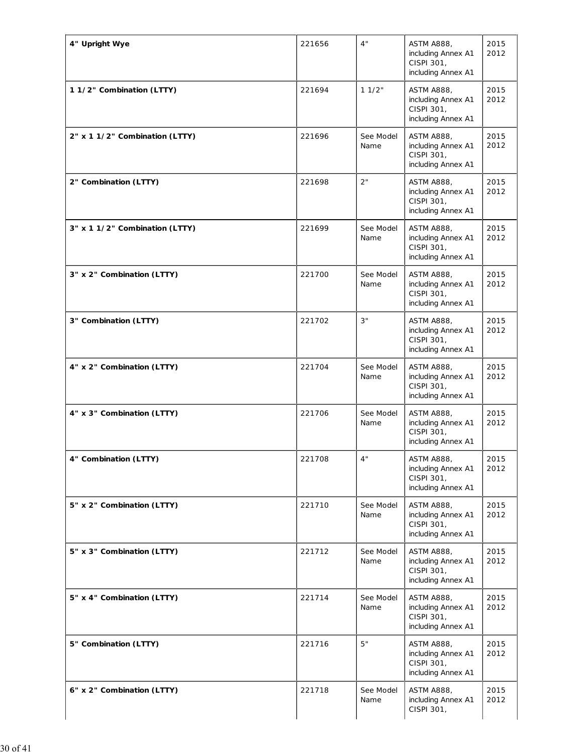| | | | | |
|---|---|---|---|---|
| **4" Upright Wye** | 221656 | 4" | ASTM A888, including Annex A1 CISPI 301, including Annex A1 | 2015 2012 |
| **1 1/2" Combination (LTTY)** | 221694 | 1 1/2" | ASTM A888, including Annex A1 CISPI 301, including Annex A1 | 2015 2012 |
| **2" x 1 1/2" Combination (LTTY)** | 221696 | See Model Name | ASTM A888, including Annex A1 CISPI 301, including Annex A1 | 2015 2012 |
| **2" Combination (LTTY)** | 221698 | 2" | ASTM A888, including Annex A1 CISPI 301, including Annex A1 | 2015 2012 |
| **3" x 1 1/2" Combination (LTTY)** | 221699 | See Model Name | ASTM A888, including Annex A1 CISPI 301, including Annex A1 | 2015 2012 |
| **3" x 2" Combination (LTTY)** | 221700 | See Model Name | ASTM A888, including Annex A1 CISPI 301, including Annex A1 | 2015 2012 |
| **3" Combination (LTTY)** | 221702 | 3" | ASTM A888, including Annex A1 CISPI 301, including Annex A1 | 2015 2012 |
| **4" x 2" Combination (LTTY)** | 221704 | See Model Name | ASTM A888, including Annex A1 CISPI 301, including Annex A1 | 2015 2012 |
| **4" x 3" Combination (LTTY)** | 221706 | See Model Name | ASTM A888, including Annex A1 CISPI 301, including Annex A1 | 2015 2012 |
| **4" Combination (LTTY)** | 221708 | 4" | ASTM A888, including Annex A1 CISPI 301, including Annex A1 | 2015 2012 |
| **5" x 2" Combination (LTTY)** | 221710 | See Model Name | ASTM A888, including Annex A1 CISPI 301, including Annex A1 | 2015 2012 |
| **5" x 3" Combination (LTTY)** | 221712 | See Model Name | ASTM A888, including Annex A1 CISPI 301, including Annex A1 | 2015 2012 |
| **5" x 4" Combination (LTTY)** | 221714 | See Model Name | ASTM A888, including Annex A1 CISPI 301, including Annex A1 | 2015 2012 |
| **5" Combination (LTTY)** | 221716 | 5" | ASTM A888, including Annex A1 CISPI 301, including Annex A1 | 2015 2012 |
| **6" x 2" Combination (LTTY)** | 221718 | See Model Name | ASTM A888, including Annex A1 CISPI 301, | 2015 2012 |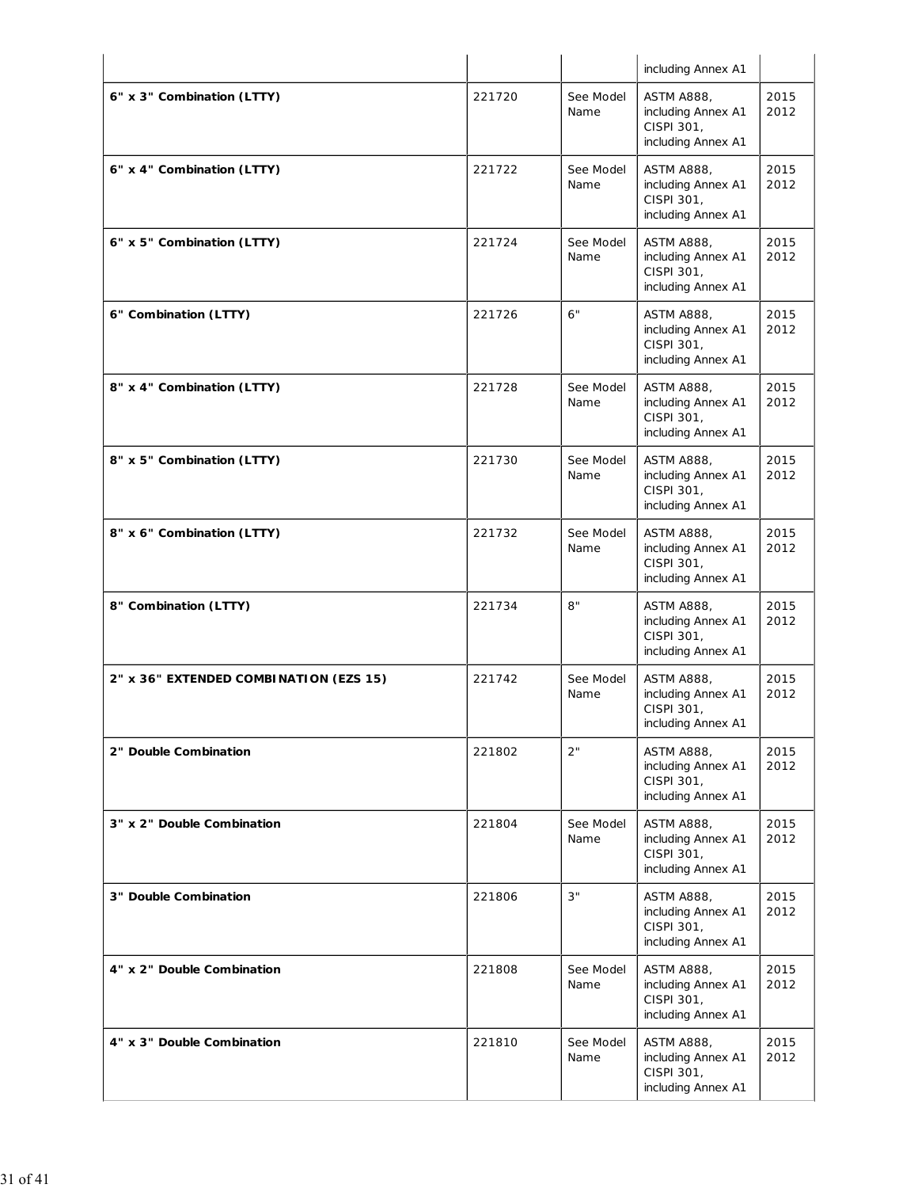| | | | including Annex A1 | |
|---|---|---|---|---|
| **6" x 3" Combination (LTTY)** | 221720 | See Model Name | ASTM A888, including Annex A1 CISPI 301, including Annex A1 | 2015 2012 |
| **6" x 4" Combination (LTTY)** | 221722 | See Model Name | ASTM A888, including Annex A1 CISPI 301, including Annex A1 | 2015 2012 |
| **6" x 5" Combination (LTTY)** | 221724 | See Model Name | ASTM A888, including Annex A1 CISPI 301, including Annex A1 | 2015 2012 |
| **6" Combination (LTTY)** | 221726 | 6" | ASTM A888, including Annex A1 CISPI 301, including Annex A1 | 2015 2012 |
| **8" x 4" Combination (LTTY)** | 221728 | See Model Name | ASTM A888, including Annex A1 CISPI 301, including Annex A1 | 2015 2012 |
| **8" x 5" Combination (LTTY)** | 221730 | See Model Name | ASTM A888, including Annex A1 CISPI 301, including Annex A1 | 2015 2012 |
| **8" x 6" Combination (LTTY)** | 221732 | See Model Name | ASTM A888, including Annex A1 CISPI 301, including Annex A1 | 2015 2012 |
| **8" Combination (LTTY)** | 221734 | 8" | ASTM A888, including Annex A1 CISPI 301, including Annex A1 | 2015 2012 |
| **2" x 36" EXTENDED COMBINATION (EZS 15)** | 221742 | See Model Name | ASTM A888, including Annex A1 CISPI 301, including Annex A1 | 2015 2012 |
| **2" Double Combination** | 221802 | 2" | ASTM A888, including Annex A1 CISPI 301, including Annex A1 | 2015 2012 |
| **3" x 2" Double Combination** | 221804 | See Model Name | ASTM A888, including Annex A1 CISPI 301, including Annex A1 | 2015 2012 |
| **3" Double Combination** | 221806 | 3" | ASTM A888, including Annex A1 CISPI 301, including Annex A1 | 2015 2012 |
| **4" x 2" Double Combination** | 221808 | See Model Name | ASTM A888, including Annex A1 CISPI 301, including Annex A1 | 2015 2012 |
| **4" x 3" Double Combination** | 221810 | See Model Name | ASTM A888, including Annex A1 CISPI 301, including Annex A1 | 2015 2012 |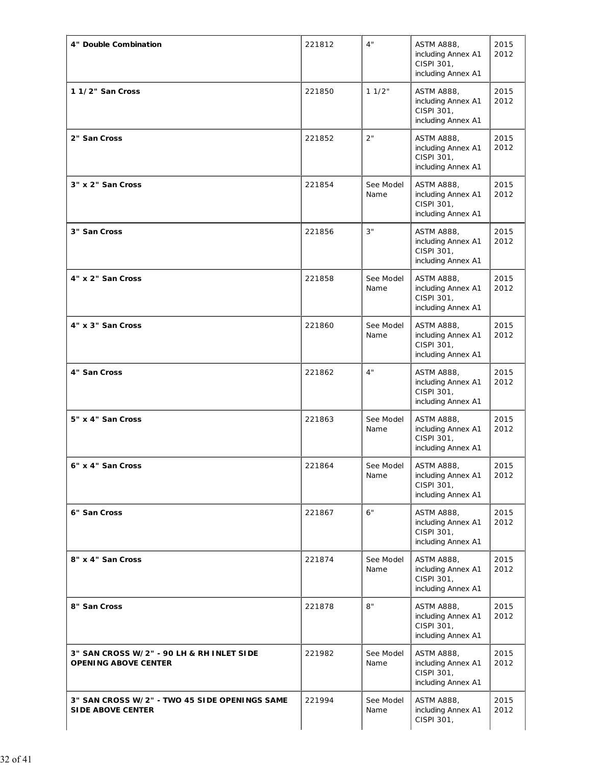| | | | | |
|---|---|---|---|---|
| **4" Double Combination** | 221812 | 4" | ASTM A888, including Annex A1 CISPI 301, including Annex A1 | 2015 2012 |
| **1 1/2" San Cross** | 221850 | 1 1/2" | ASTM A888, including Annex A1 CISPI 301, including Annex A1 | 2015 2012 |
| **2" San Cross** | 221852 | 2" | ASTM A888, including Annex A1 CISPI 301, including Annex A1 | 2015 2012 |
| **3" x 2" San Cross** | 221854 | See Model Name | ASTM A888, including Annex A1 CISPI 301, including Annex A1 | 2015 2012 |
| **3" San Cross** | 221856 | 3" | ASTM A888, including Annex A1 CISPI 301, including Annex A1 | 2015 2012 |
| **4" x 2" San Cross** | 221858 | See Model Name | ASTM A888, including Annex A1 CISPI 301, including Annex A1 | 2015 2012 |
| **4" x 3" San Cross** | 221860 | See Model Name | ASTM A888, including Annex A1 CISPI 301, including Annex A1 | 2015 2012 |
| **4" San Cross** | 221862 | 4" | ASTM A888, including Annex A1 CISPI 301, including Annex A1 | 2015 2012 |
| **5" x 4" San Cross** | 221863 | See Model Name | ASTM A888, including Annex A1 CISPI 301, including Annex A1 | 2015 2012 |
| **6" x 4" San Cross** | 221864 | See Model Name | ASTM A888, including Annex A1 CISPI 301, including Annex A1 | 2015 2012 |
| **6" San Cross** | 221867 | 6" | ASTM A888, including Annex A1 CISPI 301, including Annex A1 | 2015 2012 |
| **8" x 4" San Cross** | 221874 | See Model Name | ASTM A888, including Annex A1 CISPI 301, including Annex A1 | 2015 2012 |
| **8" San Cross** | 221878 | 8" | ASTM A888, including Annex A1 CISPI 301, including Annex A1 | 2015 2012 |
| **3" SAN CROSS W/2" - 90 LH & RH INLET SIDE OPENING ABOVE CENTER** | 221982 | See Model Name | ASTM A888, including Annex A1 CISPI 301, including Annex A1 | 2015 2012 |
| **3" SAN CROSS W/2" - TWO 45 SIDE OPENINGS SAME SIDE ABOVE CENTER** | 221994 | See Model Name | ASTM A888, including Annex A1 CISPI 301, | 2015 2012 |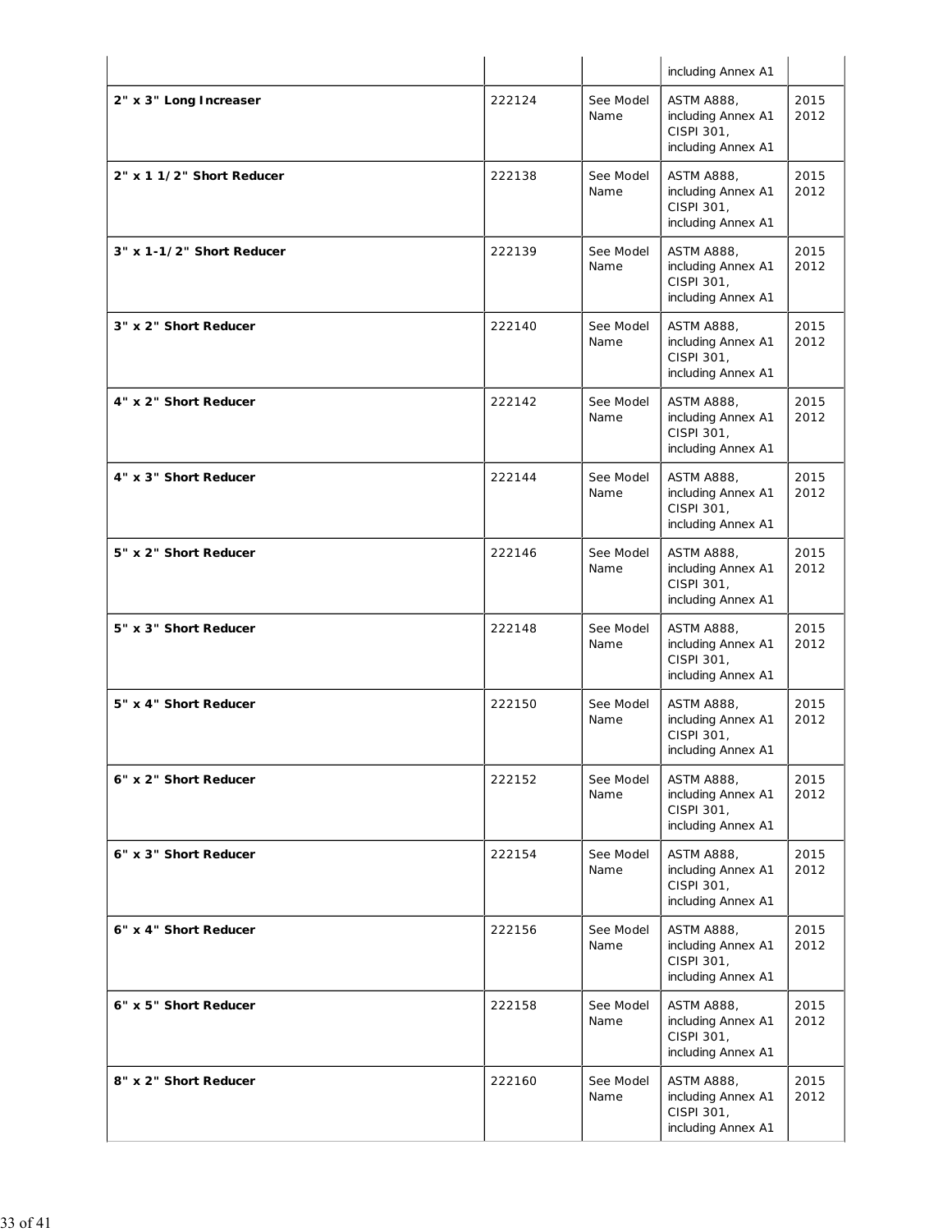| | | | including Annex A1 | |
|---|---|---|---|---|
| **2" x 3" Long Increaser** | 222124 | See Model Name | ASTM A888, including Annex A1 CISPI 301, including Annex A1 | 2015 2012 |
| **2" x 1 1/2" Short Reducer** | 222138 | See Model Name | ASTM A888, including Annex A1 CISPI 301, including Annex A1 | 2015 2012 |
| **3" x 1-1/2" Short Reducer** | 222139 | See Model Name | ASTM A888, including Annex A1 CISPI 301, including Annex A1 | 2015 2012 |
| **3" x 2" Short Reducer** | 222140 | See Model Name | ASTM A888, including Annex A1 CISPI 301, including Annex A1 | 2015 2012 |
| **4" x 2" Short Reducer** | 222142 | See Model Name | ASTM A888, including Annex A1 CISPI 301, including Annex A1 | 2015 2012 |
| **4" x 3" Short Reducer** | 222144 | See Model Name | ASTM A888, including Annex A1 CISPI 301, including Annex A1 | 2015 2012 |
| **5" x 2" Short Reducer** | 222146 | See Model Name | ASTM A888, including Annex A1 CISPI 301, including Annex A1 | 2015 2012 |
| **5" x 3" Short Reducer** | 222148 | See Model Name | ASTM A888, including Annex A1 CISPI 301, including Annex A1 | 2015 2012 |
| **5" x 4" Short Reducer** | 222150 | See Model Name | ASTM A888, including Annex A1 CISPI 301, including Annex A1 | 2015 2012 |
| **6" x 2" Short Reducer** | 222152 | See Model Name | ASTM A888, including Annex A1 CISPI 301, including Annex A1 | 2015 2012 |
| **6" x 3" Short Reducer** | 222154 | See Model Name | ASTM A888, including Annex A1 CISPI 301, including Annex A1 | 2015 2012 |
| **6" x 4" Short Reducer** | 222156 | See Model Name | ASTM A888, including Annex A1 CISPI 301, including Annex A1 | 2015 2012 |
| **6" x 5" Short Reducer** | 222158 | See Model Name | ASTM A888, including Annex A1 CISPI 301, including Annex A1 | 2015 2012 |
| **8" x 2" Short Reducer** | 222160 | See Model Name | ASTM A888, including Annex A1 CISPI 301, including Annex A1 | 2015 2012 |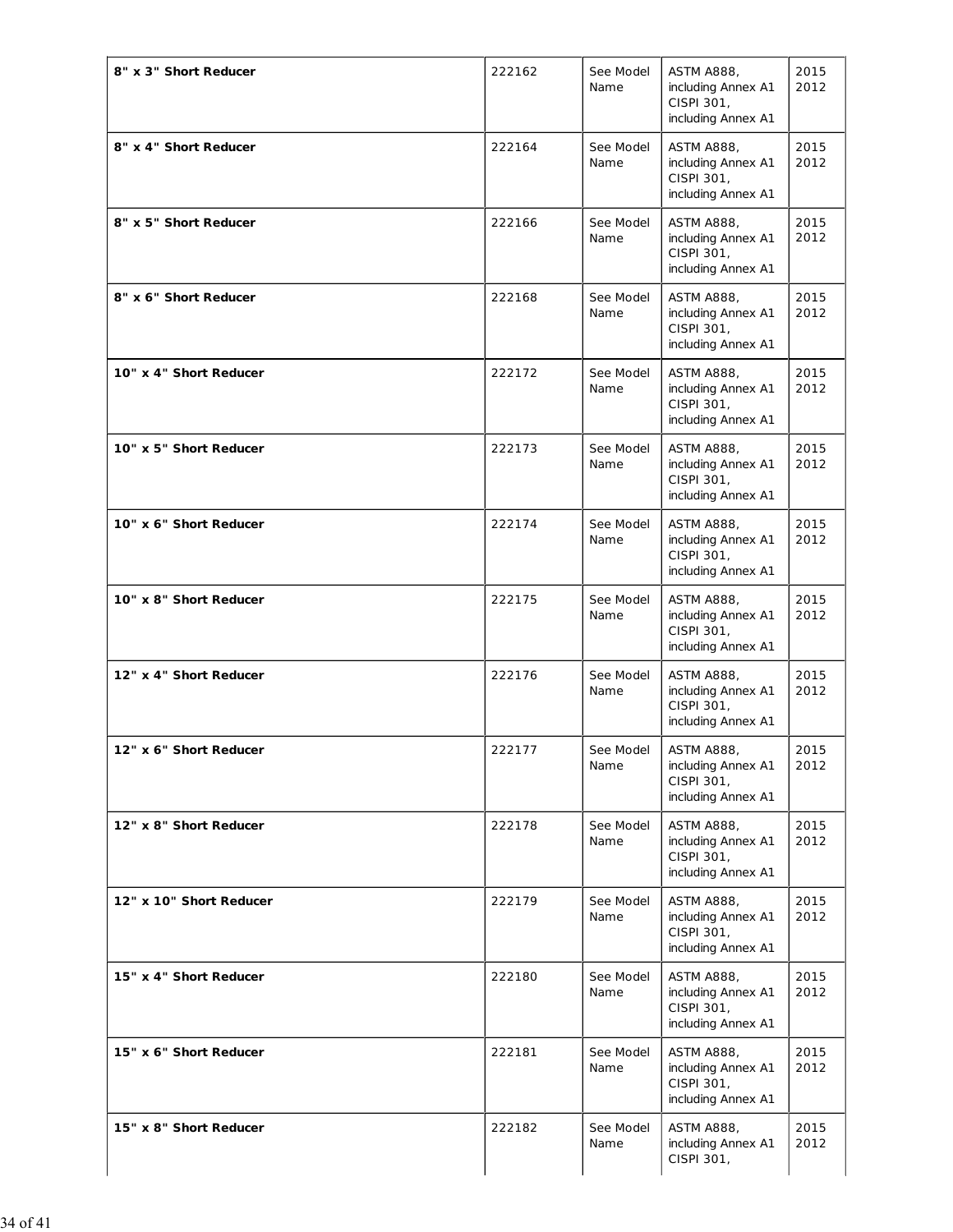| **8" x 3" Short Reducer** | 222162 | See Model Name | ASTM A888, including Annex A1 CISPI 301, including Annex A1 | 2015 2012 |
|---|---|---|---|---|
| **8" x 4" Short Reducer** | 222164 | See Model Name | ASTM A888, including Annex A1 CISPI 301, including Annex A1 | 2015 2012 |
| **8" x 5" Short Reducer** | 222166 | See Model Name | ASTM A888, including Annex A1 CISPI 301, including Annex A1 | 2015 2012 |
| **8" x 6" Short Reducer** | 222168 | See Model Name | ASTM A888, including Annex A1 CISPI 301, including Annex A1 | 2015 2012 |
| **10" x 4" Short Reducer** | 222172 | See Model Name | ASTM A888, including Annex A1 CISPI 301, including Annex A1 | 2015 2012 |
| **10" x 5" Short Reducer** | 222173 | See Model Name | ASTM A888, including Annex A1 CISPI 301, including Annex A1 | 2015 2012 |
| **10" x 6" Short Reducer** | 222174 | See Model Name | ASTM A888, including Annex A1 CISPI 301, including Annex A1 | 2015 2012 |
| **10" x 8" Short Reducer** | 222175 | See Model Name | ASTM A888, including Annex A1 CISPI 301, including Annex A1 | 2015 2012 |
| **12" x 4" Short Reducer** | 222176 | See Model Name | ASTM A888, including Annex A1 CISPI 301, including Annex A1 | 2015 2012 |
| **12" x 6" Short Reducer** | 222177 | See Model Name | ASTM A888, including Annex A1 CISPI 301, including Annex A1 | 2015 2012 |
| **12" x 8" Short Reducer** | 222178 | See Model Name | ASTM A888, including Annex A1 CISPI 301, including Annex A1 | 2015 2012 |
| **12" x 10" Short Reducer** | 222179 | See Model Name | ASTM A888, including Annex A1 CISPI 301, including Annex A1 | 2015 2012 |
| **15" x 4" Short Reducer** | 222180 | See Model Name | ASTM A888, including Annex A1 CISPI 301, including Annex A1 | 2015 2012 |
| **15" x 6" Short Reducer** | 222181 | See Model Name | ASTM A888, including Annex A1 CISPI 301, including Annex A1 | 2015 2012 |
| **15" x 8" Short Reducer** | 222182 | See Model Name | ASTM A888, including Annex A1 CISPI 301, | 2015 2012 |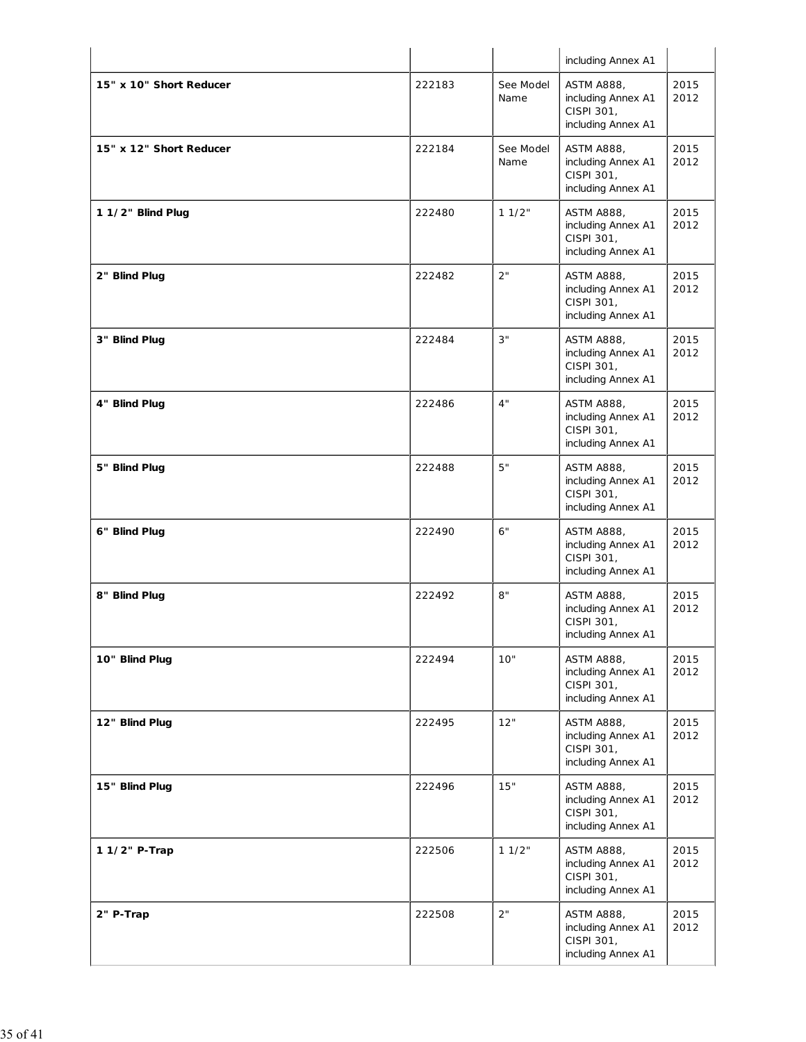| | | | including Annex A1 | |
|---|---|---|---|---|
| **15" x 10" Short Reducer** | 222183 | See Model Name | ASTM A888, including Annex A1 CISPI 301, including Annex A1 | 2015 2012 |
| **15" x 12" Short Reducer** | 222184 | See Model Name | ASTM A888, including Annex A1 CISPI 301, including Annex A1 | 2015 2012 |
| **1 1/2" Blind Plug** | 222480 | 1 1/2" | ASTM A888, including Annex A1 CISPI 301, including Annex A1 | 2015 2012 |
| **2" Blind Plug** | 222482 | 2" | ASTM A888, including Annex A1 CISPI 301, including Annex A1 | 2015 2012 |
| **3" Blind Plug** | 222484 | 3" | ASTM A888, including Annex A1 CISPI 301, including Annex A1 | 2015 2012 |
| **4" Blind Plug** | 222486 | 4" | ASTM A888, including Annex A1 CISPI 301, including Annex A1 | 2015 2012 |
| **5" Blind Plug** | 222488 | 5" | ASTM A888, including Annex A1 CISPI 301, including Annex A1 | 2015 2012 |
| **6" Blind Plug** | 222490 | 6" | ASTM A888, including Annex A1 CISPI 301, including Annex A1 | 2015 2012 |
| **8" Blind Plug** | 222492 | 8" | ASTM A888, including Annex A1 CISPI 301, including Annex A1 | 2015 2012 |
| **10" Blind Plug** | 222494 | 10" | ASTM A888, including Annex A1 CISPI 301, including Annex A1 | 2015 2012 |
| **12" Blind Plug** | 222495 | 12" | ASTM A888, including Annex A1 CISPI 301, including Annex A1 | 2015 2012 |
| **15" Blind Plug** | 222496 | 15" | ASTM A888, including Annex A1 CISPI 301, including Annex A1 | 2015 2012 |
| **1 1/2" P-Trap** | 222506 | 1 1/2" | ASTM A888, including Annex A1 CISPI 301, including Annex A1 | 2015 2012 |
| **2" P-Trap** | 222508 | 2" | ASTM A888, including Annex A1 CISPI 301, including Annex A1 | 2015 2012 |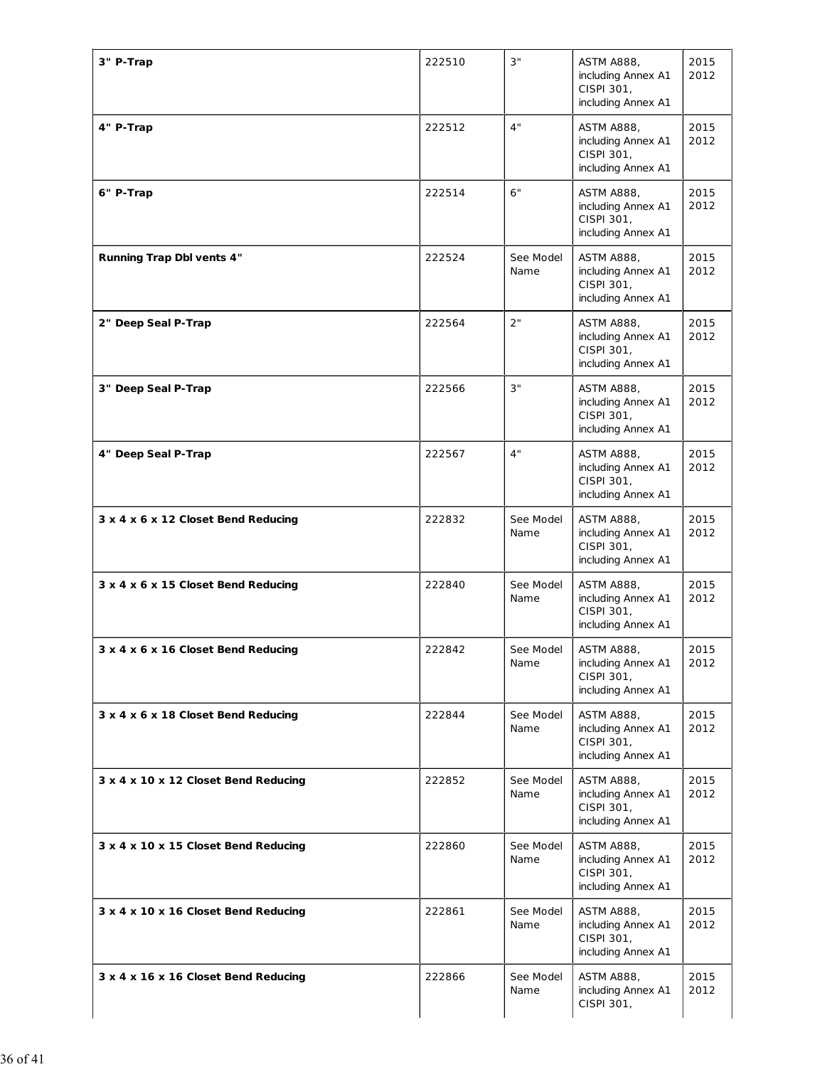| | | | | |
|---|---|---|---|---|
| **3" P-Trap** | 222510 | 3" | ASTM A888, including Annex A1 CISPI 301, including Annex A1 | 2015 2012 |
| **4" P-Trap** | 222512 | 4" | ASTM A888, including Annex A1 CISPI 301, including Annex A1 | 2015 2012 |
| **6" P-Trap** | 222514 | 6" | ASTM A888, including Annex A1 CISPI 301, including Annex A1 | 2015 2012 |
| **Running Trap Dbl vents 4"** | 222524 | See Model Name | ASTM A888, including Annex A1 CISPI 301, including Annex A1 | 2015 2012 |
| **2" Deep Seal P-Trap** | 222564 | 2" | ASTM A888, including Annex A1 CISPI 301, including Annex A1 | 2015 2012 |
| **3" Deep Seal P-Trap** | 222566 | 3" | ASTM A888, including Annex A1 CISPI 301, including Annex A1 | 2015 2012 |
| **4" Deep Seal P-Trap** | 222567 | 4" | ASTM A888, including Annex A1 CISPI 301, including Annex A1 | 2015 2012 |
| **3 x 4 x 6 x 12 Closet Bend Reducing** | 222832 | See Model Name | ASTM A888, including Annex A1 CISPI 301, including Annex A1 | 2015 2012 |
| **3 x 4 x 6 x 15 Closet Bend Reducing** | 222840 | See Model Name | ASTM A888, including Annex A1 CISPI 301, including Annex A1 | 2015 2012 |
| **3 x 4 x 6 x 16 Closet Bend Reducing** | 222842 | See Model Name | ASTM A888, including Annex A1 CISPI 301, including Annex A1 | 2015 2012 |
| **3 x 4 x 6 x 18 Closet Bend Reducing** | 222844 | See Model Name | ASTM A888, including Annex A1 CISPI 301, including Annex A1 | 2015 2012 |
| **3 x 4 x 10 x 12 Closet Bend Reducing** | 222852 | See Model Name | ASTM A888, including Annex A1 CISPI 301, including Annex A1 | 2015 2012 |
| **3 x 4 x 10 x 15 Closet Bend Reducing** | 222860 | See Model Name | ASTM A888, including Annex A1 CISPI 301, including Annex A1 | 2015 2012 |
| **3 x 4 x 10 x 16 Closet Bend Reducing** | 222861 | See Model Name | ASTM A888, including Annex A1 CISPI 301, including Annex A1 | 2015 2012 |
| **3 x 4 x 16 x 16 Closet Bend Reducing** | 222866 | See Model Name | ASTM A888, including Annex A1 CISPI 301, | 2015 2012 |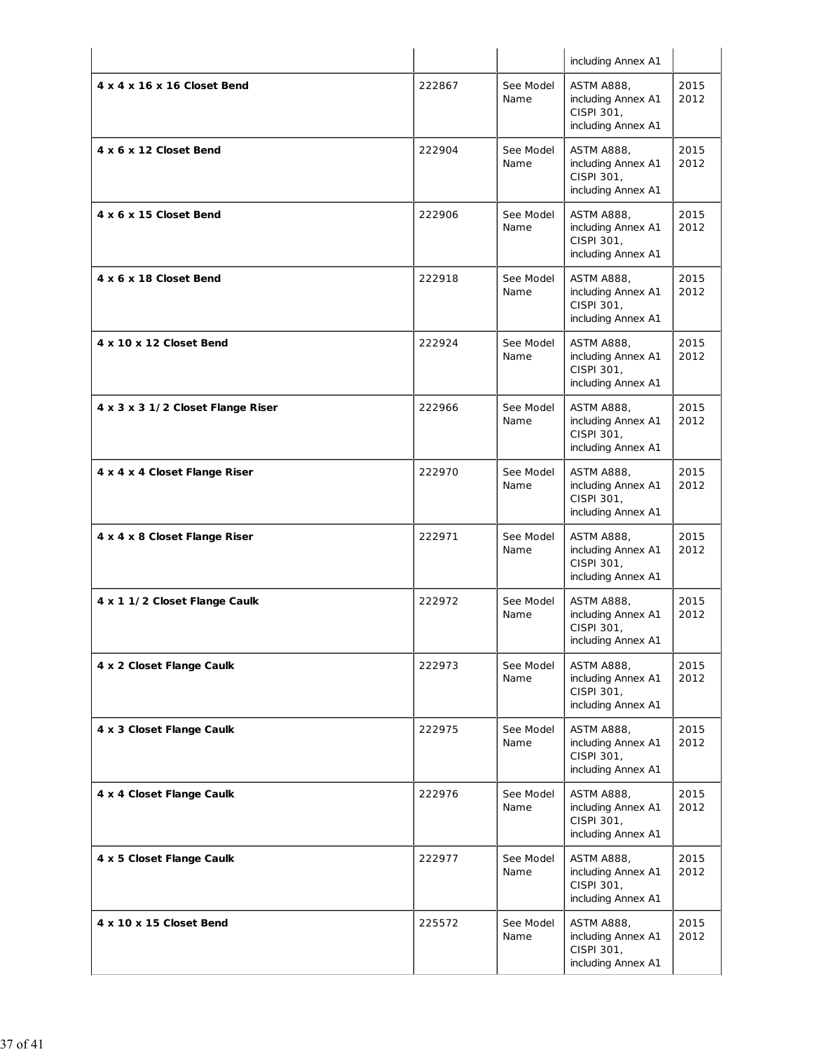| | | | including Annex A1 | |
|---|---|---|---|---|
| **4 x 4 x 16 x 16 Closet Bend** | 222867 | See Model Name | ASTM A888, including Annex A1 CISPI 301, including Annex A1 | 2015 2012 |
| **4 x 6 x 12 Closet Bend** | 222904 | See Model Name | ASTM A888, including Annex A1 CISPI 301, including Annex A1 | 2015 2012 |
| **4 x 6 x 15 Closet Bend** | 222906 | See Model Name | ASTM A888, including Annex A1 CISPI 301, including Annex A1 | 2015 2012 |
| **4 x 6 x 18 Closet Bend** | 222918 | See Model Name | ASTM A888, including Annex A1 CISPI 301, including Annex A1 | 2015 2012 |
| **4 x 10 x 12 Closet Bend** | 222924 | See Model Name | ASTM A888, including Annex A1 CISPI 301, including Annex A1 | 2015 2012 |
| **4 x 3 x 3 1/2 Closet Flange Riser** | 222966 | See Model Name | ASTM A888, including Annex A1 CISPI 301, including Annex A1 | 2015 2012 |
| **4 x 4 x 4 Closet Flange Riser** | 222970 | See Model Name | ASTM A888, including Annex A1 CISPI 301, including Annex A1 | 2015 2012 |
| **4 x 4 x 8 Closet Flange Riser** | 222971 | See Model Name | ASTM A888, including Annex A1 CISPI 301, including Annex A1 | 2015 2012 |
| **4 x 1 1/2 Closet Flange Caulk** | 222972 | See Model Name | ASTM A888, including Annex A1 CISPI 301, including Annex A1 | 2015 2012 |
| **4 x 2 Closet Flange Caulk** | 222973 | See Model Name | ASTM A888, including Annex A1 CISPI 301, including Annex A1 | 2015 2012 |
| **4 x 3 Closet Flange Caulk** | 222975 | See Model Name | ASTM A888, including Annex A1 CISPI 301, including Annex A1 | 2015 2012 |
| **4 x 4 Closet Flange Caulk** | 222976 | See Model Name | ASTM A888, including Annex A1 CISPI 301, including Annex A1 | 2015 2012 |
| **4 x 5 Closet Flange Caulk** | 222977 | See Model Name | ASTM A888, including Annex A1 CISPI 301, including Annex A1 | 2015 2012 |
| **4 x 10 x 15 Closet Bend** | 225572 | See Model Name | ASTM A888, including Annex A1 CISPI 301, including Annex A1 | 2015 2012 |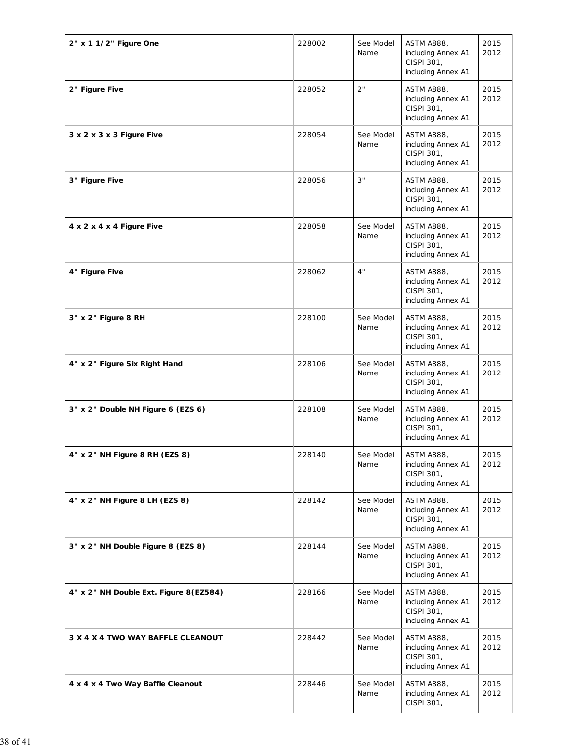| | | | | |
|---|---|---|---|---|
| **2" x 1 1/2" Figure One** | 228002 | See Model Name | ASTM A888, including Annex A1 CISPI 301, including Annex A1 | 2015 2012 |
| **2" Figure Five** | 228052 | 2" | ASTM A888, including Annex A1 CISPI 301, including Annex A1 | 2015 2012 |
| **3 x 2 x 3 x 3 Figure Five** | 228054 | See Model Name | ASTM A888, including Annex A1 CISPI 301, including Annex A1 | 2015 2012 |
| **3" Figure Five** | 228056 | 3" | ASTM A888, including Annex A1 CISPI 301, including Annex A1 | 2015 2012 |
| **4 x 2 x 4 x 4 Figure Five** | 228058 | See Model Name | ASTM A888, including Annex A1 CISPI 301, including Annex A1 | 2015 2012 |
| **4" Figure Five** | 228062 | 4" | ASTM A888, including Annex A1 CISPI 301, including Annex A1 | 2015 2012 |
| **3" x 2" Figure 8 RH** | 228100 | See Model Name | ASTM A888, including Annex A1 CISPI 301, including Annex A1 | 2015 2012 |
| **4" x 2" Figure Six Right Hand** | 228106 | See Model Name | ASTM A888, including Annex A1 CISPI 301, including Annex A1 | 2015 2012 |
| **3" x 2" Double NH Figure 6 (EZS 6)** | 228108 | See Model Name | ASTM A888, including Annex A1 CISPI 301, including Annex A1 | 2015 2012 |
| **4" x 2" NH Figure 8 RH (EZS 8)** | 228140 | See Model Name | ASTM A888, including Annex A1 CISPI 301, including Annex A1 | 2015 2012 |
| **4" x 2" NH Figure 8 LH (EZS 8)** | 228142 | See Model Name | ASTM A888, including Annex A1 CISPI 301, including Annex A1 | 2015 2012 |
| **3" x 2" NH Double Figure 8 (EZS 8)** | 228144 | See Model Name | ASTM A888, including Annex A1 CISPI 301, including Annex A1 | 2015 2012 |
| **4" x 2" NH Double Ext. Figure 8(EZ584)** | 228166 | See Model Name | ASTM A888, including Annex A1 CISPI 301, including Annex A1 | 2015 2012 |
| **3 X 4 X 4 TWO WAY BAFFLE CLEANOUT** | 228442 | See Model Name | ASTM A888, including Annex A1 CISPI 301, including Annex A1 | 2015 2012 |
| **4 x 4 x 4 Two Way Baffle Cleanout** | 228446 | See Model Name | ASTM A888, including Annex A1 CISPI 301, | 2015 2012 |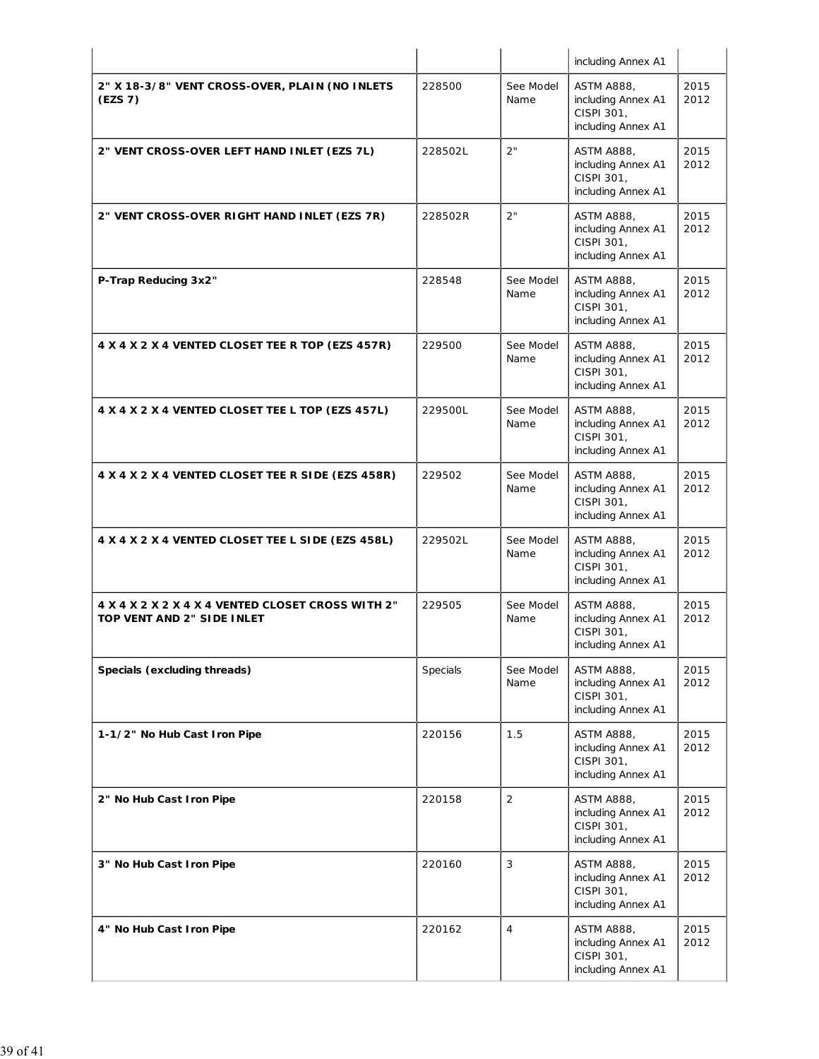| | | | including Annex A1 | |
|---|---|---|---|---|
| **2" X 18-3/8" VENT CROSS-OVER, PLAIN (NO INLETS (EZS 7)** | 228500 | See Model Name | ASTM A888, including Annex A1 CISPI 301, including Annex A1 | 2015 2012 |
| **2" VENT CROSS-OVER LEFT HAND INLET (EZS 7L)** | 228502L | 2" | ASTM A888, including Annex A1 CISPI 301, including Annex A1 | 2015 2012 |
| **2" VENT CROSS-OVER RIGHT HAND INLET (EZS 7R)** | 228502R | 2" | ASTM A888, including Annex A1 CISPI 301, including Annex A1 | 2015 2012 |
| **P-Trap Reducing 3x2"** | 228548 | See Model Name | ASTM A888, including Annex A1 CISPI 301, including Annex A1 | 2015 2012 |
| **4 X 4 X 2 X 4 VENTED CLOSET TEE R TOP (EZS 457R)** | 229500 | See Model Name | ASTM A888, including Annex A1 CISPI 301, including Annex A1 | 2015 2012 |
| **4 X 4 X 2 X 4 VENTED CLOSET TEE L TOP (EZS 457L)** | 229500L | See Model Name | ASTM A888, including Annex A1 CISPI 301, including Annex A1 | 2015 2012 |
| **4 X 4 X 2 X 4 VENTED CLOSET TEE R SIDE (EZS 458R)** | 229502 | See Model Name | ASTM A888, including Annex A1 CISPI 301, including Annex A1 | 2015 2012 |
| **4 X 4 X 2 X 4 VENTED CLOSET TEE L SIDE (EZS 458L)** | 229502L | See Model Name | ASTM A888, including Annex A1 CISPI 301, including Annex A1 | 2015 2012 |
| **4 X 4 X 2 X 2 X 4 X 4 VENTED CLOSET CROSS WITH 2" TOP VENT AND 2" SIDE INLET** | 229505 | See Model Name | ASTM A888, including Annex A1 CISPI 301, including Annex A1 | 2015 2012 |
| **Specials (excluding threads)** | Specials | See Model Name | ASTM A888, including Annex A1 CISPI 301, including Annex A1 | 2015 2012 |
| **1-1/2" No Hub Cast Iron Pipe** | 220156 | 1.5 | ASTM A888, including Annex A1 CISPI 301, including Annex A1 | 2015 2012 |
| **2" No Hub Cast Iron Pipe** | 220158 | 2 | ASTM A888, including Annex A1 CISPI 301, including Annex A1 | 2015 2012 |
| **3" No Hub Cast Iron Pipe** | 220160 | 3 | ASTM A888, including Annex A1 CISPI 301, including Annex A1 | 2015 2012 |
| **4" No Hub Cast Iron Pipe** | 220162 | 4 | ASTM A888, including Annex A1 CISPI 301, including Annex A1 | 2015 2012 |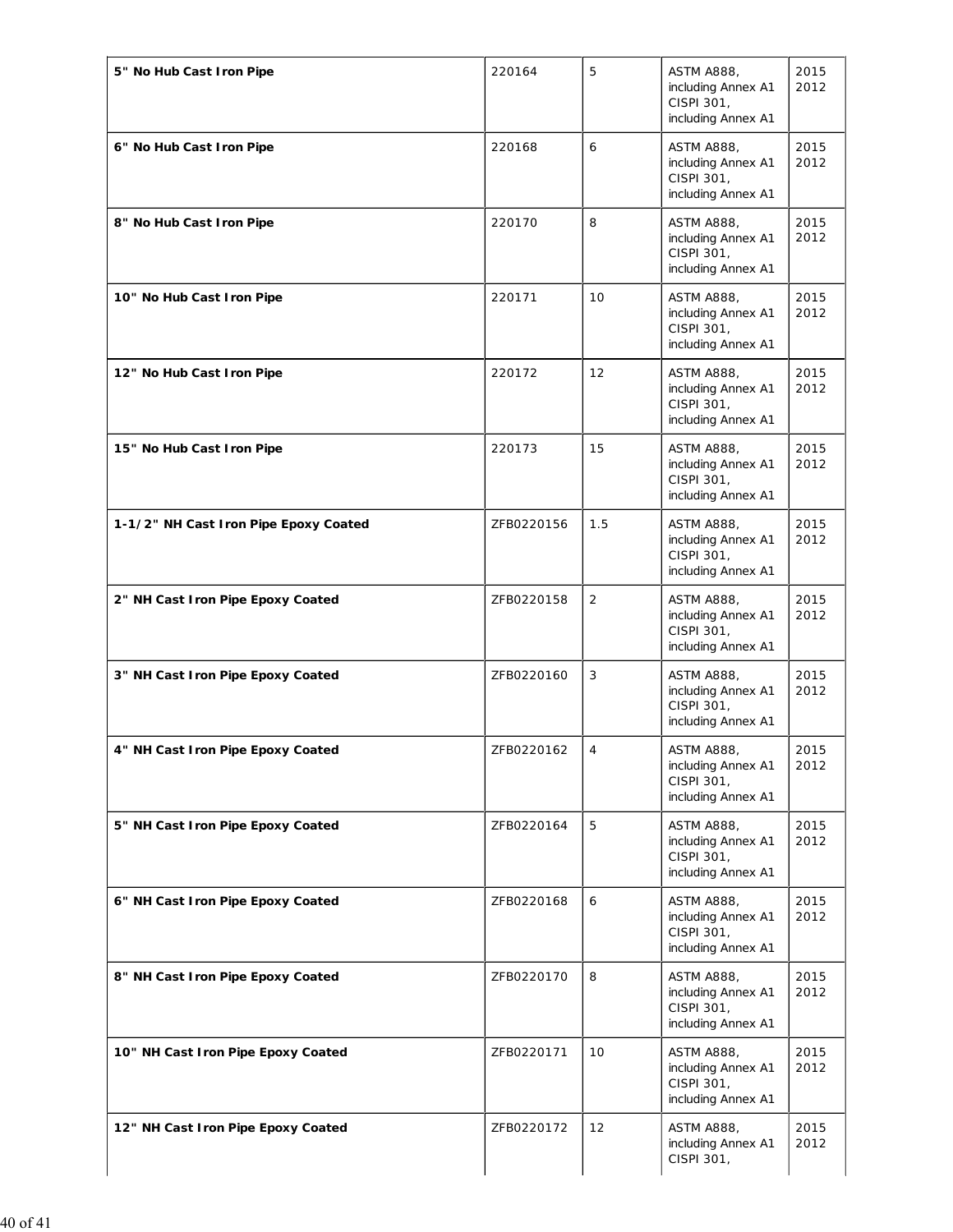| | | | | |
|---|---|---|---|---|
| **5" No Hub Cast Iron Pipe** | 220164 | 5 | ASTM A888, including Annex A1 CISPI 301, including Annex A1 | 2015 2012 |
| **6" No Hub Cast Iron Pipe** | 220168 | 6 | ASTM A888, including Annex A1 CISPI 301, including Annex A1 | 2015 2012 |
| **8" No Hub Cast Iron Pipe** | 220170 | 8 | ASTM A888, including Annex A1 CISPI 301, including Annex A1 | 2015 2012 |
| **10" No Hub Cast Iron Pipe** | 220171 | 10 | ASTM A888, including Annex A1 CISPI 301, including Annex A1 | 2015 2012 |
| **12" No Hub Cast Iron Pipe** | 220172 | 12 | ASTM A888, including Annex A1 CISPI 301, including Annex A1 | 2015 2012 |
| **15" No Hub Cast Iron Pipe** | 220173 | 15 | ASTM A888, including Annex A1 CISPI 301, including Annex A1 | 2015 2012 |
| **1-1/2" NH Cast Iron Pipe Epoxy Coated** | ZFB0220156 | 1.5 | ASTM A888, including Annex A1 CISPI 301, including Annex A1 | 2015 2012 |
| **2" NH Cast Iron Pipe Epoxy Coated** | ZFB0220158 | 2 | ASTM A888, including Annex A1 CISPI 301, including Annex A1 | 2015 2012 |
| **3" NH Cast Iron Pipe Epoxy Coated** | ZFB0220160 | 3 | ASTM A888, including Annex A1 CISPI 301, including Annex A1 | 2015 2012 |
| **4" NH Cast Iron Pipe Epoxy Coated** | ZFB0220162 | 4 | ASTM A888, including Annex A1 CISPI 301, including Annex A1 | 2015 2012 |
| **5" NH Cast Iron Pipe Epoxy Coated** | ZFB0220164 | 5 | ASTM A888, including Annex A1 CISPI 301, including Annex A1 | 2015 2012 |
| **6" NH Cast Iron Pipe Epoxy Coated** | ZFB0220168 | 6 | ASTM A888, including Annex A1 CISPI 301, including Annex A1 | 2015 2012 |
| **8" NH Cast Iron Pipe Epoxy Coated** | ZFB0220170 | 8 | ASTM A888, including Annex A1 CISPI 301, including Annex A1 | 2015 2012 |
| **10" NH Cast Iron Pipe Epoxy Coated** | ZFB0220171 | 10 | ASTM A888, including Annex A1 CISPI 301, including Annex A1 | 2015 2012 |
| **12" NH Cast Iron Pipe Epoxy Coated** | ZFB0220172 | 12 | ASTM A888, including Annex A1 CISPI 301, | 2015 2012 |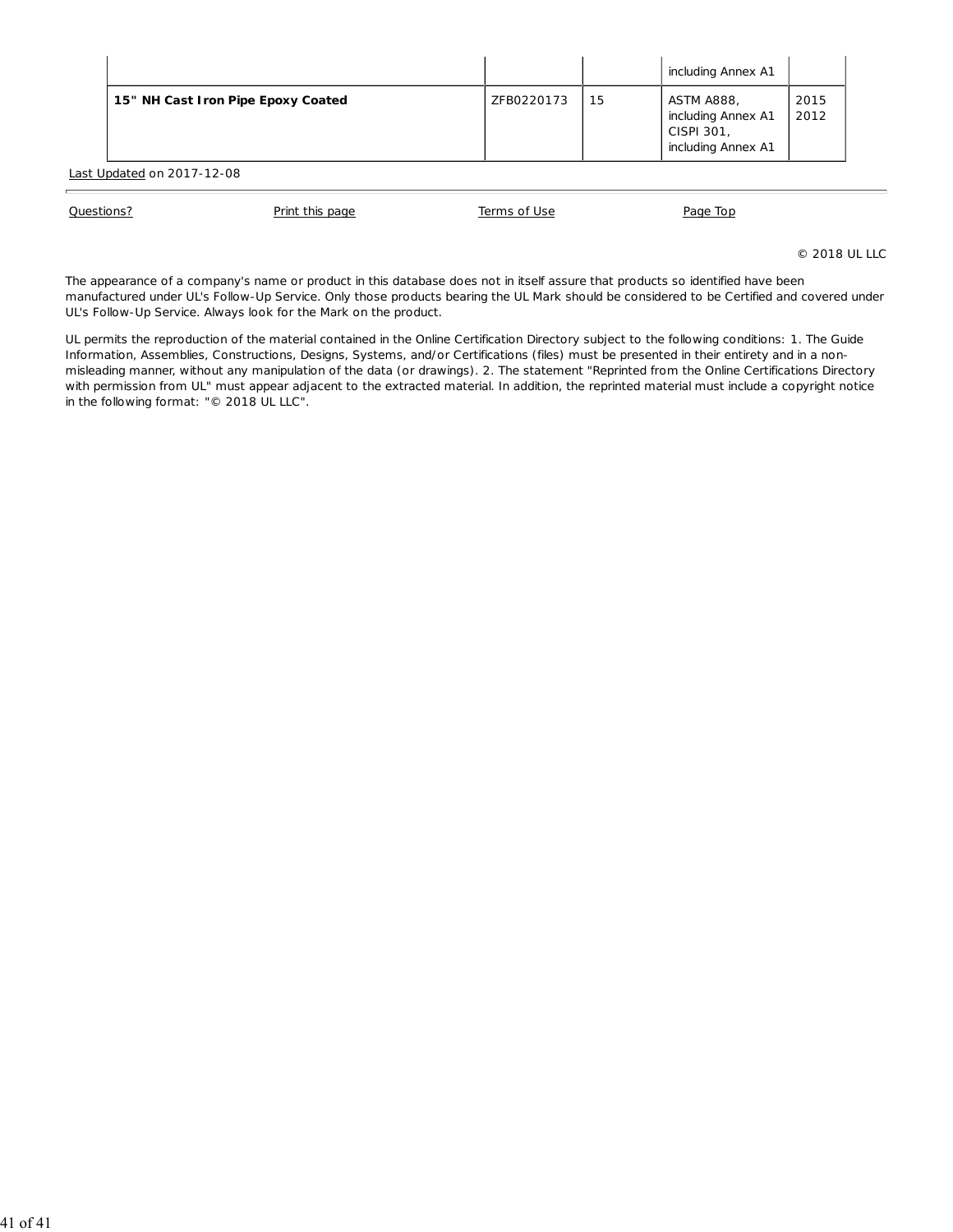| | | | | |
|---|---|---|---|---|
| | | | including Annex A1 | |
| **15" NH Cast Iron Pipe Epoxy Coated** | ZFB0220173 | 15 | ASTM A888, including Annex A1 CISPI 301, including Annex A1 | 2015 2012 |

Last Updated on 2017-12-08

Questions? Print this page Terms of Use Page Top

© 2018 UL LLC

The appearance of a company's name or product in this database does not in itself assure that products so identified have been manufactured under UL's Follow-Up Service. Only those products bearing the UL Mark should be considered to be Certified and covered under UL's Follow-Up Service. Always look for the Mark on the product.

UL permits the reproduction of the material contained in the Online Certification Directory subject to the following conditions: 1. The Guide Information, Assemblies, Constructions, Designs, Systems, and/or Certifications (files) must be presented in their entirety and in a non-misleading manner, without any manipulation of the data (or drawings). 2. The statement "Reprinted from the Online Certifications Directory with permission from UL" must appear adjacent to the extracted material. In addition, the reprinted material must include a copyright notice in the following format: "© 2018 UL LLC".